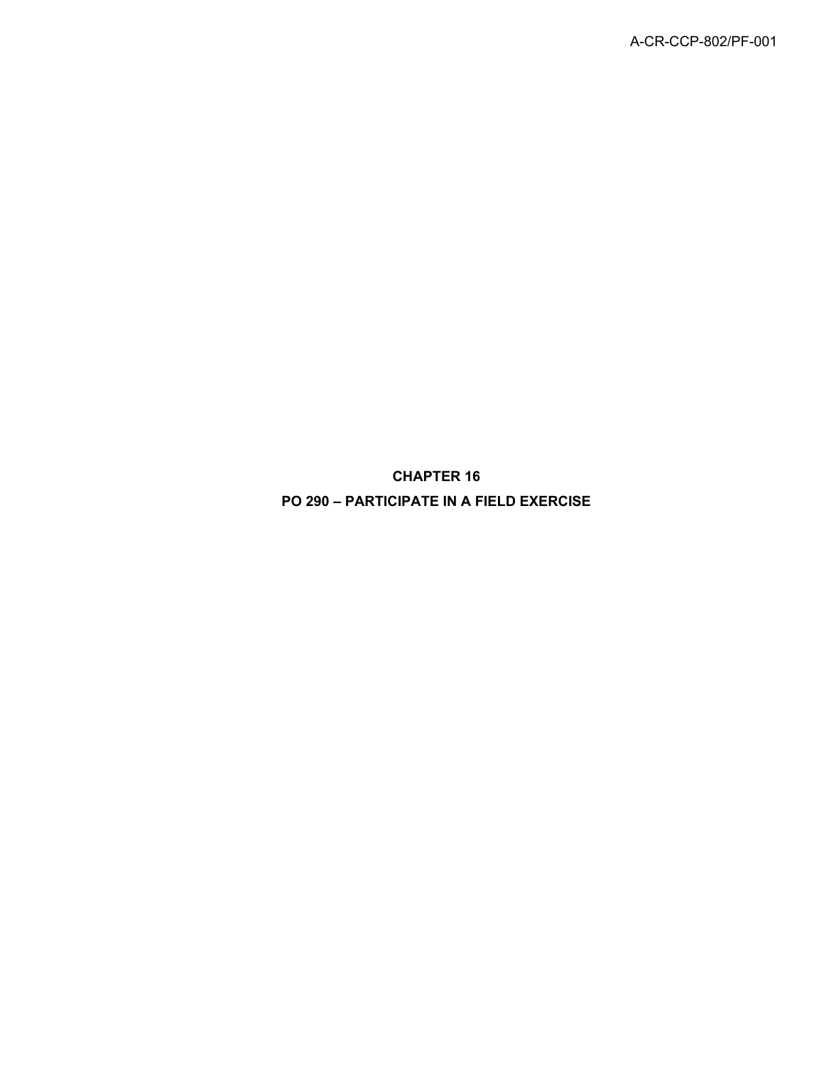# CHAPTER 16

# PO 290 – PARTICIPATE IN A FIELD EXERCISE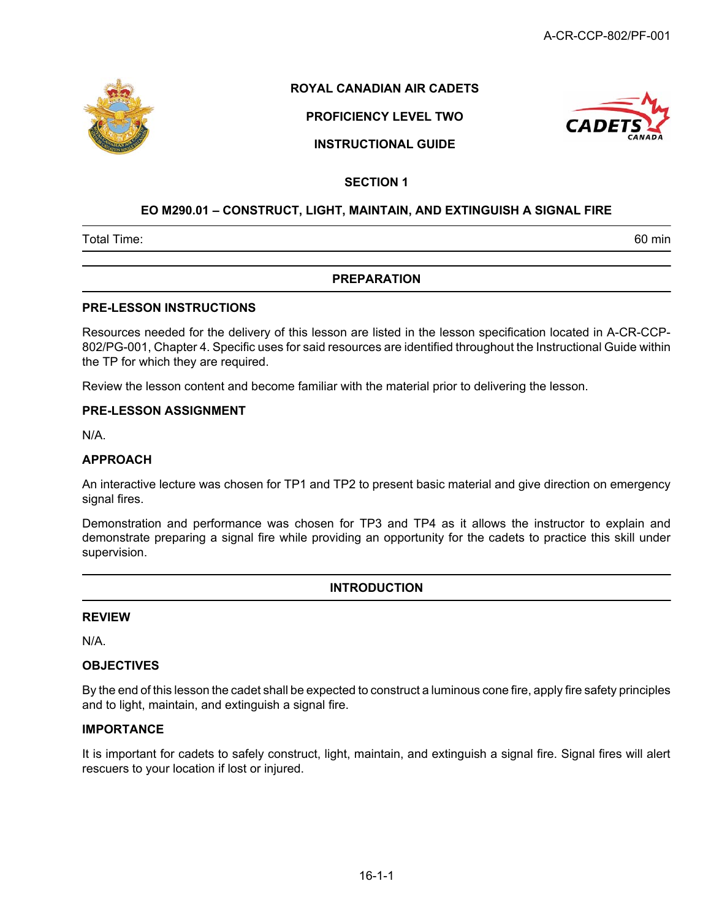**ROYAL CANADIAN AIR CADETS**

**PROFICIENCY LEVEL TWO**

**INSTRUCTIONAL GUIDE**

**SECTION 1**

# EO M290.01 – CONSTRUCT, LIGHT, MAINTAIN, AND EXTINGUISH A SIGNAL FIRE

| Total Time: | 60 min |
|---|---|

## PREPARATION

### PRE-LESSON INSTRUCTIONS

Resources needed for the delivery of this lesson are listed in the lesson specification located in A-CR-CCP-802/PG-001, Chapter 4. Specific uses for said resources are identified throughout the Instructional Guide within the TP for which they are required.

Review the lesson content and become familiar with the material prior to delivering the lesson.

### PRE-LESSON ASSIGNMENT

N/A.

### APPROACH

An interactive lecture was chosen for TP1 and TP2 to present basic material and give direction on emergency signal fires.

Demonstration and performance was chosen for TP3 and TP4 as it allows the instructor to explain and demonstrate preparing a signal fire while providing an opportunity for the cadets to practice this skill under supervision.

## INTRODUCTION

### REVIEW

N/A.

### OBJECTIVES

By the end of this lesson the cadet shall be expected to construct a luminous cone fire, apply fire safety principles and to light, maintain, and extinguish a signal fire.

### IMPORTANCE

It is important for cadets to safely construct, light, maintain, and extinguish a signal fire. Signal fires will alert rescuers to your location if lost or injured.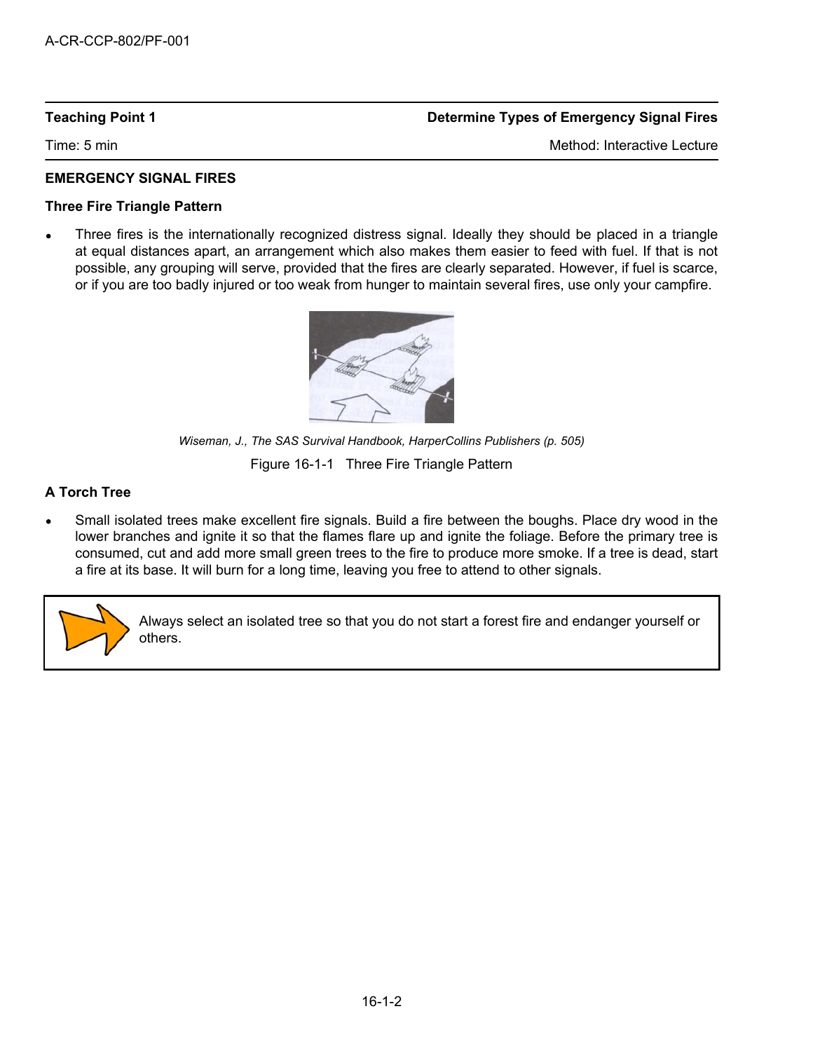| Teaching Point 1 | Determine Types of Emergency Signal Fires |
|---|---|
| Time: 5 min | Method: Interactive Lecture |

**EMERGENCY SIGNAL FIRES**

**Three Fire Triangle Pattern**

- Three fires is the internationally recognized distress signal. Ideally they should be placed in a triangle at equal distances apart, an arrangement which also makes them easier to feed with fuel. If that is not possible, any grouping will serve, provided that the fires are clearly separated. However, if fuel is scarce, or if you are too badly injured or too weak from hunger to maintain several fires, use only your campfire.

*Wiseman, J., The SAS Survival Handbook, HarperCollins Publishers (p. 505)*

Figure 16-1-1 Three Fire Triangle Pattern

**A Torch Tree**

- Small isolated trees make excellent fire signals. Build a fire between the boughs. Place dry wood in the lower branches and ignite it so that the flames flare up and ignite the foliage. Before the primary tree is consumed, cut and add more small green trees to the fire to produce more smoke. If a tree is dead, start a fire at its base. It will burn for a long time, leaving you free to attend to other signals.

> Always select an isolated tree so that you do not start a forest fire and endanger yourself or others.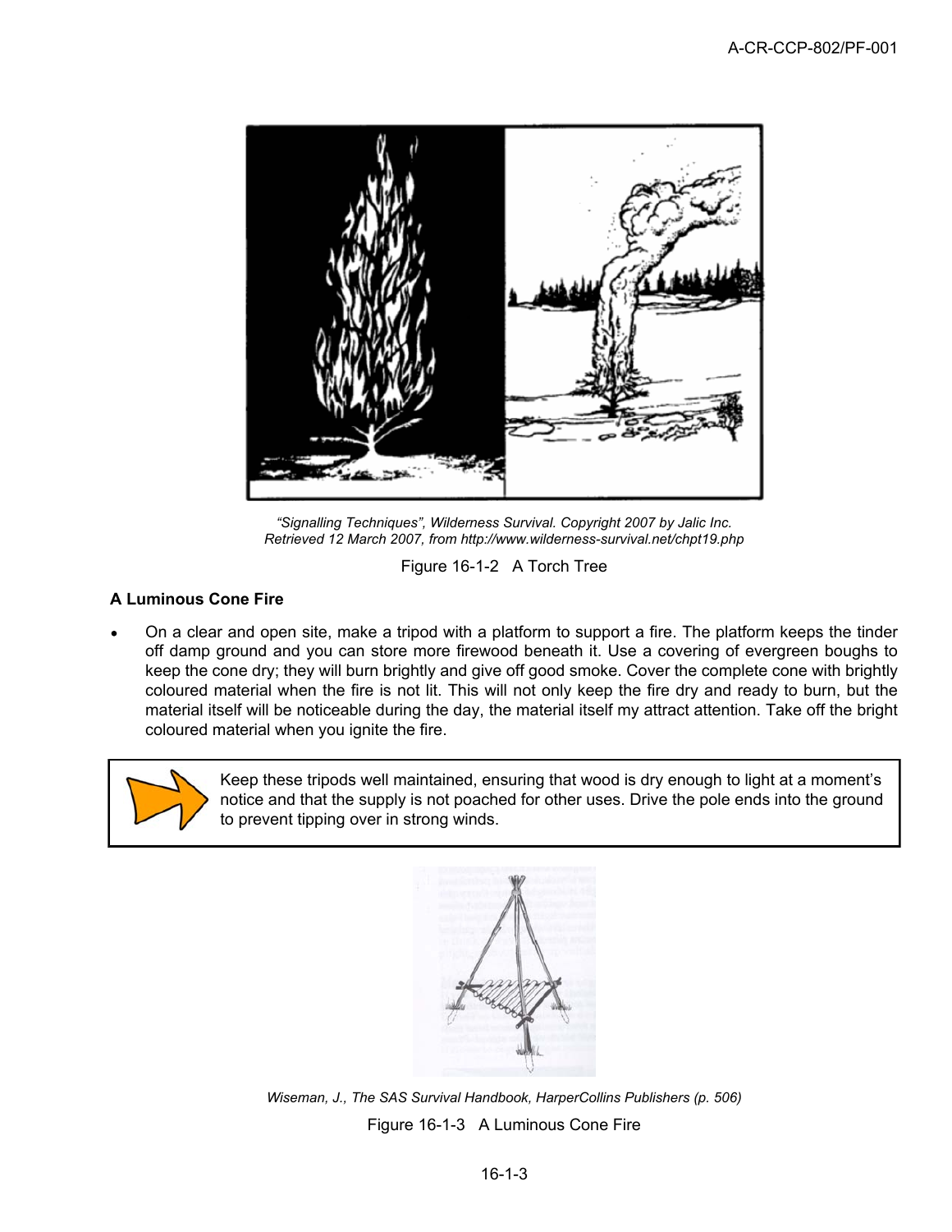*"Signalling Techniques", Wilderness Survival. Copyright 2007 by Jalic Inc. Retrieved 12 March 2007, from http://www.wilderness-survival.net/chpt19.php*

Figure 16-1-2 A Torch Tree

**A Luminous Cone Fire**

- On a clear and open site, make a tripod with a platform to support a fire. The platform keeps the tinder off damp ground and you can store more firewood beneath it. Use a covering of evergreen boughs to keep the cone dry; they will burn brightly and give off good smoke. Cover the complete cone with brightly coloured material when the fire is not lit. This will not only keep the fire dry and ready to burn, but the material itself will be noticeable during the day, the material itself my attract attention. Take off the bright coloured material when you ignite the fire.

Keep these tripods well maintained, ensuring that wood is dry enough to light at a moment's notice and that the supply is not poached for other uses. Drive the pole ends into the ground to prevent tipping over in strong winds.

*Wiseman, J., The SAS Survival Handbook, HarperCollins Publishers (p. 506)*

Figure 16-1-3 A Luminous Cone Fire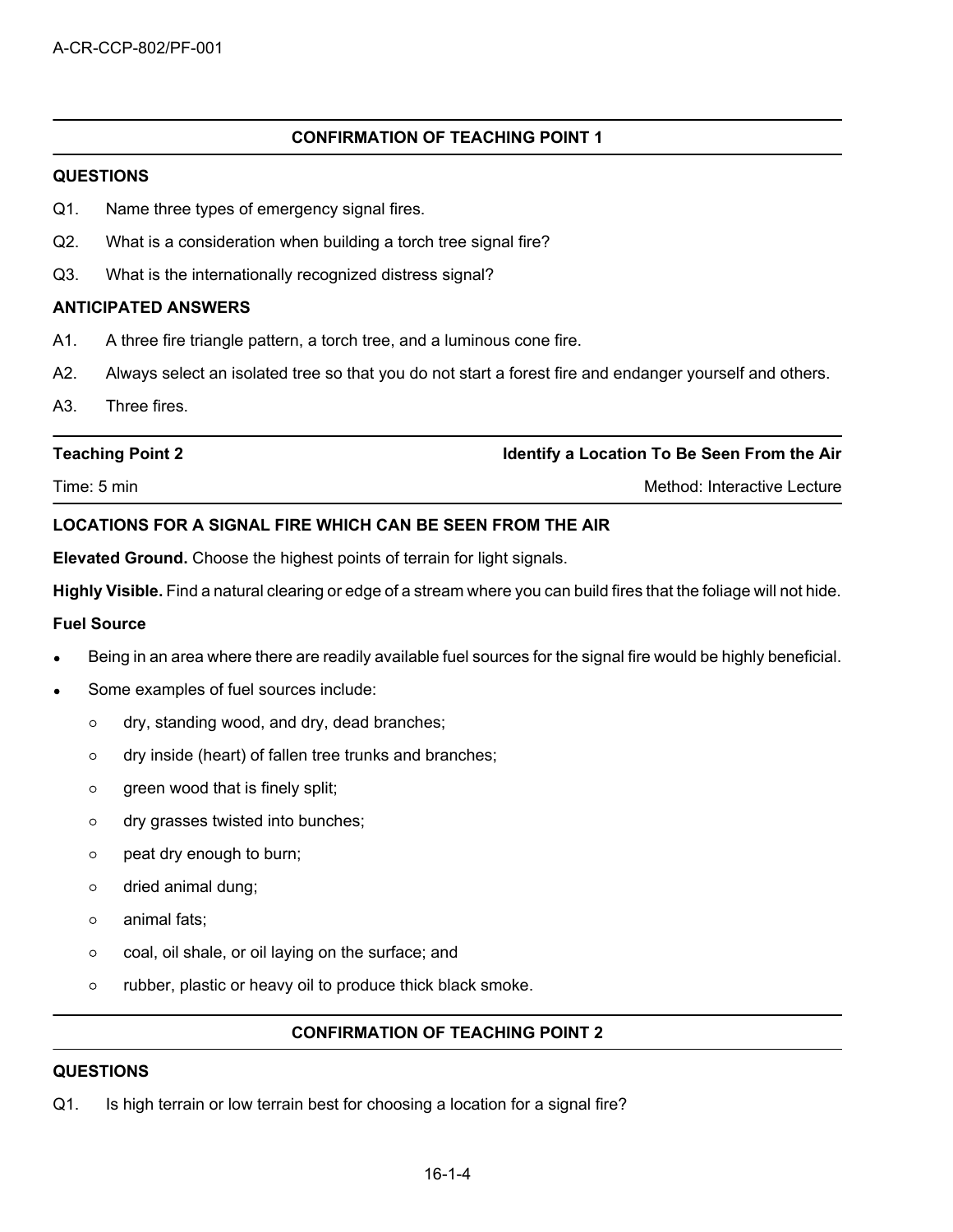## CONFIRMATION OF TEACHING POINT 1

**QUESTIONS**

Q1. Name three types of emergency signal fires.

Q2. What is a consideration when building a torch tree signal fire?

Q3. What is the internationally recognized distress signal?

**ANTICIPATED ANSWERS**

A1. A three fire triangle pattern, a torch tree, and a luminous cone fire.

A2. Always select an isolated tree so that you do not start a forest fire and endanger yourself and others.

A3. Three fires.

| **Teaching Point 2** | **Identify a Location To Be Seen From the Air** |
|---|---|
| Time: 5 min | Method: Interactive Lecture |

**LOCATIONS FOR A SIGNAL FIRE WHICH CAN BE SEEN FROM THE AIR**

**Elevated Ground.** Choose the highest points of terrain for light signals.

**Highly Visible.** Find a natural clearing or edge of a stream where you can build fires that the foliage will not hide.

**Fuel Source**

- Being in an area where there are readily available fuel sources for the signal fire would be highly beneficial.
- Some examples of fuel sources include:
  - dry, standing wood, and dry, dead branches;
  - dry inside (heart) of fallen tree trunks and branches;
  - green wood that is finely split;
  - dry grasses twisted into bunches;
  - peat dry enough to burn;
  - dried animal dung;
  - animal fats;
  - coal, oil shale, or oil laying on the surface; and
  - rubber, plastic or heavy oil to produce thick black smoke.

## CONFIRMATION OF TEACHING POINT 2

**QUESTIONS**

Q1. Is high terrain or low terrain best for choosing a location for a signal fire?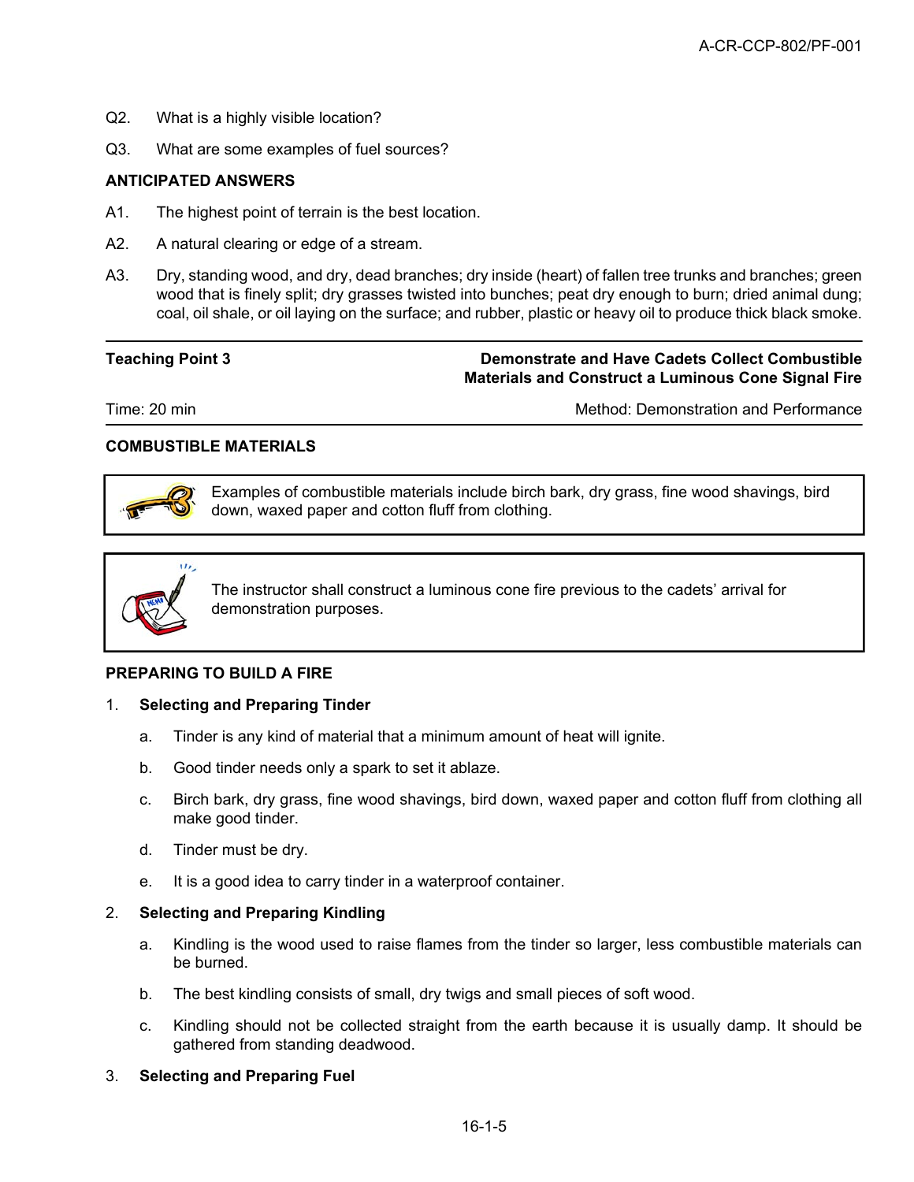Q2. What is a highly visible location?

Q3. What are some examples of fuel sources?

**ANTICIPATED ANSWERS**

A1. The highest point of terrain is the best location.

A2. A natural clearing or edge of a stream.

A3. Dry, standing wood, and dry, dead branches; dry inside (heart) of fallen tree trunks and branches; green wood that is finely split; dry grasses twisted into bunches; peat dry enough to burn; dried animal dung; coal, oil shale, or oil laying on the surface; and rubber, plastic or heavy oil to produce thick black smoke.

---

| **Teaching Point 3** | **Demonstrate and Have Cadets Collect Combustible Materials and Construct a Luminous Cone Signal Fire** |
|---|---|
| Time: 20 min | Method: Demonstration and Performance |

**COMBUSTIBLE MATERIALS**

> Examples of combustible materials include birch bark, dry grass, fine wood shavings, bird down, waxed paper and cotton fluff from clothing.

> The instructor shall construct a luminous cone fire previous to the cadets' arrival for demonstration purposes.

**PREPARING TO BUILD A FIRE**

1. **Selecting and Preparing Tinder**
   a. Tinder is any kind of material that a minimum amount of heat will ignite.
   b. Good tinder needs only a spark to set it ablaze.
   c. Birch bark, dry grass, fine wood shavings, bird down, waxed paper and cotton fluff from clothing all make good tinder.
   d. Tinder must be dry.
   e. It is a good idea to carry tinder in a waterproof container.

2. **Selecting and Preparing Kindling**
   a. Kindling is the wood used to raise flames from the tinder so larger, less combustible materials can be burned.
   b. The best kindling consists of small, dry twigs and small pieces of soft wood.
   c. Kindling should not be collected straight from the earth because it is usually damp. It should be gathered from standing deadwood.

3. **Selecting and Preparing Fuel**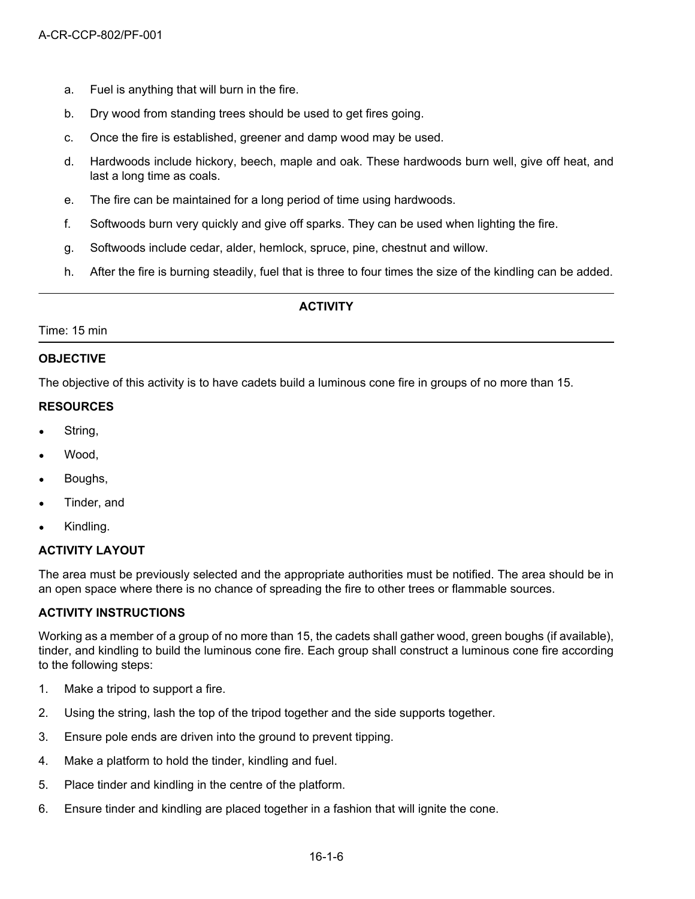a. Fuel is anything that will burn in the fire.

b. Dry wood from standing trees should be used to get fires going.

c. Once the fire is established, greener and damp wood may be used.

d. Hardwoods include hickory, beech, maple and oak. These hardwoods burn well, give off heat, and last a long time as coals.

e. The fire can be maintained for a long period of time using hardwoods.

f. Softwoods burn very quickly and give off sparks. They can be used when lighting the fire.

g. Softwoods include cedar, alder, hemlock, spruce, pine, chestnut and willow.

h. After the fire is burning steadily, fuel that is three to four times the size of the kindling can be added.

---

**ACTIVITY**

Time: 15 min

---

**OBJECTIVE**

The objective of this activity is to have cadets build a luminous cone fire in groups of no more than 15.

**RESOURCES**

- String,
- Wood,
- Boughs,
- Tinder, and
- Kindling.

**ACTIVITY LAYOUT**

The area must be previously selected and the appropriate authorities must be notified. The area should be in an open space where there is no chance of spreading the fire to other trees or flammable sources.

**ACTIVITY INSTRUCTIONS**

Working as a member of a group of no more than 15, the cadets shall gather wood, green boughs (if available), tinder, and kindling to build the luminous cone fire. Each group shall construct a luminous cone fire according to the following steps:

1. Make a tripod to support a fire.
2. Using the string, lash the top of the tripod together and the side supports together.
3. Ensure pole ends are driven into the ground to prevent tipping.
4. Make a platform to hold the tinder, kindling and fuel.
5. Place tinder and kindling in the centre of the platform.
6. Ensure tinder and kindling are placed together in a fashion that will ignite the cone.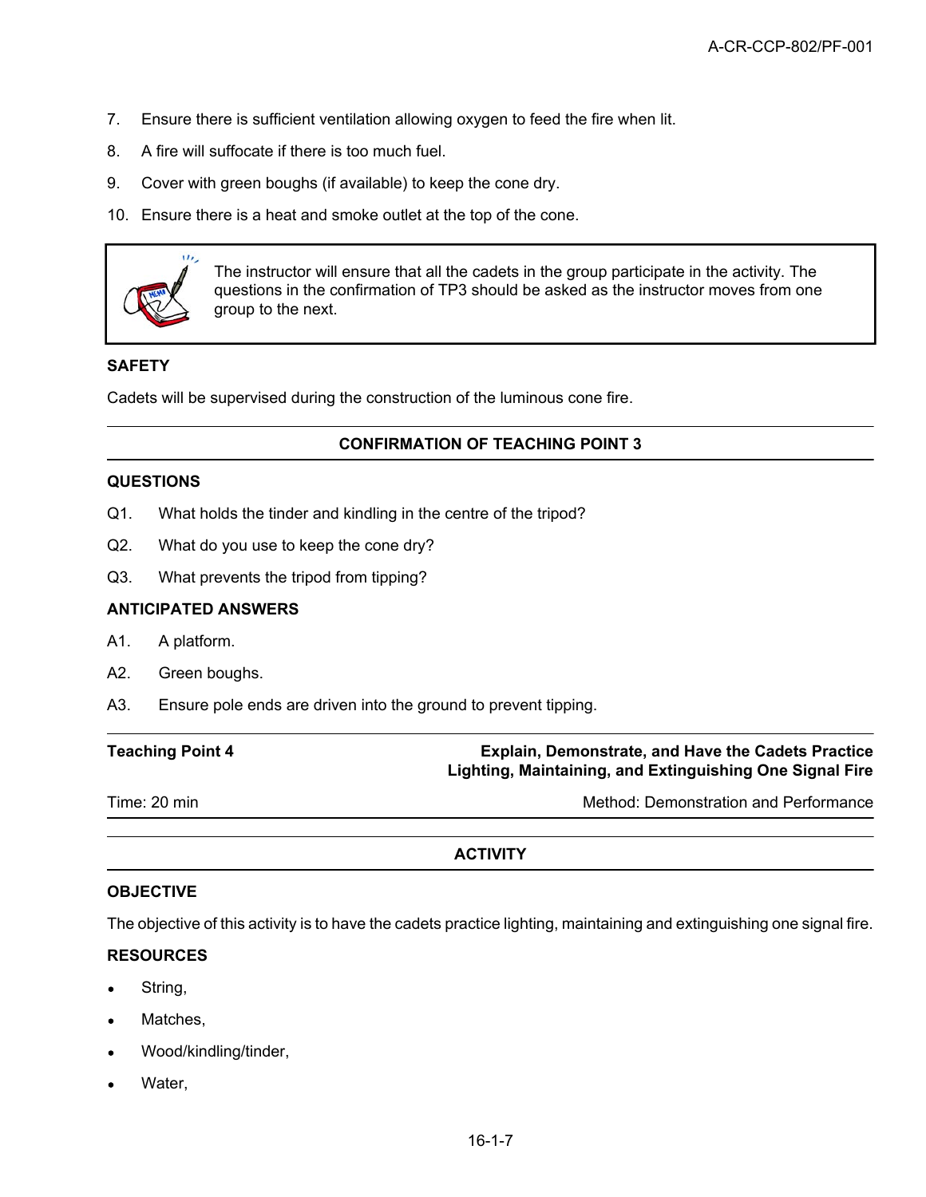7. Ensure there is sufficient ventilation allowing oxygen to feed the fire when lit.
8. A fire will suffocate if there is too much fuel.
9. Cover with green boughs (if available) to keep the cone dry.
10. Ensure there is a heat and smoke outlet at the top of the cone.

> The instructor will ensure that all the cadets in the group participate in the activity. The questions in the confirmation of TP3 should be asked as the instructor moves from one group to the next.

**SAFETY**

Cadets will be supervised during the construction of the luminous cone fire.

**CONFIRMATION OF TEACHING POINT 3**

**QUESTIONS**

Q1. What holds the tinder and kindling in the centre of the tripod?

Q2. What do you use to keep the cone dry?

Q3. What prevents the tripod from tipping?

**ANTICIPATED ANSWERS**

A1. A platform.

A2. Green boughs.

A3. Ensure pole ends are driven into the ground to prevent tipping.

| **Teaching Point 4** | **Explain, Demonstrate, and Have the Cadets Practice Lighting, Maintaining, and Extinguishing One Signal Fire** |
|---|---|
| Time: 20 min | Method: Demonstration and Performance |

**ACTIVITY**

**OBJECTIVE**

The objective of this activity is to have the cadets practice lighting, maintaining and extinguishing one signal fire.

**RESOURCES**

- String,
- Matches,
- Wood/kindling/tinder,
- Water,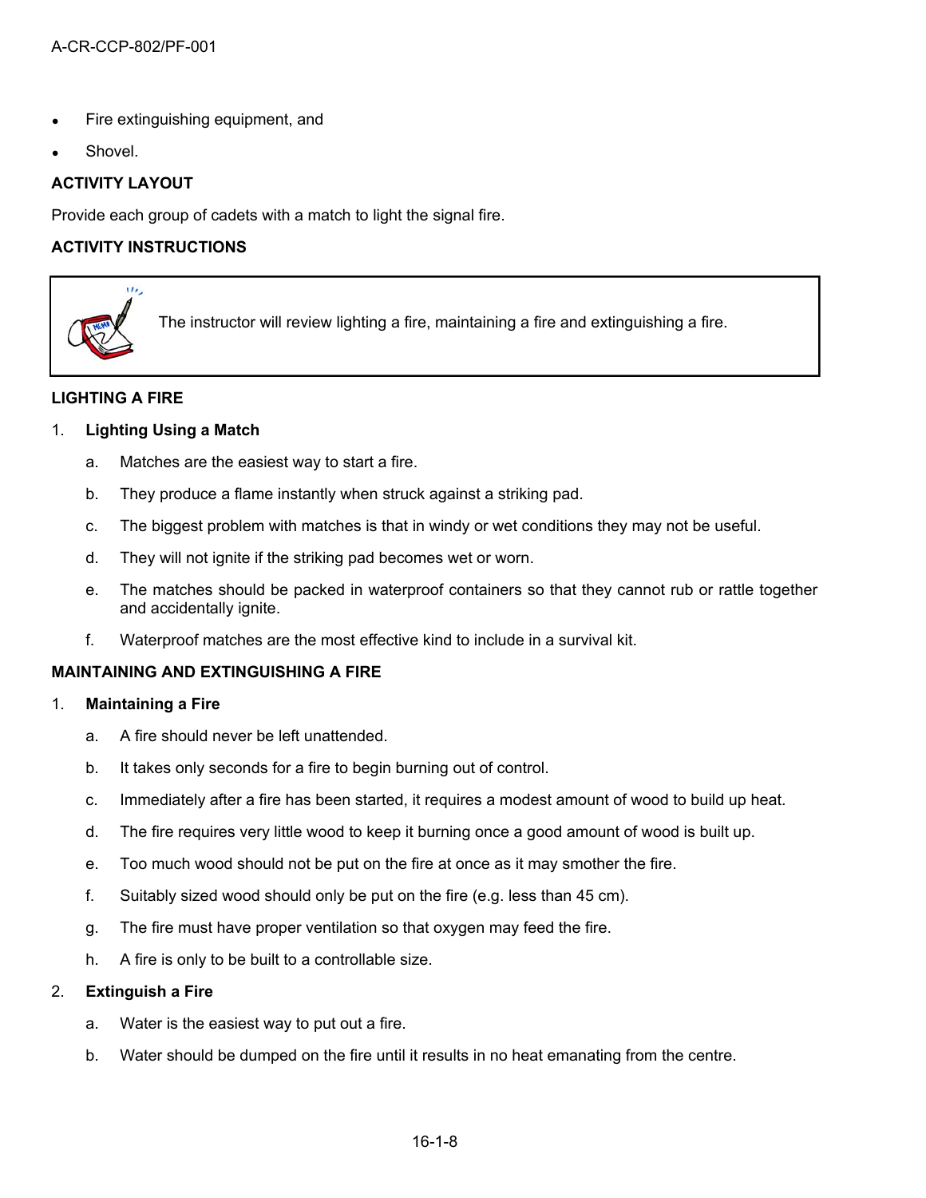- Fire extinguishing equipment, and
- Shovel.

**ACTIVITY LAYOUT**

Provide each group of cadets with a match to light the signal fire.

**ACTIVITY INSTRUCTIONS**

> The instructor will review lighting a fire, maintaining a fire and extinguishing a fire.

**LIGHTING A FIRE**

1. **Lighting Using a Match**
   a. Matches are the easiest way to start a fire.
   b. They produce a flame instantly when struck against a striking pad.
   c. The biggest problem with matches is that in windy or wet conditions they may not be useful.
   d. They will not ignite if the striking pad becomes wet or worn.
   e. The matches should be packed in waterproof containers so that they cannot rub or rattle together and accidentally ignite.
   f. Waterproof matches are the most effective kind to include in a survival kit.

**MAINTAINING AND EXTINGUISHING A FIRE**

1. **Maintaining a Fire**
   a. A fire should never be left unattended.
   b. It takes only seconds for a fire to begin burning out of control.
   c. Immediately after a fire has been started, it requires a modest amount of wood to build up heat.
   d. The fire requires very little wood to keep it burning once a good amount of wood is built up.
   e. Too much wood should not be put on the fire at once as it may smother the fire.
   f. Suitably sized wood should only be put on the fire (e.g. less than 45 cm).
   g. The fire must have proper ventilation so that oxygen may feed the fire.
   h. A fire is only to be built to a controllable size.
2. **Extinguish a Fire**
   a. Water is the easiest way to put out a fire.
   b. Water should be dumped on the fire until it results in no heat emanating from the centre.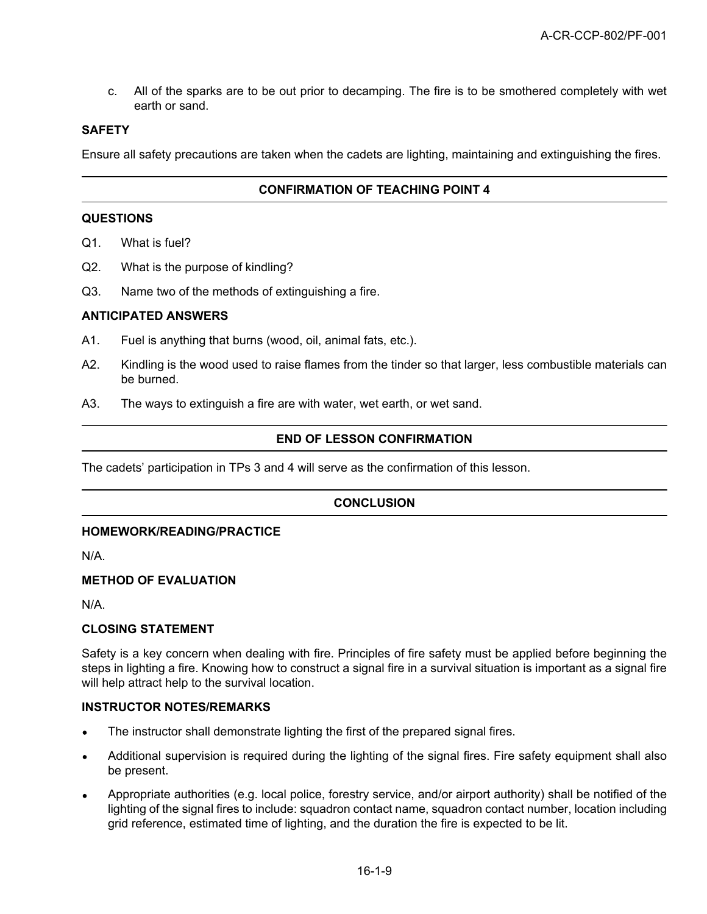c. All of the sparks are to be out prior to decamping. The fire is to be smothered completely with wet earth or sand.

**SAFETY**

Ensure all safety precautions are taken when the cadets are lighting, maintaining and extinguishing the fires.

## CONFIRMATION OF TEACHING POINT 4

**QUESTIONS**

Q1. What is fuel?

Q2. What is the purpose of kindling?

Q3. Name two of the methods of extinguishing a fire.

**ANTICIPATED ANSWERS**

A1. Fuel is anything that burns (wood, oil, animal fats, etc.).

A2. Kindling is the wood used to raise flames from the tinder so that larger, less combustible materials can be burned.

A3. The ways to extinguish a fire are with water, wet earth, or wet sand.

## END OF LESSON CONFIRMATION

The cadets' participation in TPs 3 and 4 will serve as the confirmation of this lesson.

## CONCLUSION

**HOMEWORK/READING/PRACTICE**

N/A.

**METHOD OF EVALUATION**

N/A.

**CLOSING STATEMENT**

Safety is a key concern when dealing with fire. Principles of fire safety must be applied before beginning the steps in lighting a fire. Knowing how to construct a signal fire in a survival situation is important as a signal fire will help attract help to the survival location.

**INSTRUCTOR NOTES/REMARKS**

- The instructor shall demonstrate lighting the first of the prepared signal fires.
- Additional supervision is required during the lighting of the signal fires. Fire safety equipment shall also be present.
- Appropriate authorities (e.g. local police, forestry service, and/or airport authority) shall be notified of the lighting of the signal fires to include: squadron contact name, squadron contact number, location including grid reference, estimated time of lighting, and the duration the fire is expected to be lit.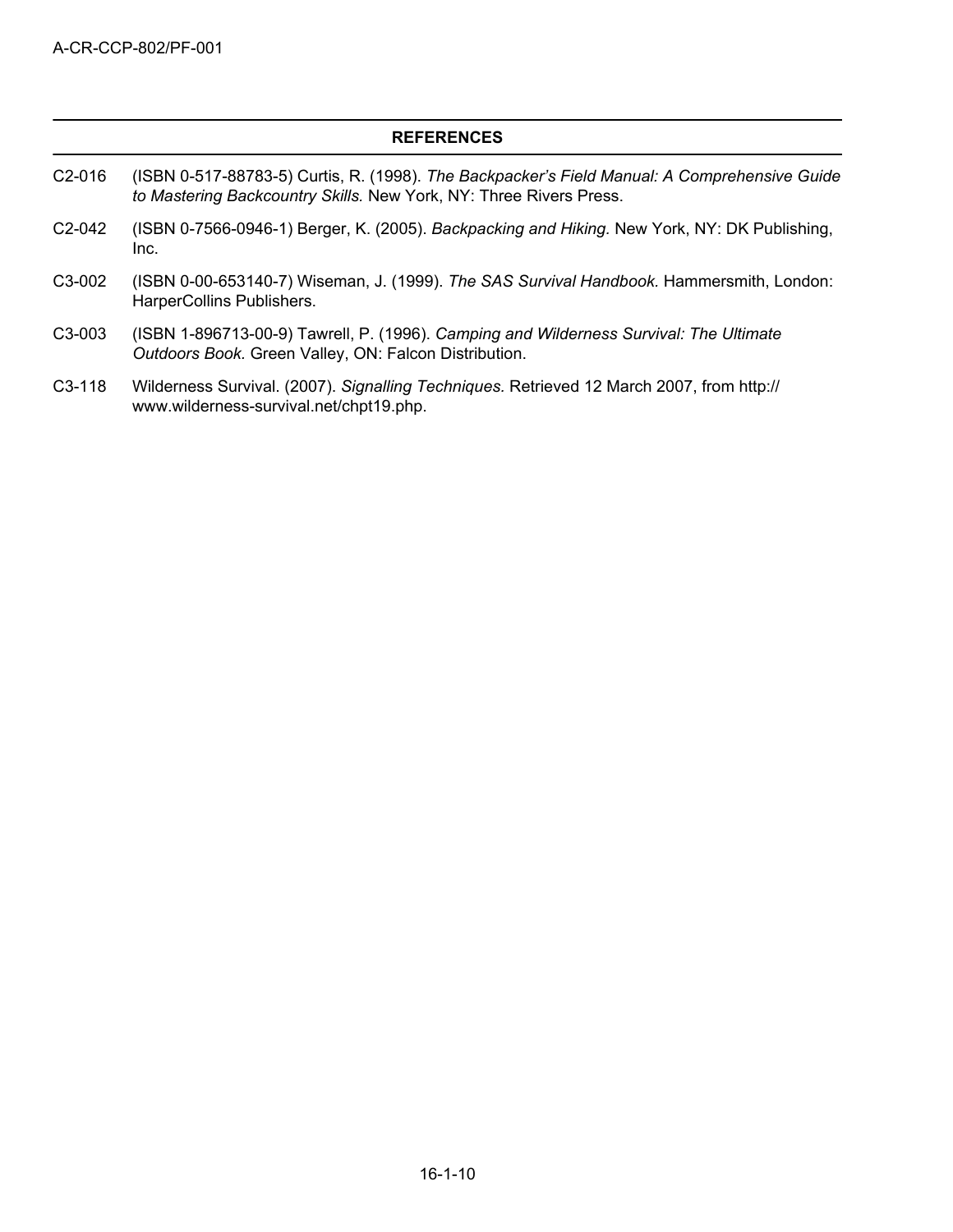## REFERENCES

C2-016 (ISBN 0-517-88783-5) Curtis, R. (1998). *The Backpacker's Field Manual: A Comprehensive Guide to Mastering Backcountry Skills.* New York, NY: Three Rivers Press.

C2-042 (ISBN 0-7566-0946-1) Berger, K. (2005). *Backpacking and Hiking.* New York, NY: DK Publishing, Inc.

C3-002 (ISBN 0-00-653140-7) Wiseman, J. (1999). *The SAS Survival Handbook.* Hammersmith, London: HarperCollins Publishers.

C3-003 (ISBN 1-896713-00-9) Tawrell, P. (1996). *Camping and Wilderness Survival: The Ultimate Outdoors Book.* Green Valley, ON: Falcon Distribution.

C3-118 Wilderness Survival. (2007). *Signalling Techniques.* Retrieved 12 March 2007, from http://www.wilderness-survival.net/chpt19.php.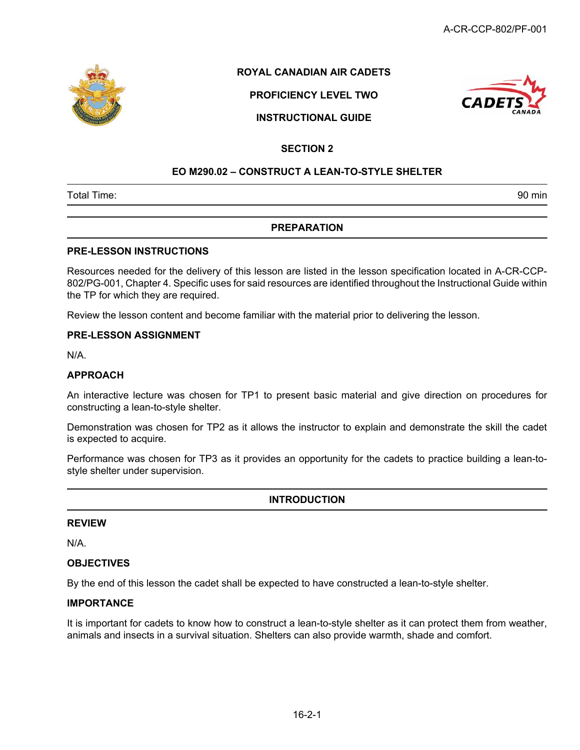**ROYAL CANADIAN AIR CADETS**

**PROFICIENCY LEVEL TWO**

**INSTRUCTIONAL GUIDE**

**SECTION 2**

**EO M290.02 – CONSTRUCT A LEAN-TO-STYLE SHELTER**

| Total Time: | 90 min |
|---|---|

## PREPARATION

### PRE-LESSON INSTRUCTIONS

Resources needed for the delivery of this lesson are listed in the lesson specification located in A-CR-CCP-802/PG-001, Chapter 4. Specific uses for said resources are identified throughout the Instructional Guide within the TP for which they are required.

Review the lesson content and become familiar with the material prior to delivering the lesson.

### PRE-LESSON ASSIGNMENT

N/A.

### APPROACH

An interactive lecture was chosen for TP1 to present basic material and give direction on procedures for constructing a lean-to-style shelter.

Demonstration was chosen for TP2 as it allows the instructor to explain and demonstrate the skill the cadet is expected to acquire.

Performance was chosen for TP3 as it provides an opportunity for the cadets to practice building a lean-to-style shelter under supervision.

## INTRODUCTION

### REVIEW

N/A.

### OBJECTIVES

By the end of this lesson the cadet shall be expected to have constructed a lean-to-style shelter.

### IMPORTANCE

It is important for cadets to know how to construct a lean-to-style shelter as it can protect them from weather, animals and insects in a survival situation. Shelters can also provide warmth, shade and comfort.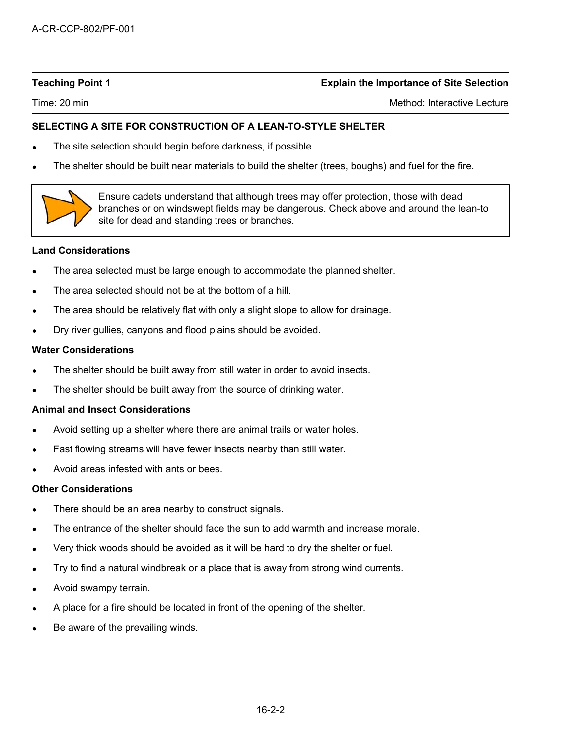**Teaching Point 1** **Explain the Importance of Site Selection**

Time: 20 min Method: Interactive Lecture

**SELECTING A SITE FOR CONSTRUCTION OF A LEAN-TO-STYLE SHELTER**

- The site selection should begin before darkness, if possible.
- The shelter should be built near materials to build the shelter (trees, boughs) and fuel for the fire.

> Ensure cadets understand that although trees may offer protection, those with dead branches or on windswept fields may be dangerous. Check above and around the lean-to site for dead and standing trees or branches.

**Land Considerations**

- The area selected must be large enough to accommodate the planned shelter.
- The area selected should not be at the bottom of a hill.
- The area should be relatively flat with only a slight slope to allow for drainage.
- Dry river gullies, canyons and flood plains should be avoided.

**Water Considerations**

- The shelter should be built away from still water in order to avoid insects.
- The shelter should be built away from the source of drinking water.

**Animal and Insect Considerations**

- Avoid setting up a shelter where there are animal trails or water holes.
- Fast flowing streams will have fewer insects nearby than still water.
- Avoid areas infested with ants or bees.

**Other Considerations**

- There should be an area nearby to construct signals.
- The entrance of the shelter should face the sun to add warmth and increase morale.
- Very thick woods should be avoided as it will be hard to dry the shelter or fuel.
- Try to find a natural windbreak or a place that is away from strong wind currents.
- Avoid swampy terrain.
- A place for a fire should be located in front of the opening of the shelter.
- Be aware of the prevailing winds.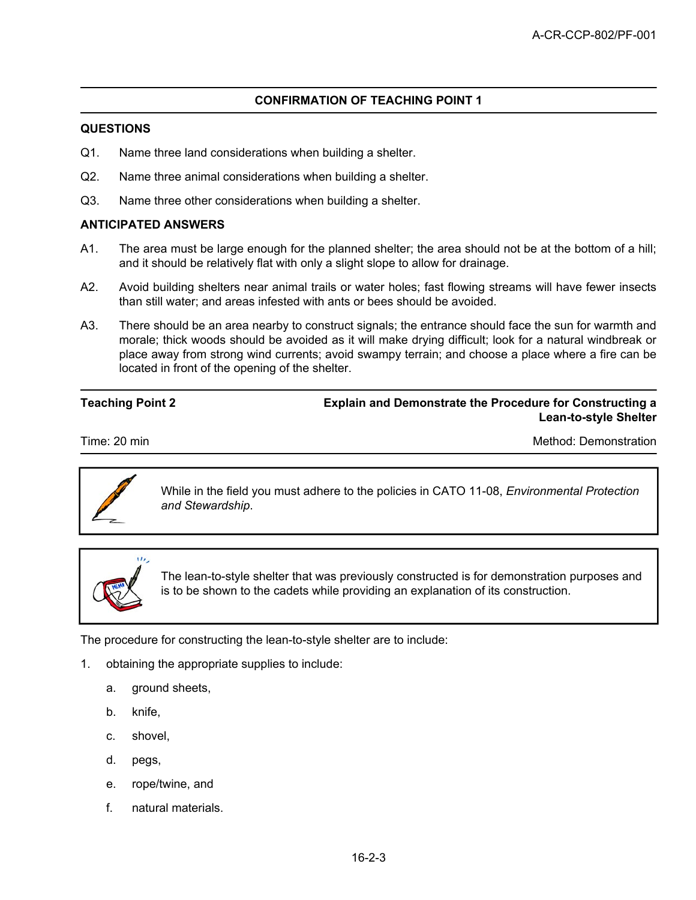## CONFIRMATION OF TEACHING POINT 1

### QUESTIONS

Q1. Name three land considerations when building a shelter.

Q2. Name three animal considerations when building a shelter.

Q3. Name three other considerations when building a shelter.

### ANTICIPATED ANSWERS

A1. The area must be large enough for the planned shelter; the area should not be at the bottom of a hill; and it should be relatively flat with only a slight slope to allow for drainage.

A2. Avoid building shelters near animal trails or water holes; fast flowing streams will have fewer insects than still water; and areas infested with ants or bees should be avoided.

A3. There should be an area nearby to construct signals; the entrance should face the sun for warmth and morale; thick woods should be avoided as it will make drying difficult; look for a natural windbreak or place away from strong wind currents; avoid swampy terrain; and choose a place where a fire can be located in front of the opening of the shelter.

---

**Teaching Point 2** — **Explain and Demonstrate the Procedure for Constructing a Lean-to-style Shelter**

Time: 20 min — Method: Demonstration

> While in the field you must adhere to the policies in CATO 11-08, *Environmental Protection and Stewardship*.

> The lean-to-style shelter that was previously constructed is for demonstration purposes and is to be shown to the cadets while providing an explanation of its construction.

The procedure for constructing the lean-to-style shelter are to include:

1. obtaining the appropriate supplies to include:
   a. ground sheets,
   b. knife,
   c. shovel,
   d. pegs,
   e. rope/twine, and
   f. natural materials.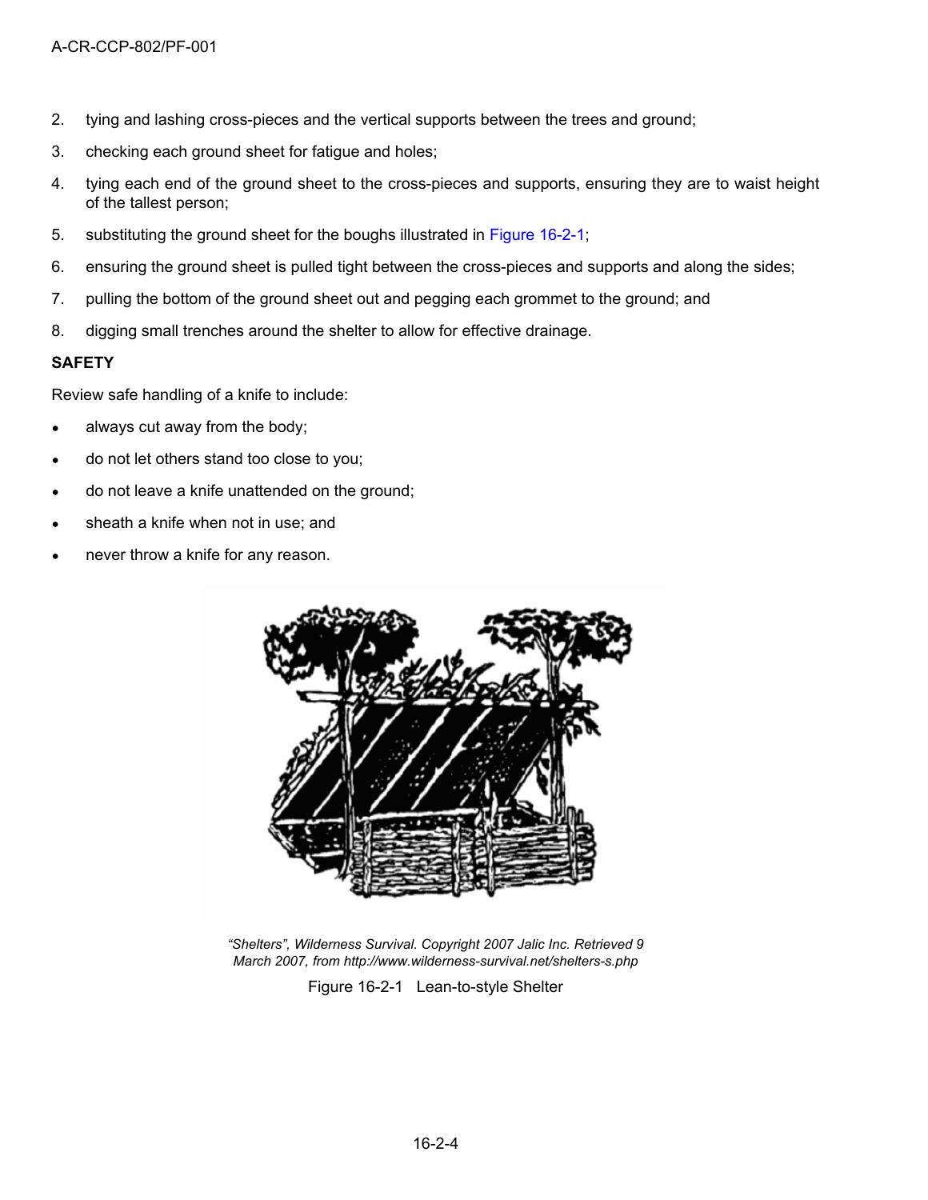2. tying and lashing cross-pieces and the vertical supports between the trees and ground;
3. checking each ground sheet for fatigue and holes;
4. tying each end of the ground sheet to the cross-pieces and supports, ensuring they are to waist height of the tallest person;
5. substituting the ground sheet for the boughs illustrated in Figure 16-2-1;
6. ensuring the ground sheet is pulled tight between the cross-pieces and supports and along the sides;
7. pulling the bottom of the ground sheet out and pegging each grommet to the ground; and
8. digging small trenches around the shelter to allow for effective drainage.

**SAFETY**

Review safe handling of a knife to include:

- always cut away from the body;
- do not let others stand too close to you;
- do not leave a knife unattended on the ground;
- sheath a knife when not in use; and
- never throw a knife for any reason.

*"Shelters", Wilderness Survival. Copyright 2007 Jalic Inc. Retrieved 9 March 2007, from http://www.wilderness-survival.net/shelters-s.php*

Figure 16-2-1 Lean-to-style Shelter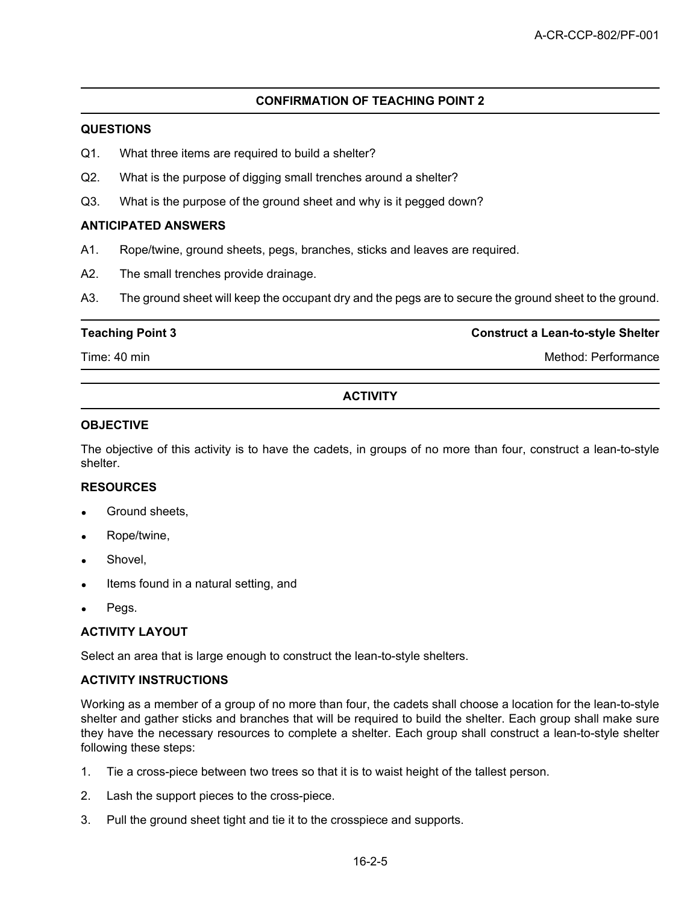## CONFIRMATION OF TEACHING POINT 2

### QUESTIONS

Q1. What three items are required to build a shelter?

Q2. What is the purpose of digging small trenches around a shelter?

Q3. What is the purpose of the ground sheet and why is it pegged down?

### ANTICIPATED ANSWERS

A1. Rope/twine, ground sheets, pegs, branches, sticks and leaves are required.

A2. The small trenches provide drainage.

A3. The ground sheet will keep the occupant dry and the pegs are to secure the ground sheet to the ground.

| **Teaching Point 3** | **Construct a Lean-to-style Shelter** |
|---|---|
| Time: 40 min | Method: Performance |

## ACTIVITY

### OBJECTIVE

The objective of this activity is to have the cadets, in groups of no more than four, construct a lean-to-style shelter.

### RESOURCES

- Ground sheets,
- Rope/twine,
- Shovel,
- Items found in a natural setting, and
- Pegs.

### ACTIVITY LAYOUT

Select an area that is large enough to construct the lean-to-style shelters.

### ACTIVITY INSTRUCTIONS

Working as a member of a group of no more than four, the cadets shall choose a location for the lean-to-style shelter and gather sticks and branches that will be required to build the shelter. Each group shall make sure they have the necessary resources to complete a shelter. Each group shall construct a lean-to-style shelter following these steps:

1. Tie a cross-piece between two trees so that it is to waist height of the tallest person.
2. Lash the support pieces to the cross-piece.
3. Pull the ground sheet tight and tie it to the crosspiece and supports.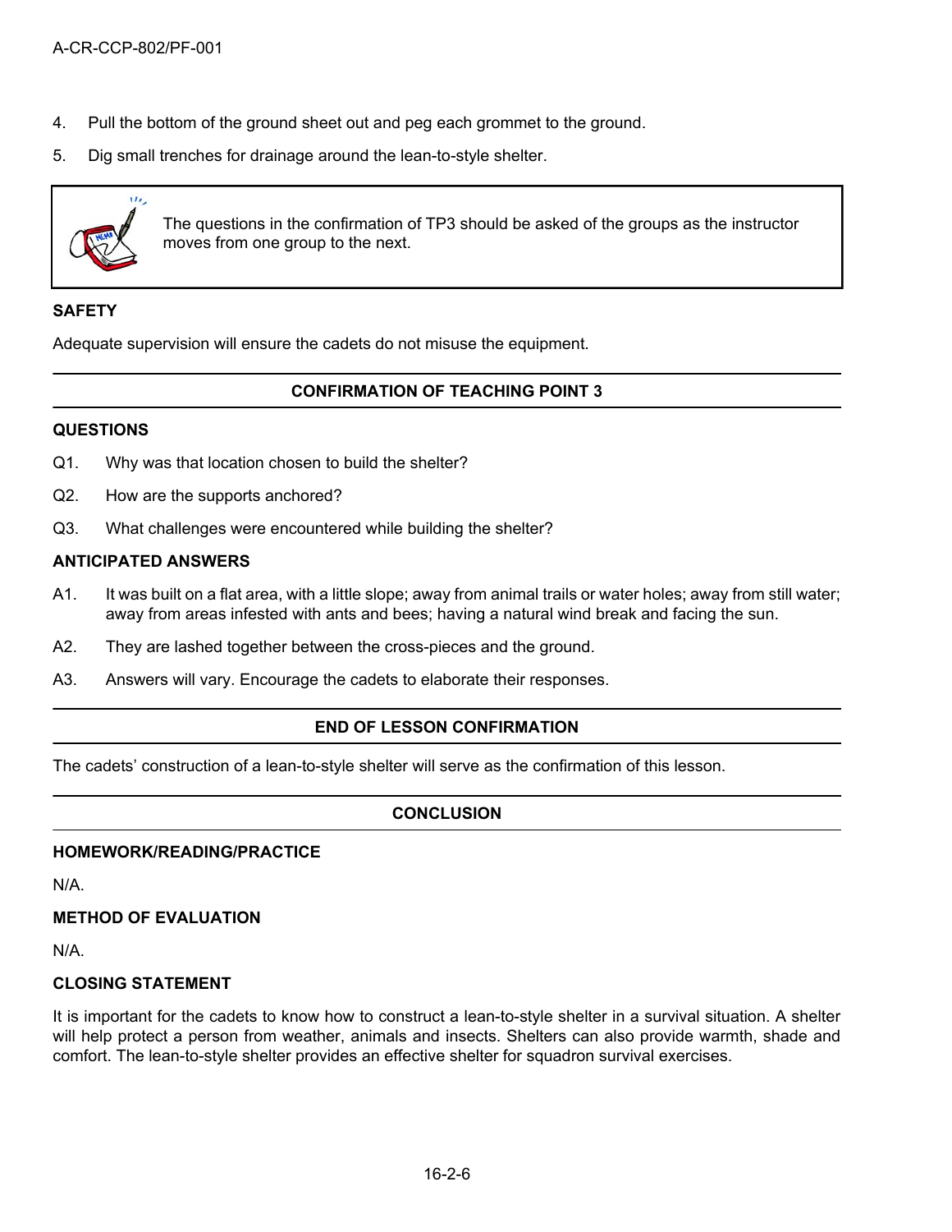4. Pull the bottom of the ground sheet out and peg each grommet to the ground.
5. Dig small trenches for drainage around the lean-to-style shelter.

> The questions in the confirmation of TP3 should be asked of the groups as the instructor moves from one group to the next.

**SAFETY**

Adequate supervision will ensure the cadets do not misuse the equipment.

## CONFIRMATION OF TEACHING POINT 3

**QUESTIONS**

Q1. Why was that location chosen to build the shelter?

Q2. How are the supports anchored?

Q3. What challenges were encountered while building the shelter?

**ANTICIPATED ANSWERS**

A1. It was built on a flat area, with a little slope; away from animal trails or water holes; away from still water; away from areas infested with ants and bees; having a natural wind break and facing the sun.

A2. They are lashed together between the cross-pieces and the ground.

A3. Answers will vary. Encourage the cadets to elaborate their responses.

## END OF LESSON CONFIRMATION

The cadets' construction of a lean-to-style shelter will serve as the confirmation of this lesson.

## CONCLUSION

**HOMEWORK/READING/PRACTICE**

N/A.

**METHOD OF EVALUATION**

N/A.

**CLOSING STATEMENT**

It is important for the cadets to know how to construct a lean-to-style shelter in a survival situation. A shelter will help protect a person from weather, animals and insects. Shelters can also provide warmth, shade and comfort. The lean-to-style shelter provides an effective shelter for squadron survival exercises.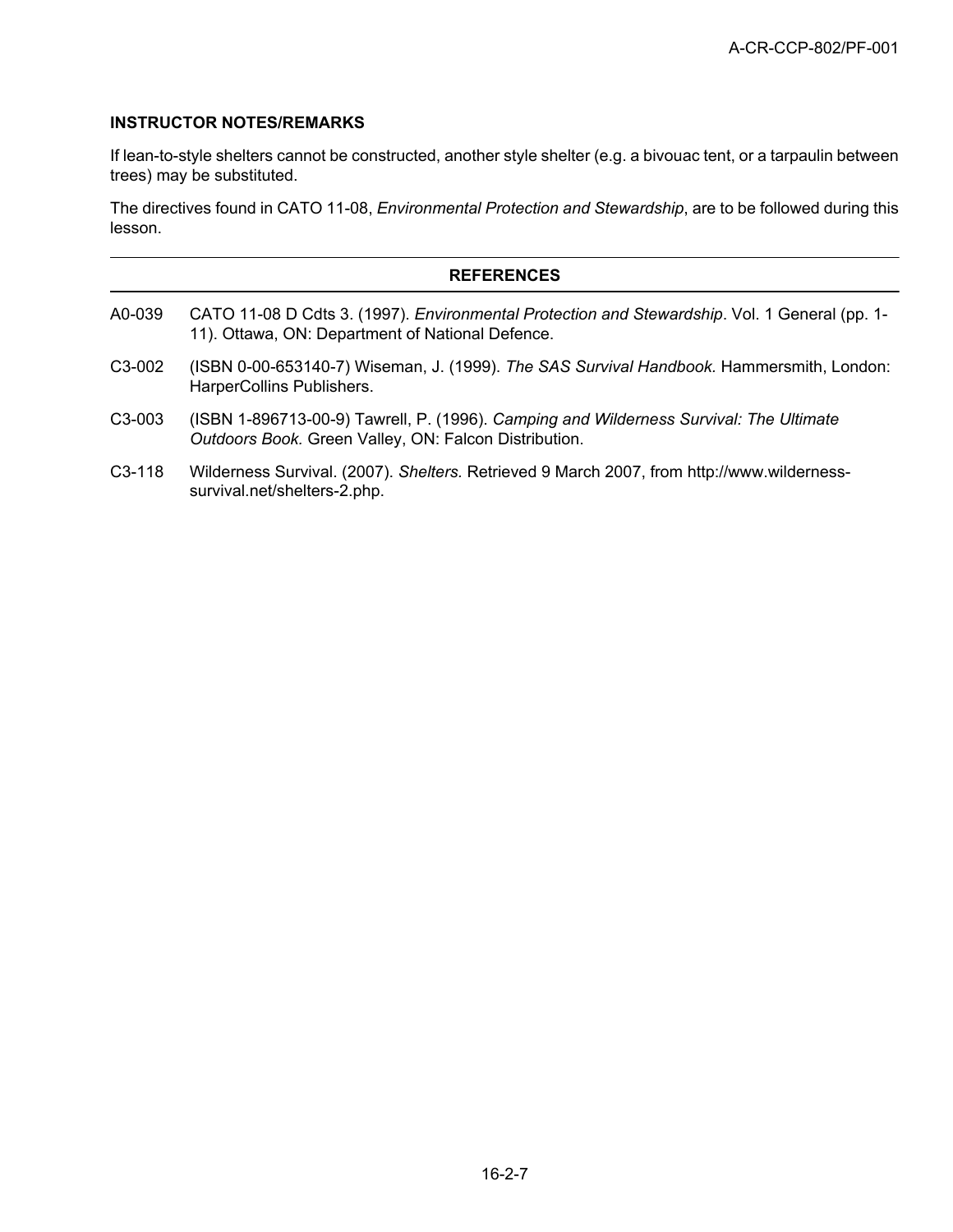**INSTRUCTOR NOTES/REMARKS**

If lean-to-style shelters cannot be constructed, another style shelter (e.g. a bivouac tent, or a tarpaulin between trees) may be substituted.

The directives found in CATO 11-08, *Environmental Protection and Stewardship*, are to be followed during this lesson.

**REFERENCES**

A0-039 CATO 11-08 D Cdts 3. (1997). *Environmental Protection and Stewardship*. Vol. 1 General (pp. 1-11). Ottawa, ON: Department of National Defence.

C3-002 (ISBN 0-00-653140-7) Wiseman, J. (1999). *The SAS Survival Handbook.* Hammersmith, London: HarperCollins Publishers.

C3-003 (ISBN 1-896713-00-9) Tawrell, P. (1996). *Camping and Wilderness Survival: The Ultimate Outdoors Book.* Green Valley, ON: Falcon Distribution.

C3-118 Wilderness Survival. (2007). *Shelters.* Retrieved 9 March 2007, from http://www.wilderness-survival.net/shelters-2.php.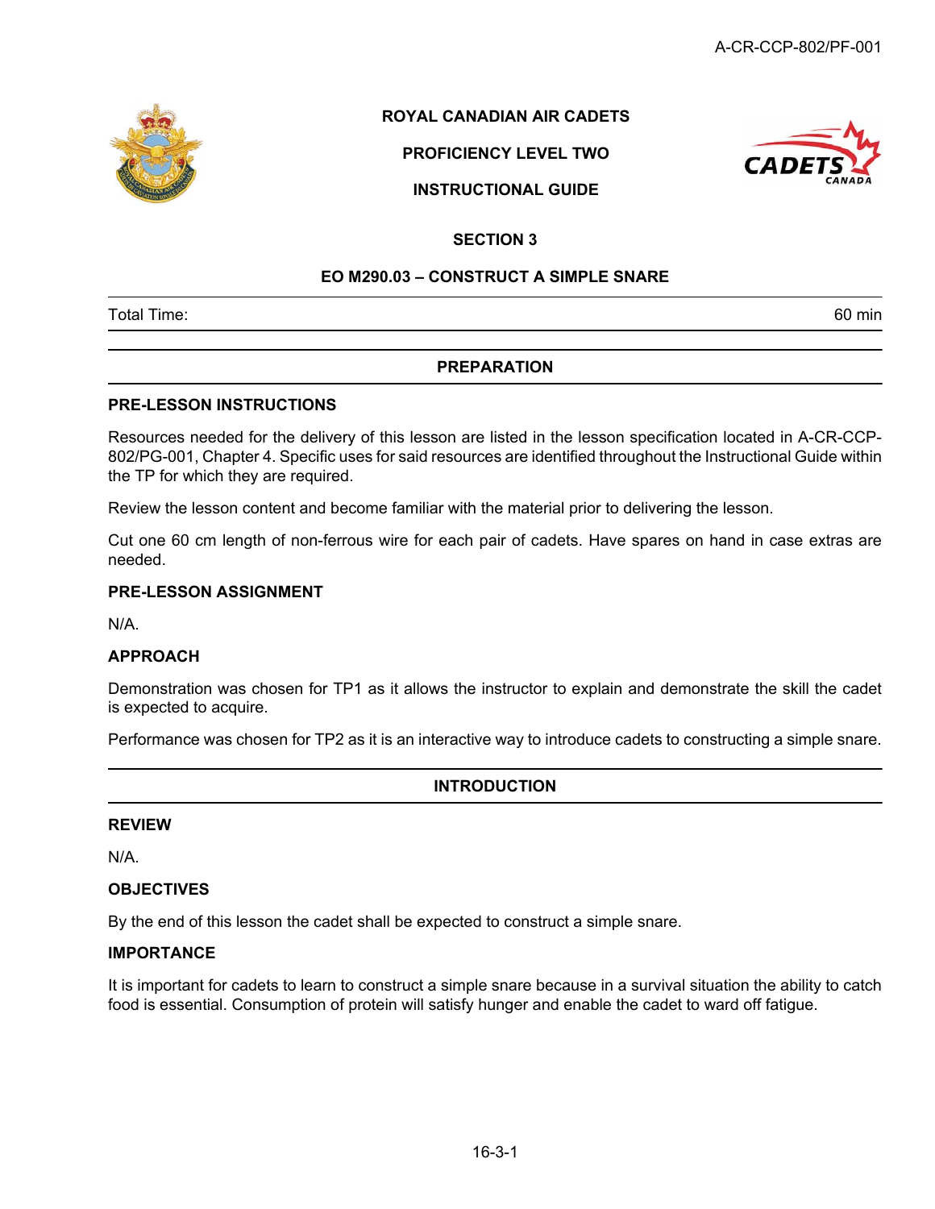**ROYAL CANADIAN AIR CADETS**

**PROFICIENCY LEVEL TWO**

**INSTRUCTIONAL GUIDE**

**SECTION 3**

**EO M290.03 – CONSTRUCT A SIMPLE SNARE**

| Total Time: | 60 min |
|---|---|

## PREPARATION

### PRE-LESSON INSTRUCTIONS

Resources needed for the delivery of this lesson are listed in the lesson specification located in A-CR-CCP-802/PG-001, Chapter 4. Specific uses for said resources are identified throughout the Instructional Guide within the TP for which they are required.

Review the lesson content and become familiar with the material prior to delivering the lesson.

Cut one 60 cm length of non-ferrous wire for each pair of cadets. Have spares on hand in case extras are needed.

### PRE-LESSON ASSIGNMENT

N/A.

### APPROACH

Demonstration was chosen for TP1 as it allows the instructor to explain and demonstrate the skill the cadet is expected to acquire.

Performance was chosen for TP2 as it is an interactive way to introduce cadets to constructing a simple snare.

## INTRODUCTION

### REVIEW

N/A.

### OBJECTIVES

By the end of this lesson the cadet shall be expected to construct a simple snare.

### IMPORTANCE

It is important for cadets to learn to construct a simple snare because in a survival situation the ability to catch food is essential. Consumption of protein will satisfy hunger and enable the cadet to ward off fatigue.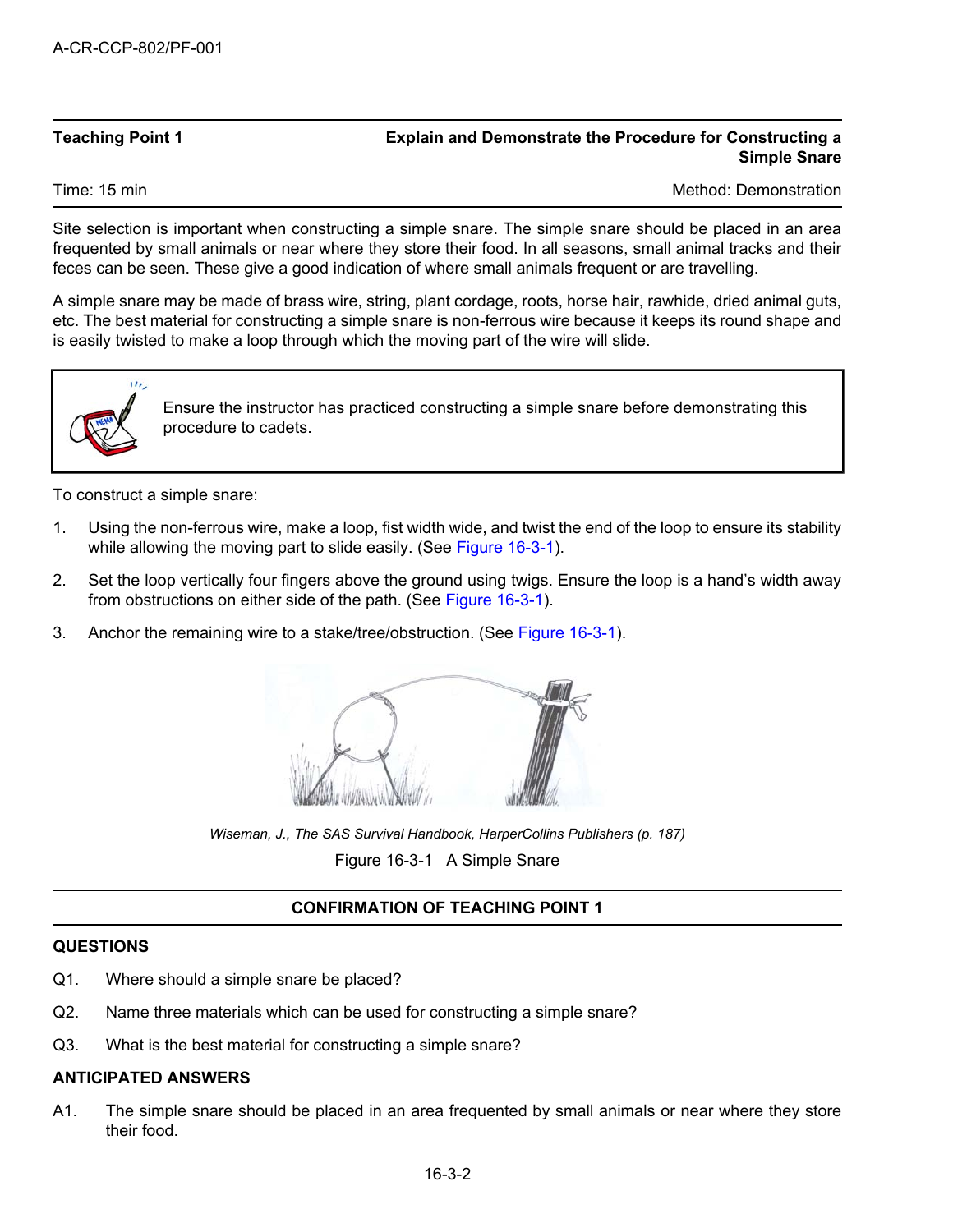**Teaching Point 1** — **Explain and Demonstrate the Procedure for Constructing a Simple Snare**

Time: 15 min — Method: Demonstration

Site selection is important when constructing a simple snare. The simple snare should be placed in an area frequented by small animals or near where they store their food. In all seasons, small animal tracks and their feces can be seen. These give a good indication of where small animals frequent or are travelling.

A simple snare may be made of brass wire, string, plant cordage, roots, horse hair, rawhide, dried animal guts, etc. The best material for constructing a simple snare is non-ferrous wire because it keeps its round shape and is easily twisted to make a loop through which the moving part of the wire will slide.

> Ensure the instructor has practiced constructing a simple snare before demonstrating this procedure to cadets.

To construct a simple snare:

1. Using the non-ferrous wire, make a loop, fist width wide, and twist the end of the loop to ensure its stability while allowing the moving part to slide easily. (See Figure 16-3-1).
2. Set the loop vertically four fingers above the ground using twigs. Ensure the loop is a hand's width away from obstructions on either side of the path. (See Figure 16-3-1).
3. Anchor the remaining wire to a stake/tree/obstruction. (See Figure 16-3-1).

*Wiseman, J., The SAS Survival Handbook, HarperCollins Publishers (p. 187)*

Figure 16-3-1 A Simple Snare

## CONFIRMATION OF TEACHING POINT 1

### QUESTIONS

Q1. Where should a simple snare be placed?

Q2. Name three materials which can be used for constructing a simple snare?

Q3. What is the best material for constructing a simple snare?

### ANTICIPATED ANSWERS

A1. The simple snare should be placed in an area frequented by small animals or near where they store their food.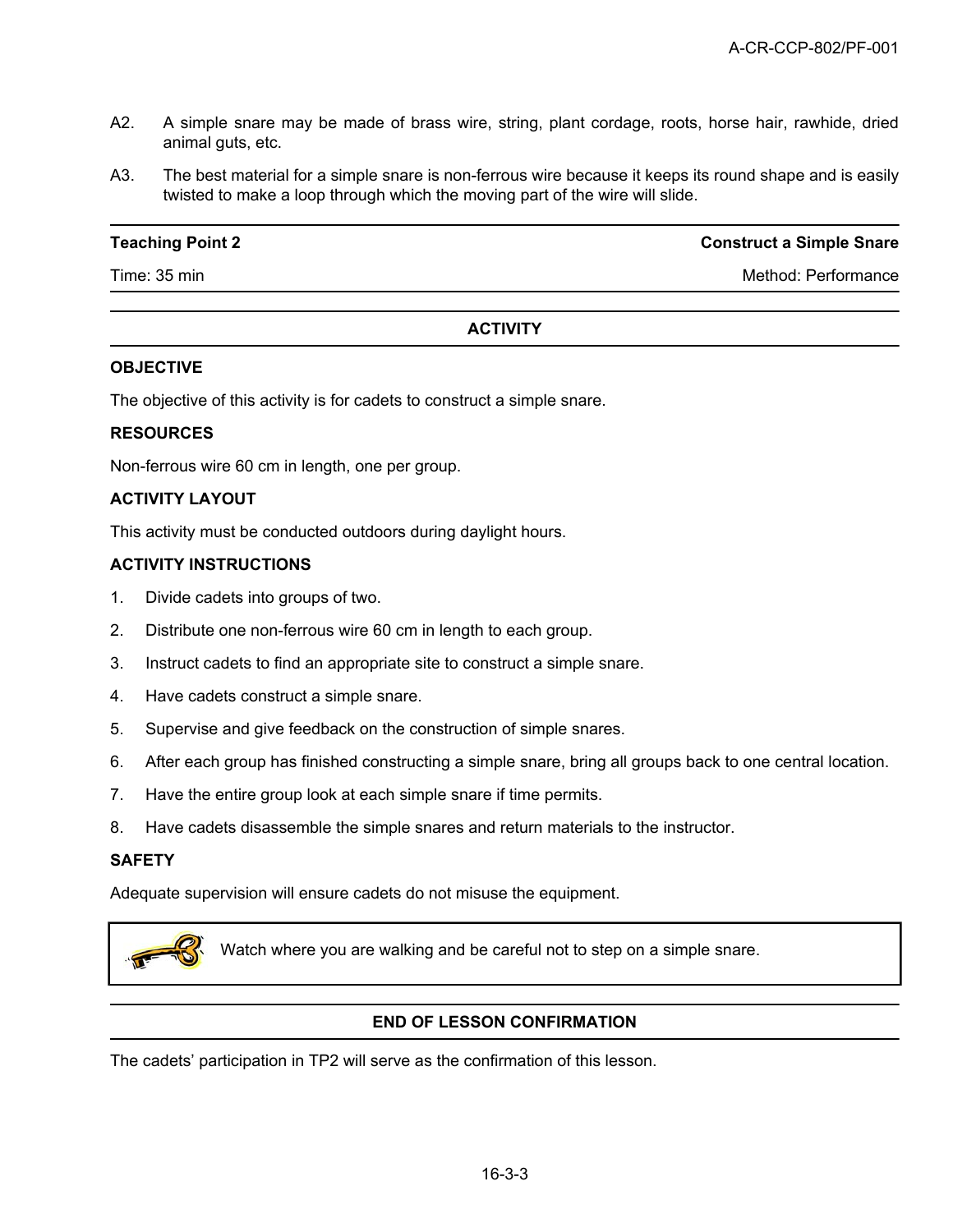A2. A simple snare may be made of brass wire, string, plant cordage, roots, horse hair, rawhide, dried animal guts, etc.

A3. The best material for a simple snare is non-ferrous wire because it keeps its round shape and is easily twisted to make a loop through which the moving part of the wire will slide.

| **Teaching Point 2** | **Construct a Simple Snare** |
|---|---|
| Time: 35 min | Method: Performance |

## ACTIVITY

**OBJECTIVE**

The objective of this activity is for cadets to construct a simple snare.

**RESOURCES**

Non-ferrous wire 60 cm in length, one per group.

**ACTIVITY LAYOUT**

This activity must be conducted outdoors during daylight hours.

**ACTIVITY INSTRUCTIONS**

1. Divide cadets into groups of two.
2. Distribute one non-ferrous wire 60 cm in length to each group.
3. Instruct cadets to find an appropriate site to construct a simple snare.
4. Have cadets construct a simple snare.
5. Supervise and give feedback on the construction of simple snares.
6. After each group has finished constructing a simple snare, bring all groups back to one central location.
7. Have the entire group look at each simple snare if time permits.
8. Have cadets disassemble the simple snares and return materials to the instructor.

**SAFETY**

Adequate supervision will ensure cadets do not misuse the equipment.

> Watch where you are walking and be careful not to step on a simple snare.

## END OF LESSON CONFIRMATION

The cadets' participation in TP2 will serve as the confirmation of this lesson.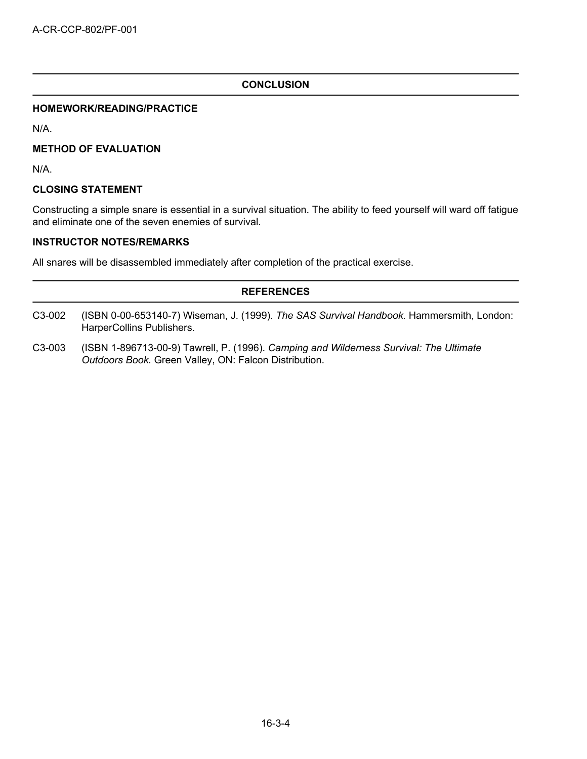## CONCLUSION

### HOMEWORK/READING/PRACTICE

N/A.

### METHOD OF EVALUATION

N/A.

### CLOSING STATEMENT

Constructing a simple snare is essential in a survival situation. The ability to feed yourself will ward off fatigue and eliminate one of the seven enemies of survival.

### INSTRUCTOR NOTES/REMARKS

All snares will be disassembled immediately after completion of the practical exercise.

## REFERENCES

C3-002 (ISBN 0-00-653140-7) Wiseman, J. (1999). *The SAS Survival Handbook.* Hammersmith, London: HarperCollins Publishers.

C3-003 (ISBN 1-896713-00-9) Tawrell, P. (1996). *Camping and Wilderness Survival: The Ultimate Outdoors Book.* Green Valley, ON: Falcon Distribution.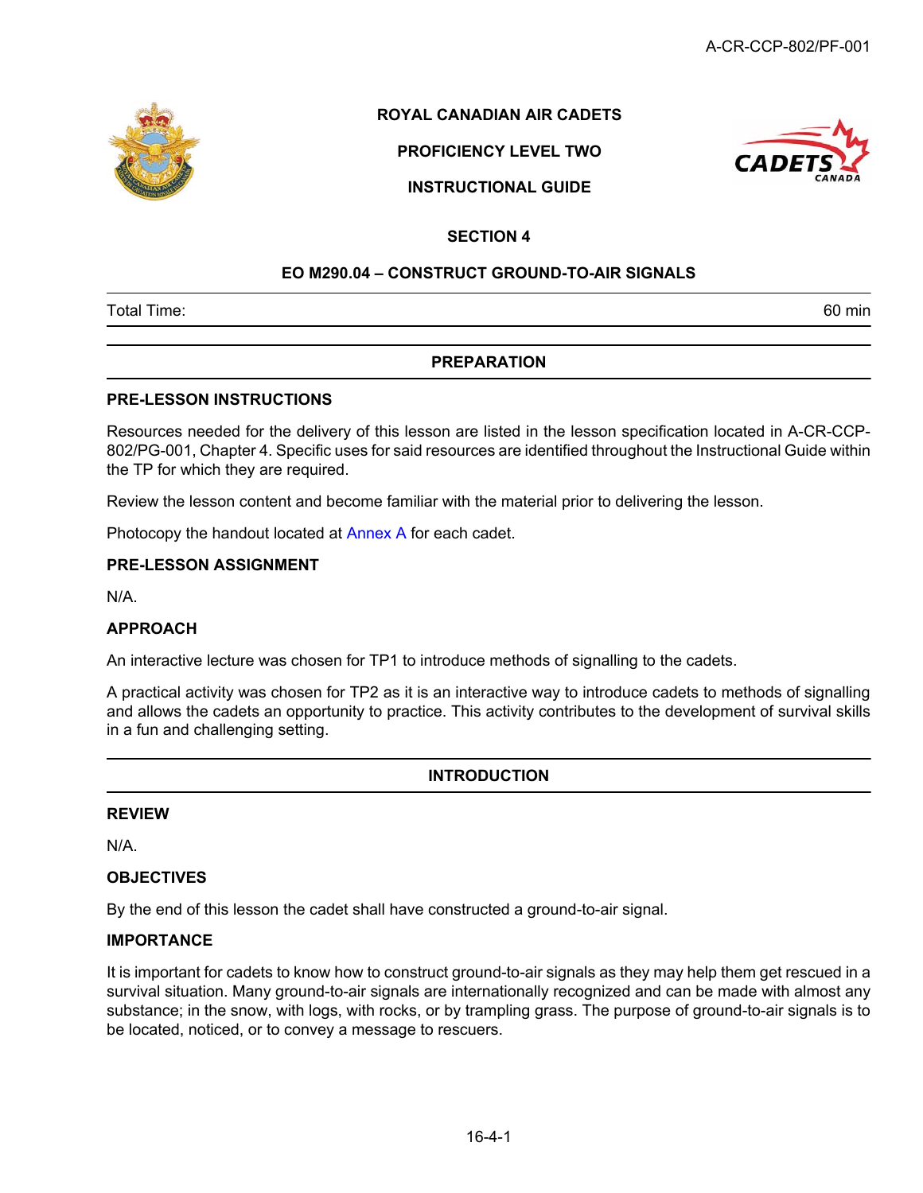ROYAL CANADIAN AIR CADETS

PROFICIENCY LEVEL TWO

INSTRUCTIONAL GUIDE

# SECTION 4

## EO M290.04 – CONSTRUCT GROUND-TO-AIR SIGNALS

| Total Time: | 60 min |
|---|---|

## PREPARATION

### PRE-LESSON INSTRUCTIONS

Resources needed for the delivery of this lesson are listed in the lesson specification located in A-CR-CCP-802/PG-001, Chapter 4. Specific uses for said resources are identified throughout the Instructional Guide within the TP for which they are required.

Review the lesson content and become familiar with the material prior to delivering the lesson.

Photocopy the handout located at Annex A for each cadet.

### PRE-LESSON ASSIGNMENT

N/A.

### APPROACH

An interactive lecture was chosen for TP1 to introduce methods of signalling to the cadets.

A practical activity was chosen for TP2 as it is an interactive way to introduce cadets to methods of signalling and allows the cadets an opportunity to practice. This activity contributes to the development of survival skills in a fun and challenging setting.

## INTRODUCTION

### REVIEW

N/A.

### OBJECTIVES

By the end of this lesson the cadet shall have constructed a ground-to-air signal.

### IMPORTANCE

It is important for cadets to know how to construct ground-to-air signals as they may help them get rescued in a survival situation. Many ground-to-air signals are internationally recognized and can be made with almost any substance; in the snow, with logs, with rocks, or by trampling grass. The purpose of ground-to-air signals is to be located, noticed, or to convey a message to rescuers.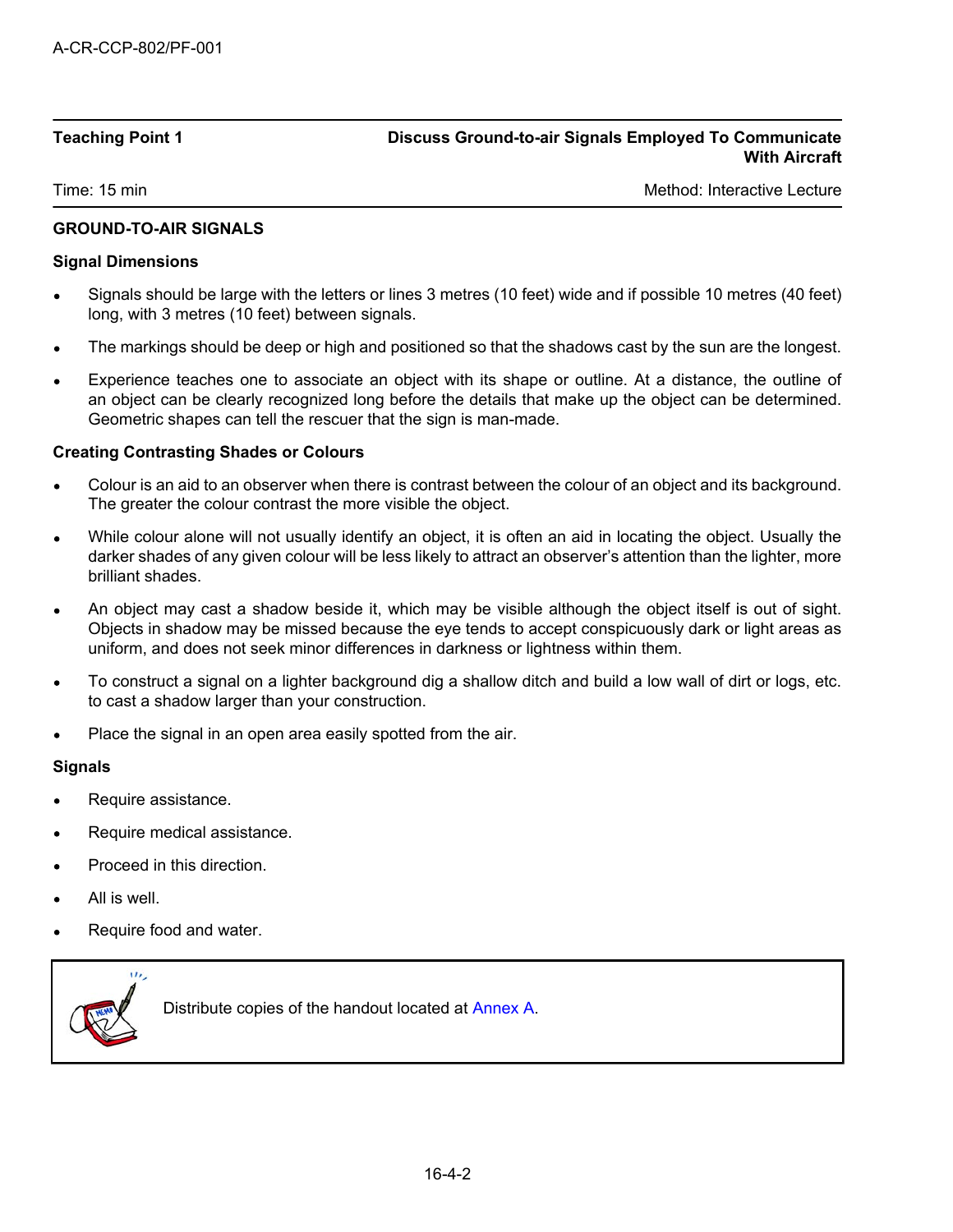**Teaching Point 1** — **Discuss Ground-to-air Signals Employed To Communicate With Aircraft**

Time: 15 min — Method: Interactive Lecture

## GROUND-TO-AIR SIGNALS

### Signal Dimensions

- Signals should be large with the letters or lines 3 metres (10 feet) wide and if possible 10 metres (40 feet) long, with 3 metres (10 feet) between signals.
- The markings should be deep or high and positioned so that the shadows cast by the sun are the longest.
- Experience teaches one to associate an object with its shape or outline. At a distance, the outline of an object can be clearly recognized long before the details that make up the object can be determined. Geometric shapes can tell the rescuer that the sign is man-made.

### Creating Contrasting Shades or Colours

- Colour is an aid to an observer when there is contrast between the colour of an object and its background. The greater the colour contrast the more visible the object.
- While colour alone will not usually identify an object, it is often an aid in locating the object. Usually the darker shades of any given colour will be less likely to attract an observer's attention than the lighter, more brilliant shades.
- An object may cast a shadow beside it, which may be visible although the object itself is out of sight. Objects in shadow may be missed because the eye tends to accept conspicuously dark or light areas as uniform, and does not seek minor differences in darkness or lightness within them.
- To construct a signal on a lighter background dig a shallow ditch and build a low wall of dirt or logs, etc. to cast a shadow larger than your construction.
- Place the signal in an open area easily spotted from the air.

### Signals

- Require assistance.
- Require medical assistance.
- Proceed in this direction.
- All is well.
- Require food and water.

> Distribute copies of the handout located at Annex A.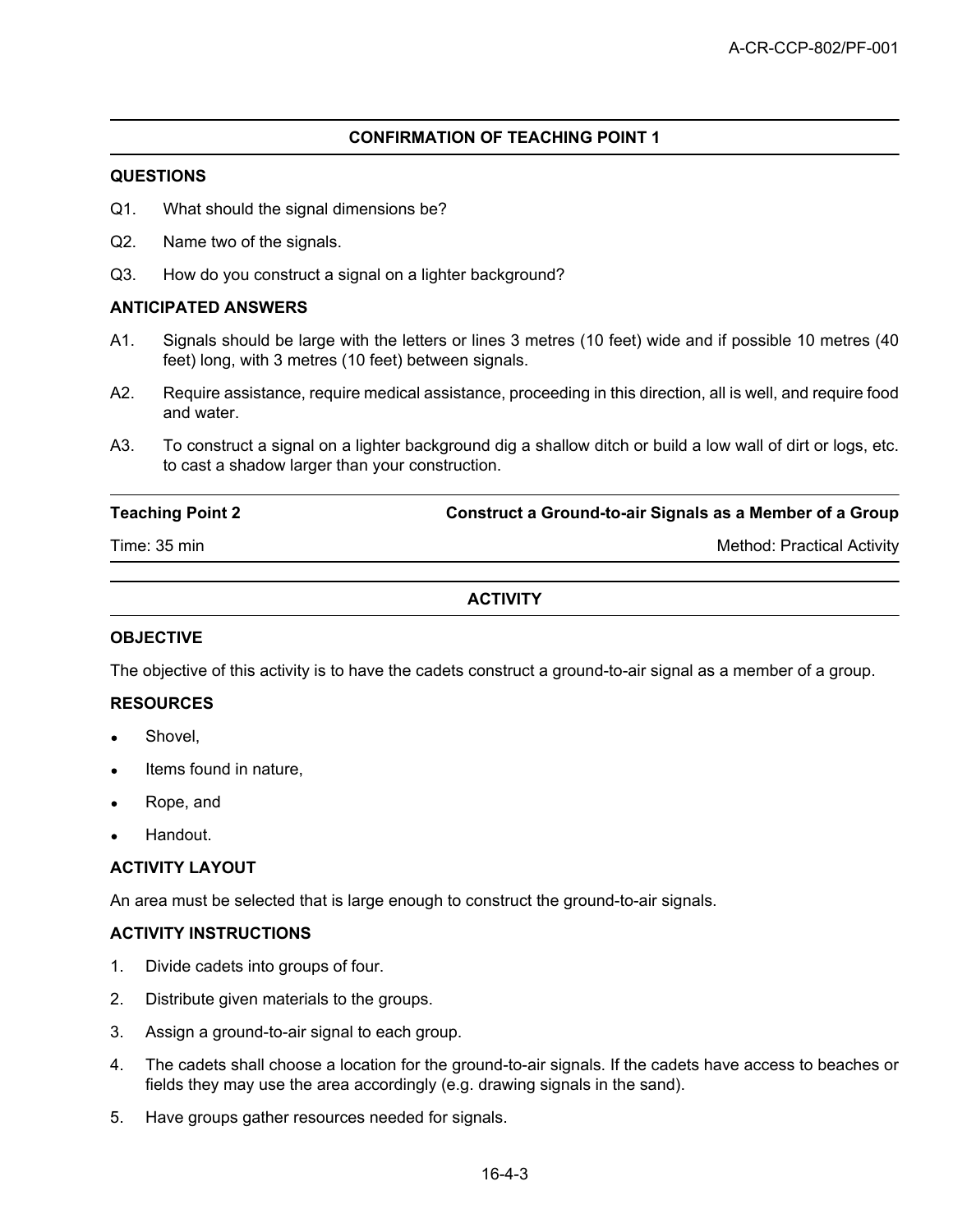## CONFIRMATION OF TEACHING POINT 1

### QUESTIONS

Q1. What should the signal dimensions be?

Q2. Name two of the signals.

Q3. How do you construct a signal on a lighter background?

### ANTICIPATED ANSWERS

A1. Signals should be large with the letters or lines 3 metres (10 feet) wide and if possible 10 metres (40 feet) long, with 3 metres (10 feet) between signals.

A2. Require assistance, require medical assistance, proceeding in this direction, all is well, and require food and water.

A3. To construct a signal on a lighter background dig a shallow ditch or build a low wall of dirt or logs, etc. to cast a shadow larger than your construction.

| **Teaching Point 2** | **Construct a Ground-to-air Signals as a Member of a Group** |
|---|---|
| Time: 35 min | Method: Practical Activity |

## ACTIVITY

### OBJECTIVE

The objective of this activity is to have the cadets construct a ground-to-air signal as a member of a group.

### RESOURCES

- Shovel,
- Items found in nature,
- Rope, and
- Handout.

### ACTIVITY LAYOUT

An area must be selected that is large enough to construct the ground-to-air signals.

### ACTIVITY INSTRUCTIONS

1. Divide cadets into groups of four.
2. Distribute given materials to the groups.
3. Assign a ground-to-air signal to each group.
4. The cadets shall choose a location for the ground-to-air signals. If the cadets have access to beaches or fields they may use the area accordingly (e.g. drawing signals in the sand).
5. Have groups gather resources needed for signals.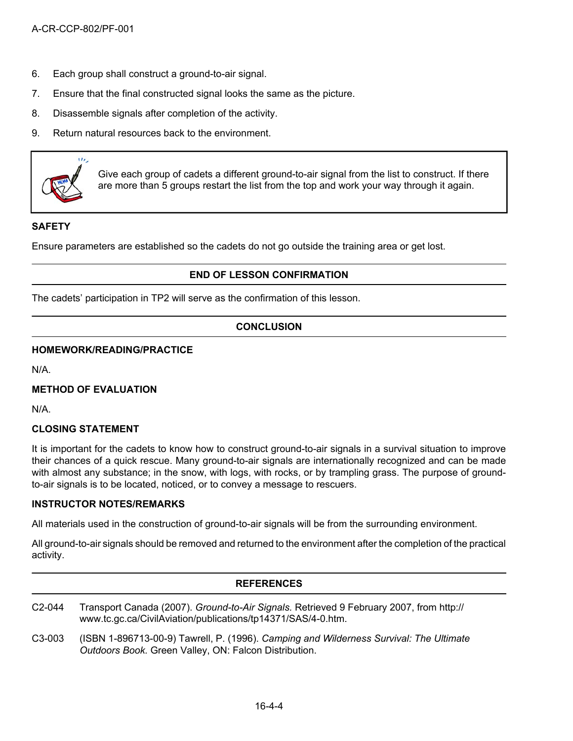6. Each group shall construct a ground-to-air signal.
7. Ensure that the final constructed signal looks the same as the picture.
8. Disassemble signals after completion of the activity.
9. Return natural resources back to the environment.

> Give each group of cadets a different ground-to-air signal from the list to construct. If there are more than 5 groups restart the list from the top and work your way through it again.

**SAFETY**

Ensure parameters are established so the cadets do not go outside the training area or get lost.

## END OF LESSON CONFIRMATION

The cadets' participation in TP2 will serve as the confirmation of this lesson.

## CONCLUSION

**HOMEWORK/READING/PRACTICE**

N/A.

**METHOD OF EVALUATION**

N/A.

**CLOSING STATEMENT**

It is important for the cadets to know how to construct ground-to-air signals in a survival situation to improve their chances of a quick rescue. Many ground-to-air signals are internationally recognized and can be made with almost any substance; in the snow, with logs, with rocks, or by trampling grass. The purpose of ground-to-air signals is to be located, noticed, or to convey a message to rescuers.

**INSTRUCTOR NOTES/REMARKS**

All materials used in the construction of ground-to-air signals will be from the surrounding environment.

All ground-to-air signals should be removed and returned to the environment after the completion of the practical activity.

## REFERENCES

C2-044 Transport Canada (2007). *Ground-to-Air Signals.* Retrieved 9 February 2007, from http://www.tc.gc.ca/CivilAviation/publications/tp14371/SAS/4-0.htm.

C3-003 (ISBN 1-896713-00-9) Tawrell, P. (1996). *Camping and Wilderness Survival: The Ultimate Outdoors Book.* Green Valley, ON: Falcon Distribution.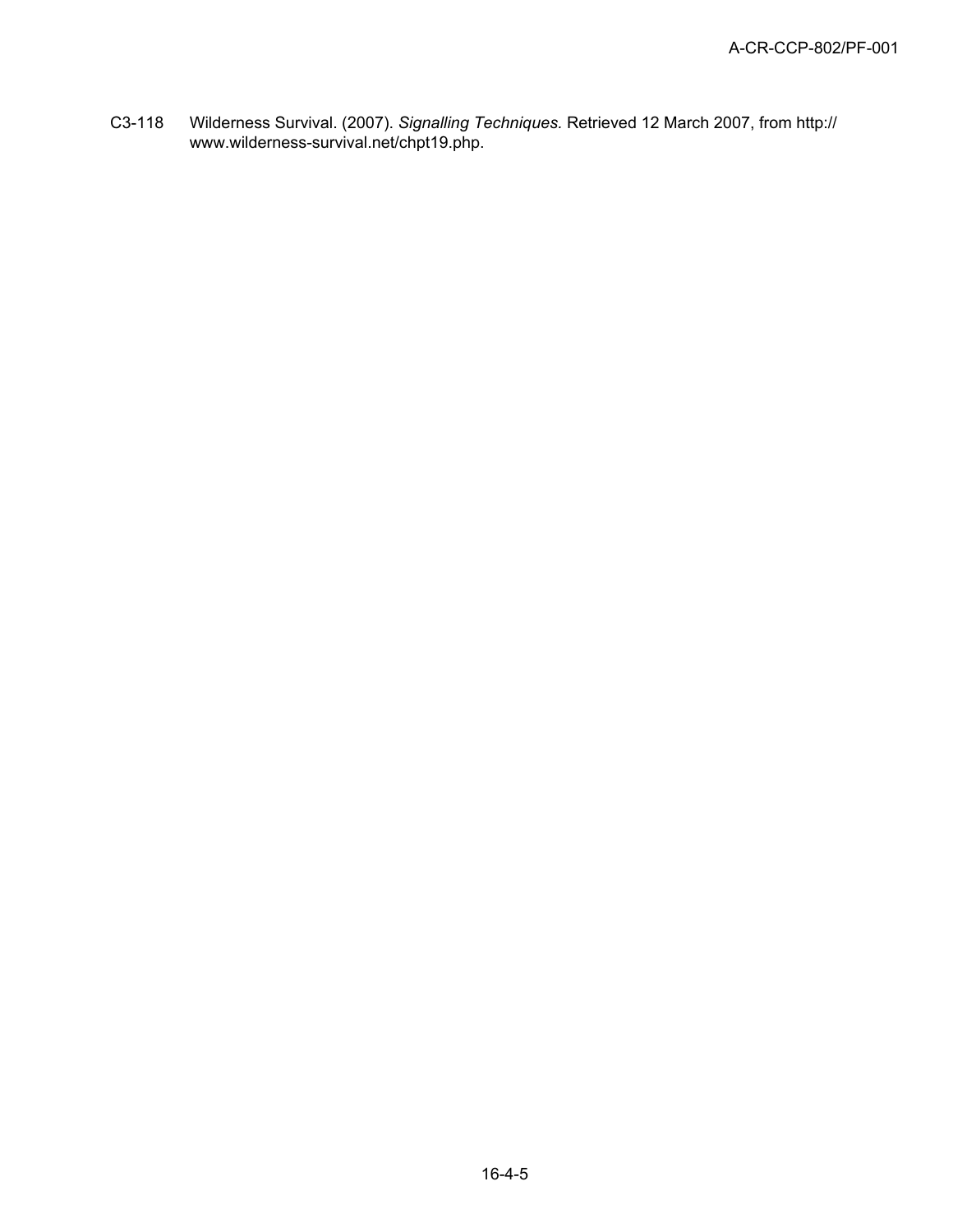C3-118 Wilderness Survival. (2007). *Signalling Techniques.* Retrieved 12 March 2007, from http://www.wilderness-survival.net/chpt19.php.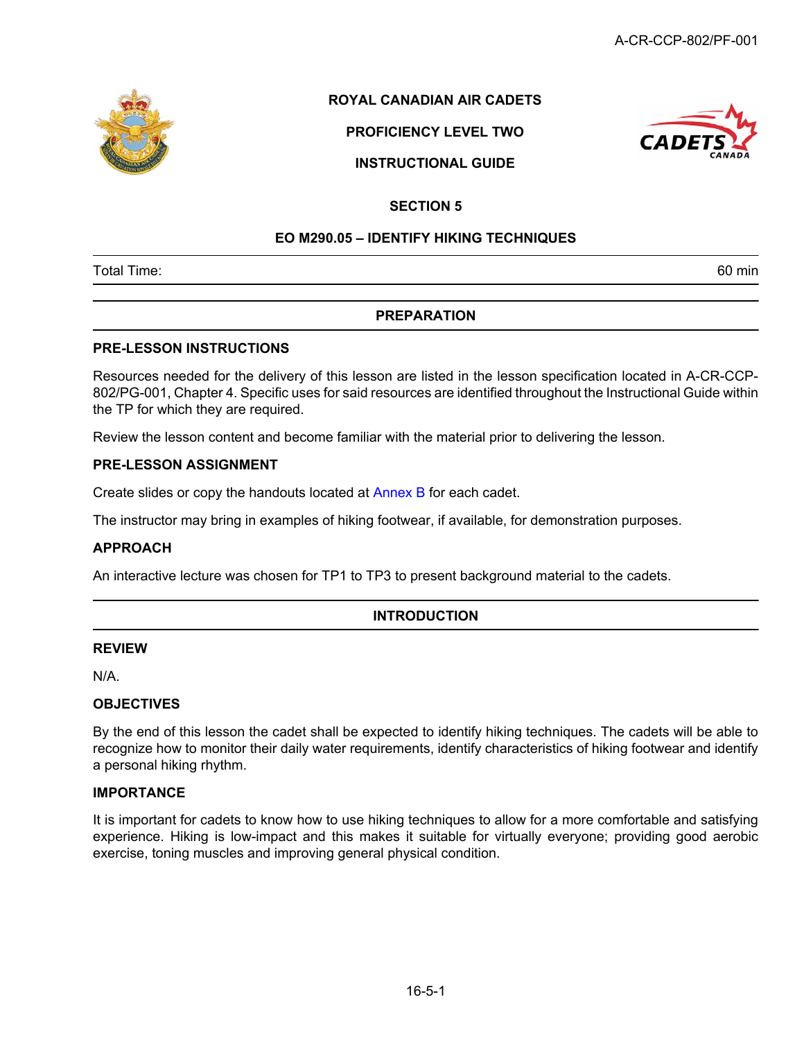**ROYAL CANADIAN AIR CADETS**

**PROFICIENCY LEVEL TWO**

**INSTRUCTIONAL GUIDE**

**SECTION 5**

# EO M290.05 – IDENTIFY HIKING TECHNIQUES

| Total Time: | 60 min |
|---|---|

## PREPARATION

### PRE-LESSON INSTRUCTIONS

Resources needed for the delivery of this lesson are listed in the lesson specification located in A-CR-CCP-802/PG-001, Chapter 4. Specific uses for said resources are identified throughout the Instructional Guide within the TP for which they are required.

Review the lesson content and become familiar with the material prior to delivering the lesson.

### PRE-LESSON ASSIGNMENT

Create slides or copy the handouts located at Annex B for each cadet.

The instructor may bring in examples of hiking footwear, if available, for demonstration purposes.

### APPROACH

An interactive lecture was chosen for TP1 to TP3 to present background material to the cadets.

## INTRODUCTION

### REVIEW

N/A.

### OBJECTIVES

By the end of this lesson the cadet shall be expected to identify hiking techniques. The cadets will be able to recognize how to monitor their daily water requirements, identify characteristics of hiking footwear and identify a personal hiking rhythm.

### IMPORTANCE

It is important for cadets to know how to use hiking techniques to allow for a more comfortable and satisfying experience. Hiking is low-impact and this makes it suitable for virtually everyone; providing good aerobic exercise, toning muscles and improving general physical condition.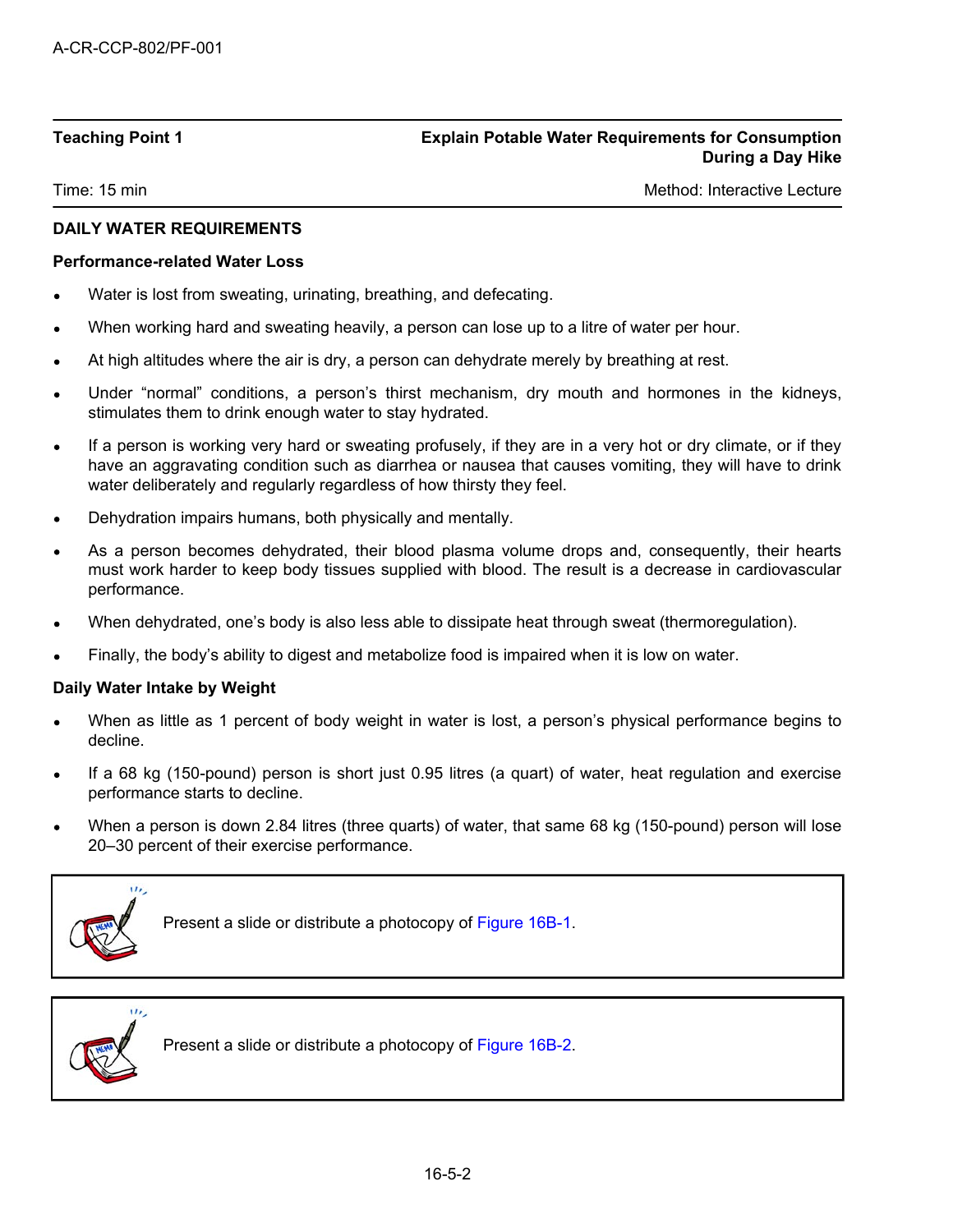| Teaching Point 1 | Explain Potable Water Requirements for Consumption During a Day Hike |
|---|---|
| Time: 15 min | Method: Interactive Lecture |

**DAILY WATER REQUIREMENTS**

**Performance-related Water Loss**

- Water is lost from sweating, urinating, breathing, and defecating.
- When working hard and sweating heavily, a person can lose up to a litre of water per hour.
- At high altitudes where the air is dry, a person can dehydrate merely by breathing at rest.
- Under "normal" conditions, a person's thirst mechanism, dry mouth and hormones in the kidneys, stimulates them to drink enough water to stay hydrated.
- If a person is working very hard or sweating profusely, if they are in a very hot or dry climate, or if they have an aggravating condition such as diarrhea or nausea that causes vomiting, they will have to drink water deliberately and regularly regardless of how thirsty they feel.
- Dehydration impairs humans, both physically and mentally.
- As a person becomes dehydrated, their blood plasma volume drops and, consequently, their hearts must work harder to keep body tissues supplied with blood. The result is a decrease in cardiovascular performance.
- When dehydrated, one's body is also less able to dissipate heat through sweat (thermoregulation).
- Finally, the body's ability to digest and metabolize food is impaired when it is low on water.

**Daily Water Intake by Weight**

- When as little as 1 percent of body weight in water is lost, a person's physical performance begins to decline.
- If a 68 kg (150-pound) person is short just 0.95 litres (a quart) of water, heat regulation and exercise performance starts to decline.
- When a person is down 2.84 litres (three quarts) of water, that same 68 kg (150-pound) person will lose 20–30 percent of their exercise performance.

> Present a slide or distribute a photocopy of Figure 16B-1.

> Present a slide or distribute a photocopy of Figure 16B-2.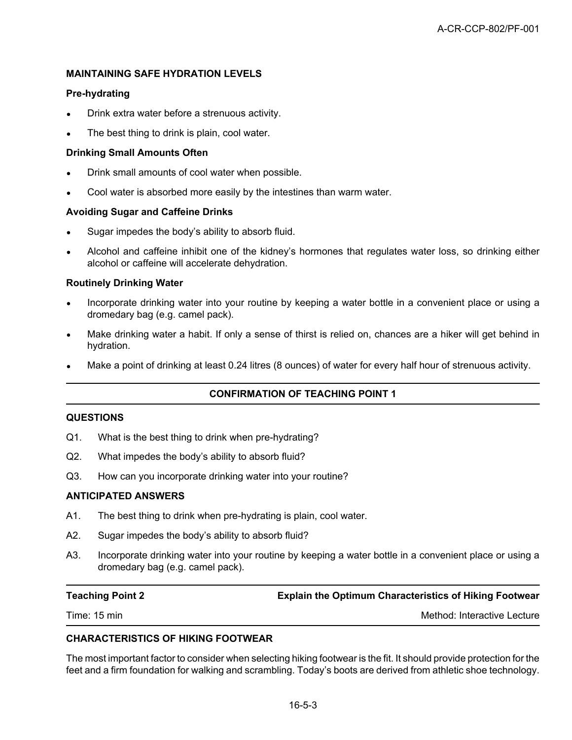**MAINTAINING SAFE HYDRATION LEVELS**

**Pre-hydrating**

- Drink extra water before a strenuous activity.
- The best thing to drink is plain, cool water.

**Drinking Small Amounts Often**

- Drink small amounts of cool water when possible.
- Cool water is absorbed more easily by the intestines than warm water.

**Avoiding Sugar and Caffeine Drinks**

- Sugar impedes the body's ability to absorb fluid.
- Alcohol and caffeine inhibit one of the kidney's hormones that regulates water loss, so drinking either alcohol or caffeine will accelerate dehydration.

**Routinely Drinking Water**

- Incorporate drinking water into your routine by keeping a water bottle in a convenient place or using a dromedary bag (e.g. camel pack).
- Make drinking water a habit. If only a sense of thirst is relied on, chances are a hiker will get behind in hydration.
- Make a point of drinking at least 0.24 litres (8 ounces) of water for every half hour of strenuous activity.

---

**CONFIRMATION OF TEACHING POINT 1**

---

**QUESTIONS**

Q1. What is the best thing to drink when pre-hydrating?

Q2. What impedes the body's ability to absorb fluid?

Q3. How can you incorporate drinking water into your routine?

**ANTICIPATED ANSWERS**

A1. The best thing to drink when pre-hydrating is plain, cool water.

A2. Sugar impedes the body's ability to absorb fluid?

A3. Incorporate drinking water into your routine by keeping a water bottle in a convenient place or using a dromedary bag (e.g. camel pack).

---

| **Teaching Point 2** | **Explain the Optimum Characteristics of Hiking Footwear** |
|---|---|
| Time: 15 min | Method: Interactive Lecture |

---

**CHARACTERISTICS OF HIKING FOOTWEAR**

The most important factor to consider when selecting hiking footwear is the fit. It should provide protection for the feet and a firm foundation for walking and scrambling. Today's boots are derived from athletic shoe technology.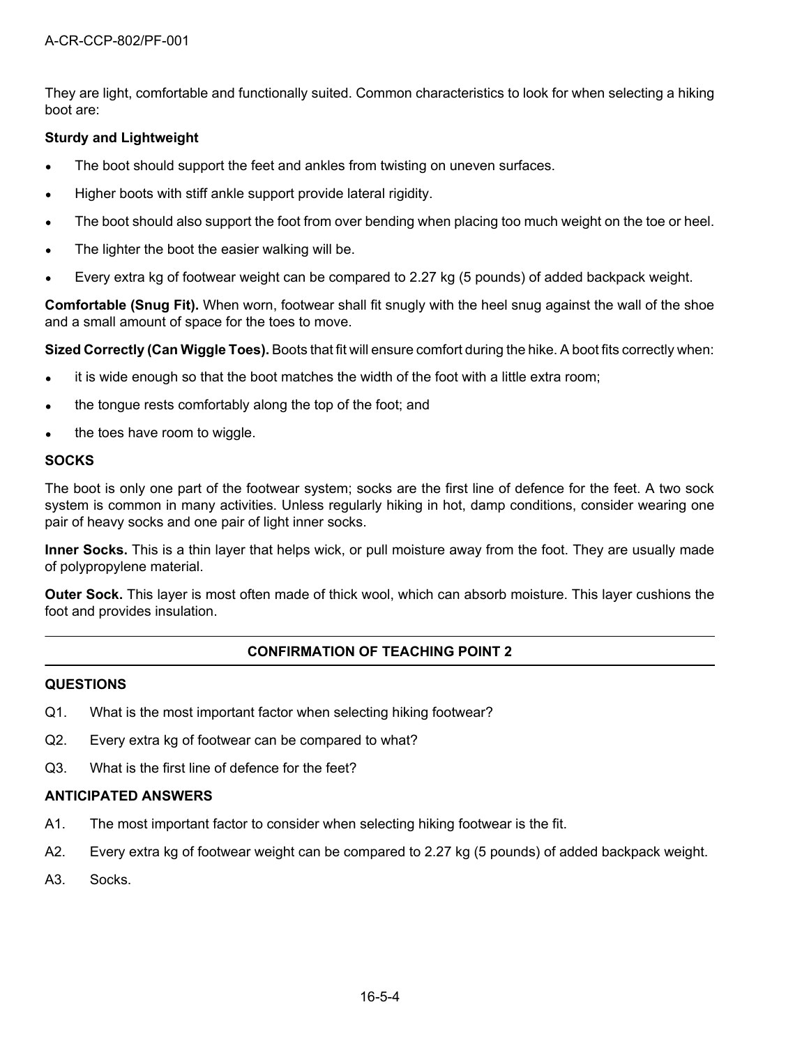They are light, comfortable and functionally suited. Common characteristics to look for when selecting a hiking boot are:

**Sturdy and Lightweight**

- The boot should support the feet and ankles from twisting on uneven surfaces.
- Higher boots with stiff ankle support provide lateral rigidity.
- The boot should also support the foot from over bending when placing too much weight on the toe or heel.
- The lighter the boot the easier walking will be.
- Every extra kg of footwear weight can be compared to 2.27 kg (5 pounds) of added backpack weight.

**Comfortable (Snug Fit).** When worn, footwear shall fit snugly with the heel snug against the wall of the shoe and a small amount of space for the toes to move.

**Sized Correctly (Can Wiggle Toes).** Boots that fit will ensure comfort during the hike. A boot fits correctly when:

- it is wide enough so that the boot matches the width of the foot with a little extra room;
- the tongue rests comfortably along the top of the foot; and
- the toes have room to wiggle.

**SOCKS**

The boot is only one part of the footwear system; socks are the first line of defence for the feet. A two sock system is common in many activities. Unless regularly hiking in hot, damp conditions, consider wearing one pair of heavy socks and one pair of light inner socks.

**Inner Socks.** This is a thin layer that helps wick, or pull moisture away from the foot. They are usually made of polypropylene material.

**Outer Sock.** This layer is most often made of thick wool, which can absorb moisture. This layer cushions the foot and provides insulation.

---

**CONFIRMATION OF TEACHING POINT 2**

---

**QUESTIONS**

Q1. What is the most important factor when selecting hiking footwear?

Q2. Every extra kg of footwear can be compared to what?

Q3. What is the first line of defence for the feet?

**ANTICIPATED ANSWERS**

A1. The most important factor to consider when selecting hiking footwear is the fit.

A2. Every extra kg of footwear weight can be compared to 2.27 kg (5 pounds) of added backpack weight.

A3. Socks.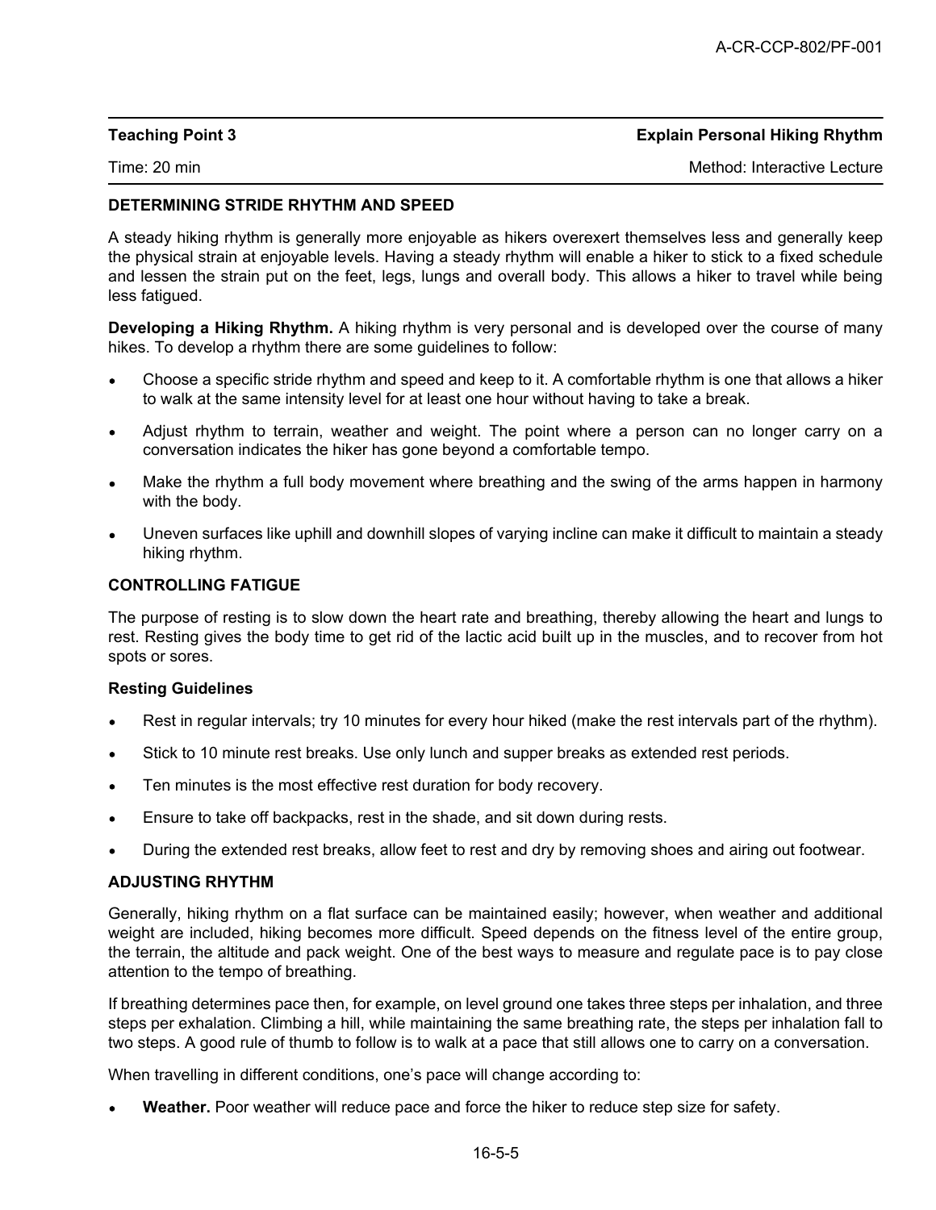| **Teaching Point 3** | **Explain Personal Hiking Rhythm** |
|---|---|
| Time: 20 min | Method: Interactive Lecture |

## DETERMINING STRIDE RHYTHM AND SPEED

A steady hiking rhythm is generally more enjoyable as hikers overexert themselves less and generally keep the physical strain at enjoyable levels. Having a steady rhythm will enable a hiker to stick to a fixed schedule and lessen the strain put on the feet, legs, lungs and overall body. This allows a hiker to travel while being less fatigued.

**Developing a Hiking Rhythm.** A hiking rhythm is very personal and is developed over the course of many hikes. To develop a rhythm there are some guidelines to follow:

- Choose a specific stride rhythm and speed and keep to it. A comfortable rhythm is one that allows a hiker to walk at the same intensity level for at least one hour without having to take a break.
- Adjust rhythm to terrain, weather and weight. The point where a person can no longer carry on a conversation indicates the hiker has gone beyond a comfortable tempo.
- Make the rhythm a full body movement where breathing and the swing of the arms happen in harmony with the body.
- Uneven surfaces like uphill and downhill slopes of varying incline can make it difficult to maintain a steady hiking rhythm.

## CONTROLLING FATIGUE

The purpose of resting is to slow down the heart rate and breathing, thereby allowing the heart and lungs to rest. Resting gives the body time to get rid of the lactic acid built up in the muscles, and to recover from hot spots or sores.

### Resting Guidelines

- Rest in regular intervals; try 10 minutes for every hour hiked (make the rest intervals part of the rhythm).
- Stick to 10 minute rest breaks. Use only lunch and supper breaks as extended rest periods.
- Ten minutes is the most effective rest duration for body recovery.
- Ensure to take off backpacks, rest in the shade, and sit down during rests.
- During the extended rest breaks, allow feet to rest and dry by removing shoes and airing out footwear.

## ADJUSTING RHYTHM

Generally, hiking rhythm on a flat surface can be maintained easily; however, when weather and additional weight are included, hiking becomes more difficult. Speed depends on the fitness level of the entire group, the terrain, the altitude and pack weight. One of the best ways to measure and regulate pace is to pay close attention to the tempo of breathing.

If breathing determines pace then, for example, on level ground one takes three steps per inhalation, and three steps per exhalation. Climbing a hill, while maintaining the same breathing rate, the steps per inhalation fall to two steps. A good rule of thumb to follow is to walk at a pace that still allows one to carry on a conversation.

When travelling in different conditions, one's pace will change according to:

- **Weather.** Poor weather will reduce pace and force the hiker to reduce step size for safety.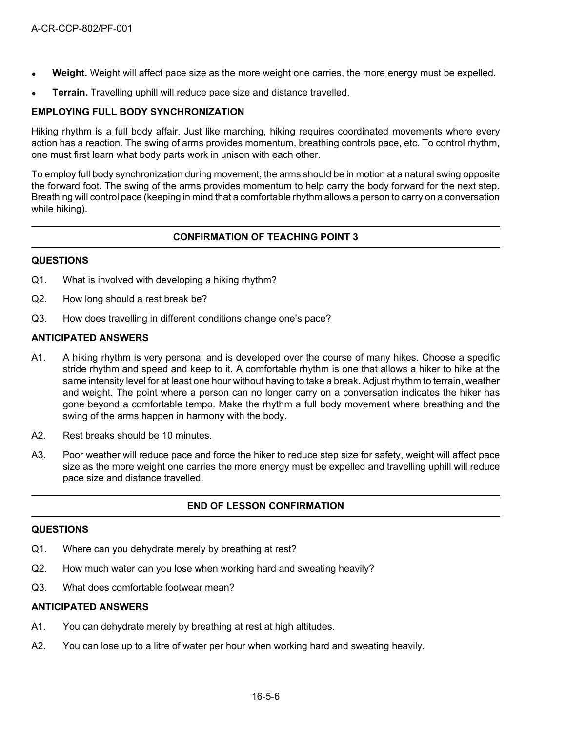- **Weight.** Weight will affect pace size as the more weight one carries, the more energy must be expelled.
- **Terrain.** Travelling uphill will reduce pace size and distance travelled.

**EMPLOYING FULL BODY SYNCHRONIZATION**

Hiking rhythm is a full body affair. Just like marching, hiking requires coordinated movements where every action has a reaction. The swing of arms provides momentum, breathing controls pace, etc. To control rhythm, one must first learn what body parts work in unison with each other.

To employ full body synchronization during movement, the arms should be in motion at a natural swing opposite the forward foot. The swing of the arms provides momentum to help carry the body forward for the next step. Breathing will control pace (keeping in mind that a comfortable rhythm allows a person to carry on a conversation while hiking).

---

**CONFIRMATION OF TEACHING POINT 3**

---

**QUESTIONS**

Q1. What is involved with developing a hiking rhythm?

Q2. How long should a rest break be?

Q3. How does travelling in different conditions change one's pace?

**ANTICIPATED ANSWERS**

A1. A hiking rhythm is very personal and is developed over the course of many hikes. Choose a specific stride rhythm and speed and keep to it. A comfortable rhythm is one that allows a hiker to hike at the same intensity level for at least one hour without having to take a break. Adjust rhythm to terrain, weather and weight. The point where a person can no longer carry on a conversation indicates the hiker has gone beyond a comfortable tempo. Make the rhythm a full body movement where breathing and the swing of the arms happen in harmony with the body.

A2. Rest breaks should be 10 minutes.

A3. Poor weather will reduce pace and force the hiker to reduce step size for safety, weight will affect pace size as the more weight one carries the more energy must be expelled and travelling uphill will reduce pace size and distance travelled.

---

**END OF LESSON CONFIRMATION**

---

**QUESTIONS**

Q1. Where can you dehydrate merely by breathing at rest?

Q2. How much water can you lose when working hard and sweating heavily?

Q3. What does comfortable footwear mean?

**ANTICIPATED ANSWERS**

A1. You can dehydrate merely by breathing at rest at high altitudes.

A2. You can lose up to a litre of water per hour when working hard and sweating heavily.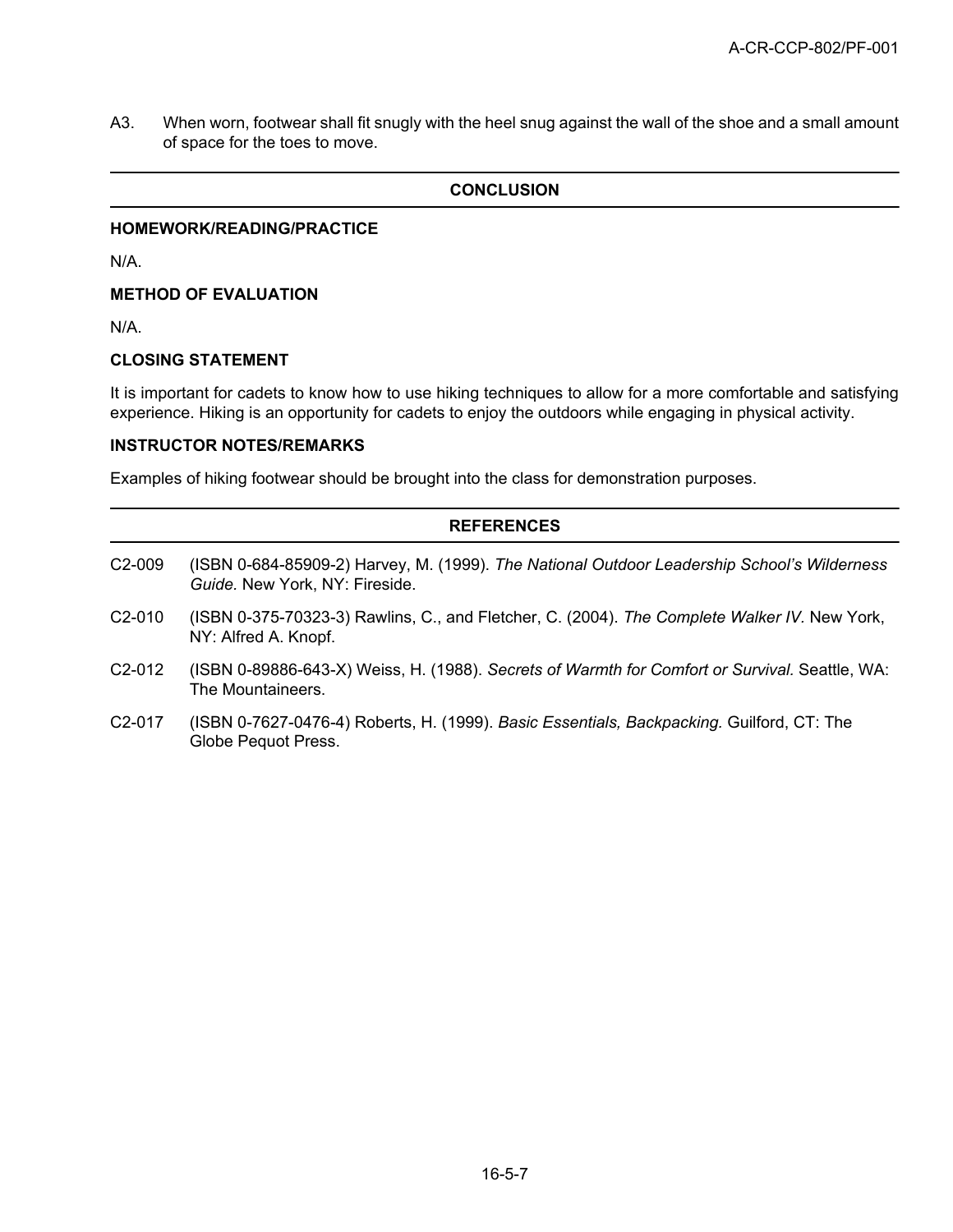A3. When worn, footwear shall fit snugly with the heel snug against the wall of the shoe and a small amount of space for the toes to move.

## CONCLUSION

### HOMEWORK/READING/PRACTICE

N/A.

### METHOD OF EVALUATION

N/A.

### CLOSING STATEMENT

It is important for cadets to know how to use hiking techniques to allow for a more comfortable and satisfying experience. Hiking is an opportunity for cadets to enjoy the outdoors while engaging in physical activity.

### INSTRUCTOR NOTES/REMARKS

Examples of hiking footwear should be brought into the class for demonstration purposes.

## REFERENCES

C2-009 (ISBN 0-684-85909-2) Harvey, M. (1999). *The National Outdoor Leadership School's Wilderness Guide.* New York, NY: Fireside.

C2-010 (ISBN 0-375-70323-3) Rawlins, C., and Fletcher, C. (2004). *The Complete Walker IV*. New York, NY: Alfred A. Knopf.

C2-012 (ISBN 0-89886-643-X) Weiss, H. (1988). *Secrets of Warmth for Comfort or Survival.* Seattle, WA: The Mountaineers.

C2-017 (ISBN 0-7627-0476-4) Roberts, H. (1999). *Basic Essentials, Backpacking.* Guilford, CT: The Globe Pequot Press.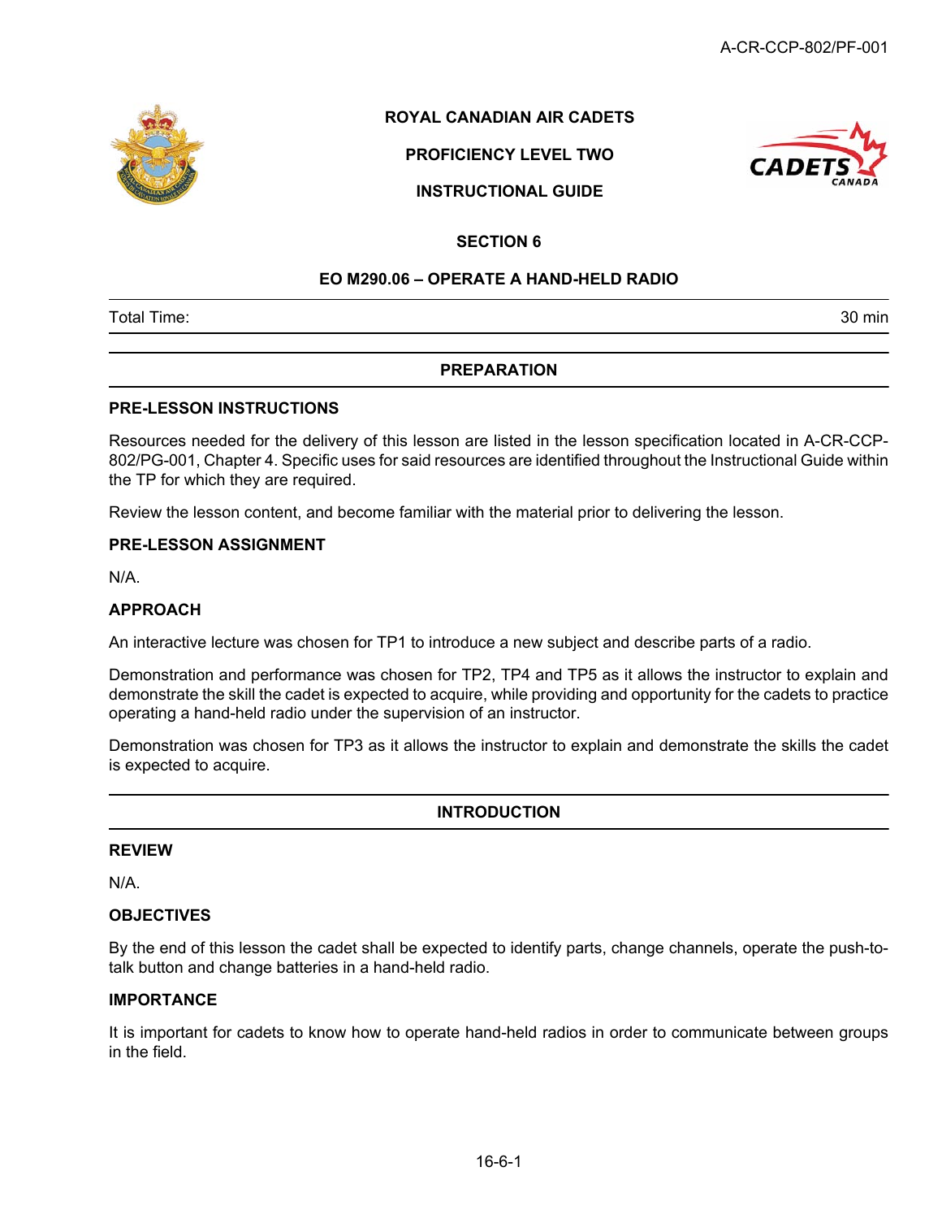ROYAL CANADIAN AIR CADETS

PROFICIENCY LEVEL TWO

INSTRUCTIONAL GUIDE

SECTION 6

# EO M290.06 – OPERATE A HAND-HELD RADIO

| Total Time: | 30 min |
|---|---|

## PREPARATION

### PRE-LESSON INSTRUCTIONS

Resources needed for the delivery of this lesson are listed in the lesson specification located in A-CR-CCP-802/PG-001, Chapter 4. Specific uses for said resources are identified throughout the Instructional Guide within the TP for which they are required.

Review the lesson content, and become familiar with the material prior to delivering the lesson.

### PRE-LESSON ASSIGNMENT

N/A.

### APPROACH

An interactive lecture was chosen for TP1 to introduce a new subject and describe parts of a radio.

Demonstration and performance was chosen for TP2, TP4 and TP5 as it allows the instructor to explain and demonstrate the skill the cadet is expected to acquire, while providing and opportunity for the cadets to practice operating a hand-held radio under the supervision of an instructor.

Demonstration was chosen for TP3 as it allows the instructor to explain and demonstrate the skills the cadet is expected to acquire.

## INTRODUCTION

### REVIEW

N/A.

### OBJECTIVES

By the end of this lesson the cadet shall be expected to identify parts, change channels, operate the push-to-talk button and change batteries in a hand-held radio.

### IMPORTANCE

It is important for cadets to know how to operate hand-held radios in order to communicate between groups in the field.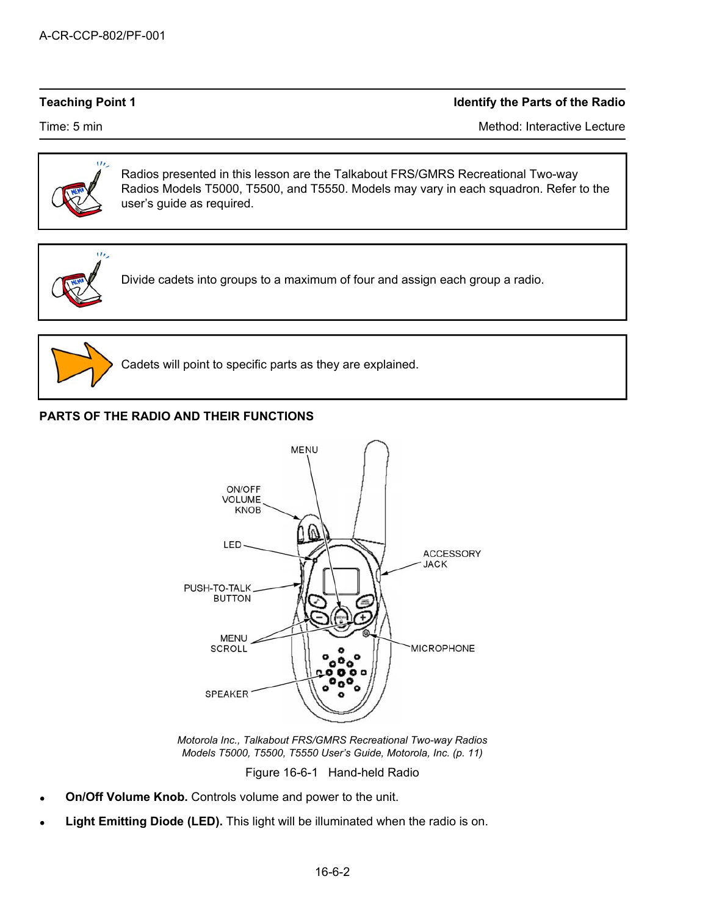| Teaching Point 1 | Identify the Parts of the Radio |
|---|---|
| Time: 5 min | Method: Interactive Lecture |

Radios presented in this lesson are the Talkabout FRS/GMRS Recreational Two-way Radios Models T5000, T5500, and T5550. Models may vary in each squadron. Refer to the user's guide as required.

Divide cadets into groups to a maximum of four and assign each group a radio.

Cadets will point to specific parts as they are explained.

**PARTS OF THE RADIO AND THEIR FUNCTIONS**

MENU

ON/OFF VOLUME KNOB

LED

ACCESSORY JACK

PUSH-TO-TALK BUTTON

MENU SCROLL

MICROPHONE

SPEAKER

*Motorola Inc., Talkabout FRS/GMRS Recreational Two-way Radios Models T5000, T5500, T5550 User's Guide, Motorola, Inc. (p. 11)*

Figure 16-6-1 Hand-held Radio

- **On/Off Volume Knob.** Controls volume and power to the unit.
- **Light Emitting Diode (LED).** This light will be illuminated when the radio is on.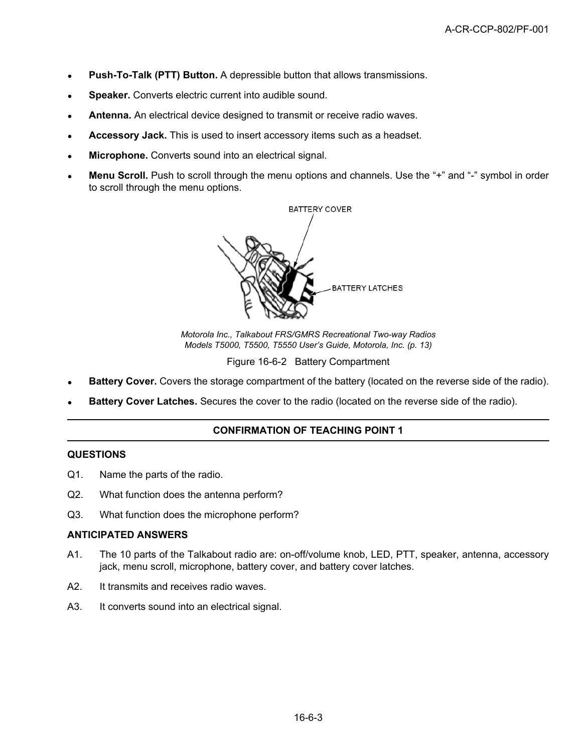- **Push-To-Talk (PTT) Button.** A depressible button that allows transmissions.
- **Speaker.** Converts electric current into audible sound.
- **Antenna.** An electrical device designed to transmit or receive radio waves.
- **Accessory Jack.** This is used to insert accessory items such as a headset.
- **Microphone.** Converts sound into an electrical signal.
- **Menu Scroll.** Push to scroll through the menu options and channels. Use the "+" and "-" symbol in order to scroll through the menu options.

*Motorola Inc., Talkabout FRS/GMRS Recreational Two-way Radios Models T5000, T5500, T5550 User's Guide, Motorola, Inc. (p. 13)*

Figure 16-6-2 Battery Compartment

- **Battery Cover.** Covers the storage compartment of the battery (located on the reverse side of the radio).
- **Battery Cover Latches.** Secures the cover to the radio (located on the reverse side of the radio).

---

**CONFIRMATION OF TEACHING POINT 1**

---

**QUESTIONS**

Q1. Name the parts of the radio.

Q2. What function does the antenna perform?

Q3. What function does the microphone perform?

**ANTICIPATED ANSWERS**

A1. The 10 parts of the Talkabout radio are: on-off/volume knob, LED, PTT, speaker, antenna, accessory jack, menu scroll, microphone, battery cover, and battery cover latches.

A2. It transmits and receives radio waves.

A3. It converts sound into an electrical signal.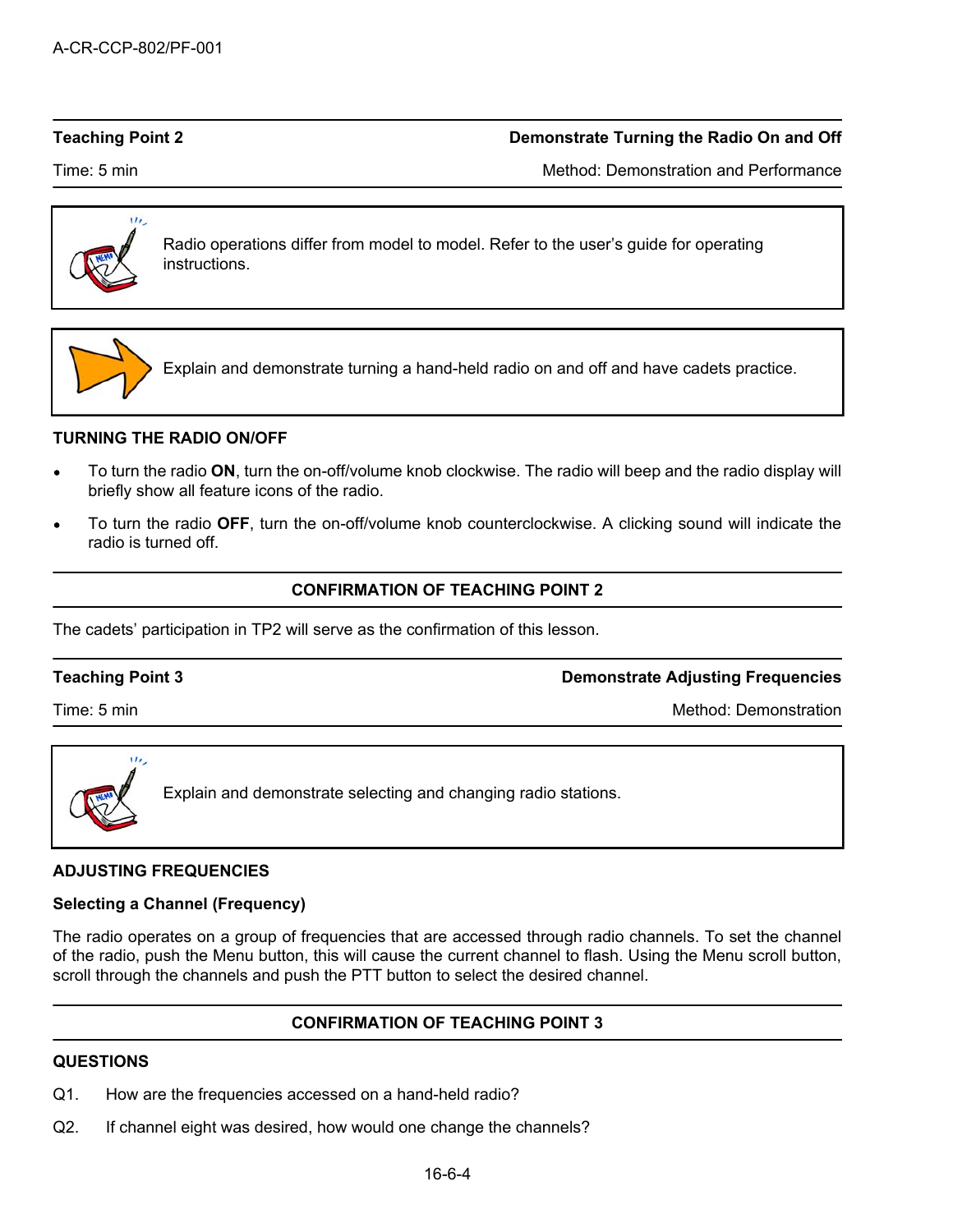**Teaching Point 2** | **Demonstrate Turning the Radio On and Off**

Time: 5 min | Method: Demonstration and Performance

> Radio operations differ from model to model. Refer to the user's guide for operating instructions.

> Explain and demonstrate turning a hand-held radio on and off and have cadets practice.

**TURNING THE RADIO ON/OFF**

- To turn the radio **ON**, turn the on-off/volume knob clockwise. The radio will beep and the radio display will briefly show all feature icons of the radio.
- To turn the radio **OFF**, turn the on-off/volume knob counterclockwise. A clicking sound will indicate the radio is turned off.

**CONFIRMATION OF TEACHING POINT 2**

The cadets' participation in TP2 will serve as the confirmation of this lesson.

**Teaching Point 3** | **Demonstrate Adjusting Frequencies**

Time: 5 min | Method: Demonstration

> Explain and demonstrate selecting and changing radio stations.

**ADJUSTING FREQUENCIES**

**Selecting a Channel (Frequency)**

The radio operates on a group of frequencies that are accessed through radio channels. To set the channel of the radio, push the Menu button, this will cause the current channel to flash. Using the Menu scroll button, scroll through the channels and push the PTT button to select the desired channel.

**CONFIRMATION OF TEACHING POINT 3**

**QUESTIONS**

Q1. How are the frequencies accessed on a hand-held radio?

Q2. If channel eight was desired, how would one change the channels?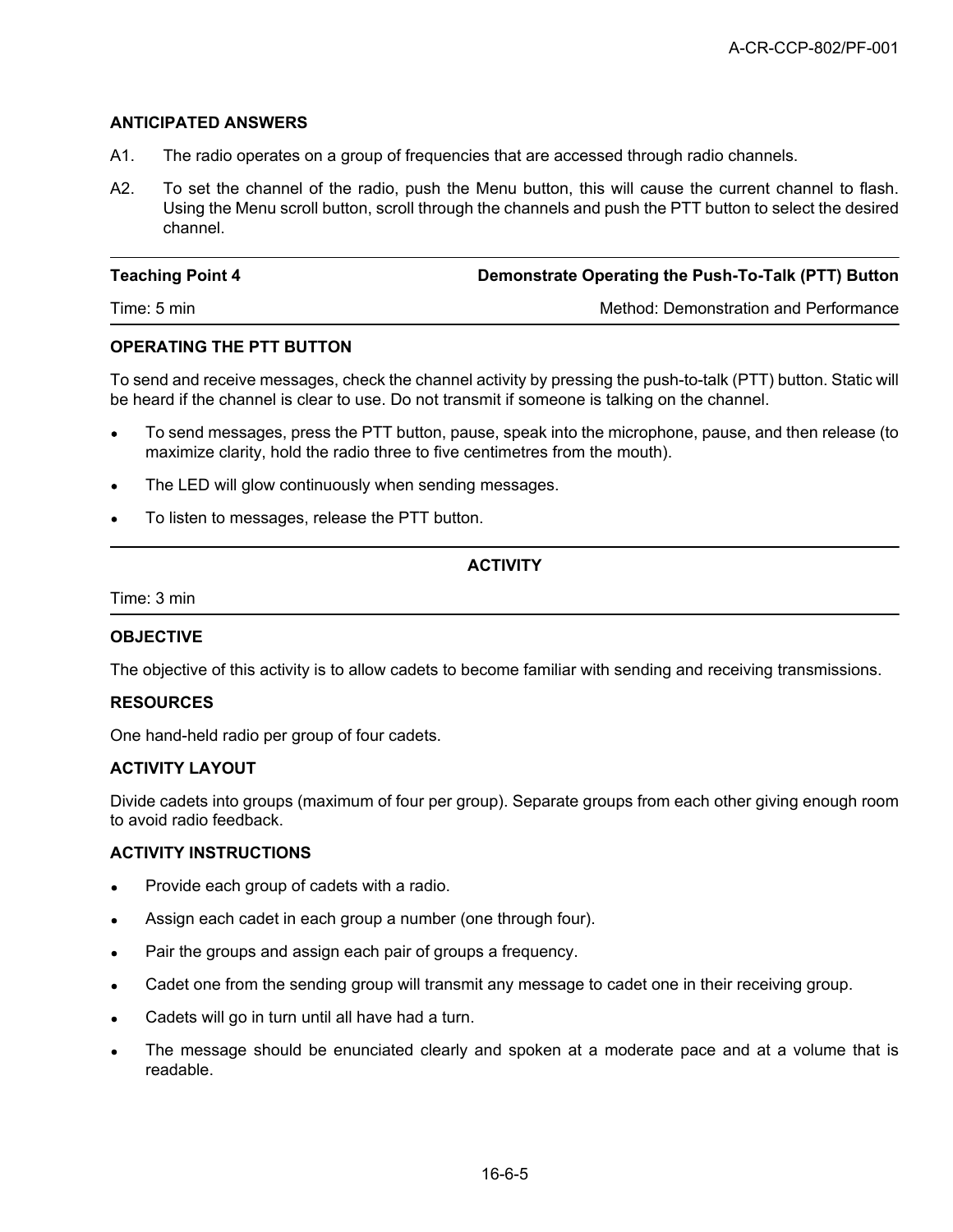### ANTICIPATED ANSWERS

A1. The radio operates on a group of frequencies that are accessed through radio channels.

A2. To set the channel of the radio, push the Menu button, this will cause the current channel to flash. Using the Menu scroll button, scroll through the channels and push the PTT button to select the desired channel.

| Teaching Point 4 | Demonstrate Operating the Push-To-Talk (PTT) Button |
|---|---|
| Time: 5 min | Method: Demonstration and Performance |

### OPERATING THE PTT BUTTON

To send and receive messages, check the channel activity by pressing the push-to-talk (PTT) button. Static will be heard if the channel is clear to use. Do not transmit if someone is talking on the channel.

- To send messages, press the PTT button, pause, speak into the microphone, pause, and then release (to maximize clarity, hold the radio three to five centimetres from the mouth).
- The LED will glow continuously when sending messages.
- To listen to messages, release the PTT button.

## ACTIVITY

Time: 3 min

### OBJECTIVE

The objective of this activity is to allow cadets to become familiar with sending and receiving transmissions.

### RESOURCES

One hand-held radio per group of four cadets.

### ACTIVITY LAYOUT

Divide cadets into groups (maximum of four per group). Separate groups from each other giving enough room to avoid radio feedback.

### ACTIVITY INSTRUCTIONS

- Provide each group of cadets with a radio.
- Assign each cadet in each group a number (one through four).
- Pair the groups and assign each pair of groups a frequency.
- Cadet one from the sending group will transmit any message to cadet one in their receiving group.
- Cadets will go in turn until all have had a turn.
- The message should be enunciated clearly and spoken at a moderate pace and at a volume that is readable.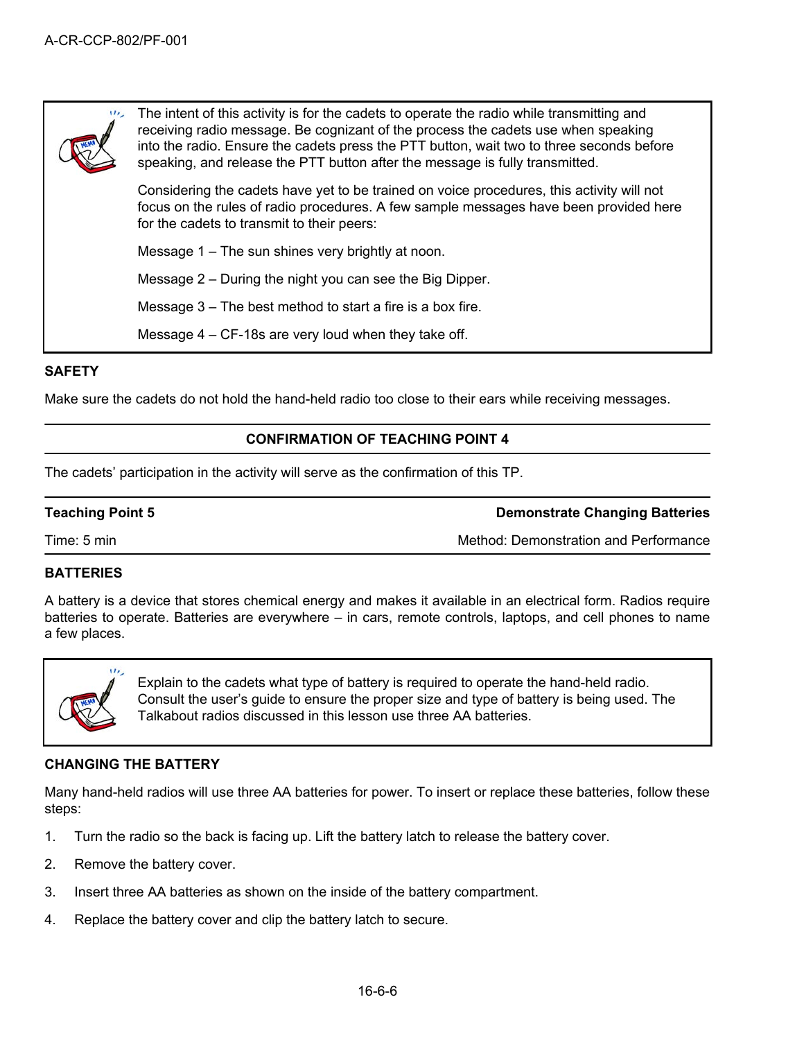The intent of this activity is for the cadets to operate the radio while transmitting and receiving radio message. Be cognizant of the process the cadets use when speaking into the radio. Ensure the cadets press the PTT button, wait two to three seconds before speaking, and release the PTT button after the message is fully transmitted.

Considering the cadets have yet to be trained on voice procedures, this activity will not focus on the rules of radio procedures. A few sample messages have been provided here for the cadets to transmit to their peers:

Message 1 – The sun shines very brightly at noon.

Message 2 – During the night you can see the Big Dipper.

Message 3 – The best method to start a fire is a box fire.

Message 4 – CF-18s are very loud when they take off.

**SAFETY**

Make sure the cadets do not hold the hand-held radio too close to their ears while receiving messages.

**CONFIRMATION OF TEACHING POINT 4**

The cadets' participation in the activity will serve as the confirmation of this TP.

| **Teaching Point 5** | **Demonstrate Changing Batteries** |
|---|---|
| Time: 5 min | Method: Demonstration and Performance |

**BATTERIES**

A battery is a device that stores chemical energy and makes it available in an electrical form. Radios require batteries to operate. Batteries are everywhere – in cars, remote controls, laptops, and cell phones to name a few places.

Explain to the cadets what type of battery is required to operate the hand-held radio. Consult the user's guide to ensure the proper size and type of battery is being used. The Talkabout radios discussed in this lesson use three AA batteries.

**CHANGING THE BATTERY**

Many hand-held radios will use three AA batteries for power. To insert or replace these batteries, follow these steps:

1. Turn the radio so the back is facing up. Lift the battery latch to release the battery cover.
2. Remove the battery cover.
3. Insert three AA batteries as shown on the inside of the battery compartment.
4. Replace the battery cover and clip the battery latch to secure.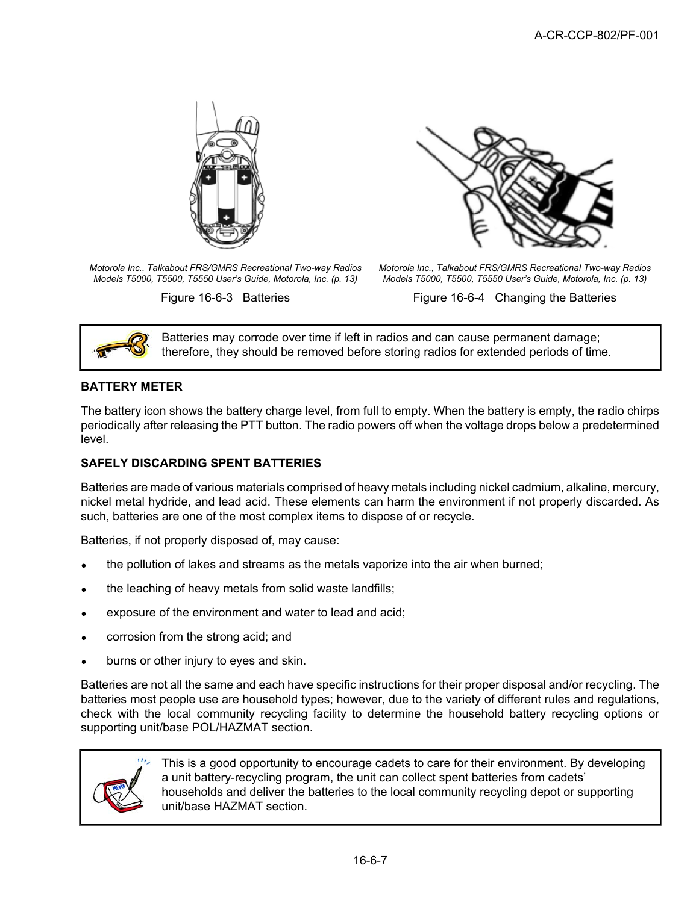*Motorola Inc., Talkabout FRS/GMRS Recreational Two-way Radios Models T5000, T5500, T5550 User's Guide, Motorola, Inc. (p. 13)*

Figure 16-6-3 Batteries

*Motorola Inc., Talkabout FRS/GMRS Recreational Two-way Radios Models T5000, T5500, T5550 User's Guide, Motorola, Inc. (p. 13)*

Figure 16-6-4 Changing the Batteries

> Batteries may corrode over time if left in radios and can cause permanent damage; therefore, they should be removed before storing radios for extended periods of time.

**BATTERY METER**

The battery icon shows the battery charge level, from full to empty. When the battery is empty, the radio chirps periodically after releasing the PTT button. The radio powers off when the voltage drops below a predetermined level.

**SAFELY DISCARDING SPENT BATTERIES**

Batteries are made of various materials comprised of heavy metals including nickel cadmium, alkaline, mercury, nickel metal hydride, and lead acid. These elements can harm the environment if not properly discarded. As such, batteries are one of the most complex items to dispose of or recycle.

Batteries, if not properly disposed of, may cause:

- the pollution of lakes and streams as the metals vaporize into the air when burned;
- the leaching of heavy metals from solid waste landfills;
- exposure of the environment and water to lead and acid;
- corrosion from the strong acid; and
- burns or other injury to eyes and skin.

Batteries are not all the same and each have specific instructions for their proper disposal and/or recycling. The batteries most people use are household types; however, due to the variety of different rules and regulations, check with the local community recycling facility to determine the household battery recycling options or supporting unit/base POL/HAZMAT section.

> This is a good opportunity to encourage cadets to care for their environment. By developing a unit battery-recycling program, the unit can collect spent batteries from cadets' households and deliver the batteries to the local community recycling depot or supporting unit/base HAZMAT section.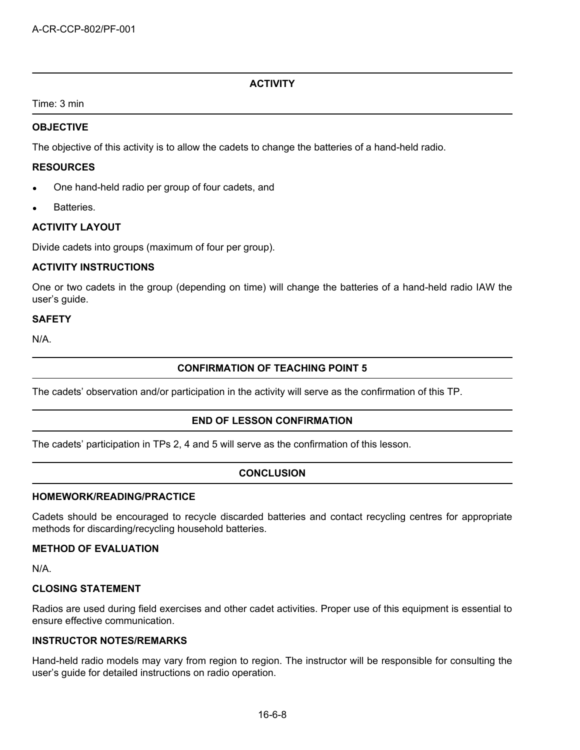## ACTIVITY

Time: 3 min

### OBJECTIVE

The objective of this activity is to allow the cadets to change the batteries of a hand-held radio.

### RESOURCES

- One hand-held radio per group of four cadets, and
- Batteries.

### ACTIVITY LAYOUT

Divide cadets into groups (maximum of four per group).

### ACTIVITY INSTRUCTIONS

One or two cadets in the group (depending on time) will change the batteries of a hand-held radio IAW the user's guide.

### SAFETY

N/A.

## CONFIRMATION OF TEACHING POINT 5

The cadets' observation and/or participation in the activity will serve as the confirmation of this TP.

## END OF LESSON CONFIRMATION

The cadets' participation in TPs 2, 4 and 5 will serve as the confirmation of this lesson.

## CONCLUSION

### HOMEWORK/READING/PRACTICE

Cadets should be encouraged to recycle discarded batteries and contact recycling centres for appropriate methods for discarding/recycling household batteries.

### METHOD OF EVALUATION

N/A.

### CLOSING STATEMENT

Radios are used during field exercises and other cadet activities. Proper use of this equipment is essential to ensure effective communication.

### INSTRUCTOR NOTES/REMARKS

Hand-held radio models may vary from region to region. The instructor will be responsible for consulting the user's guide for detailed instructions on radio operation.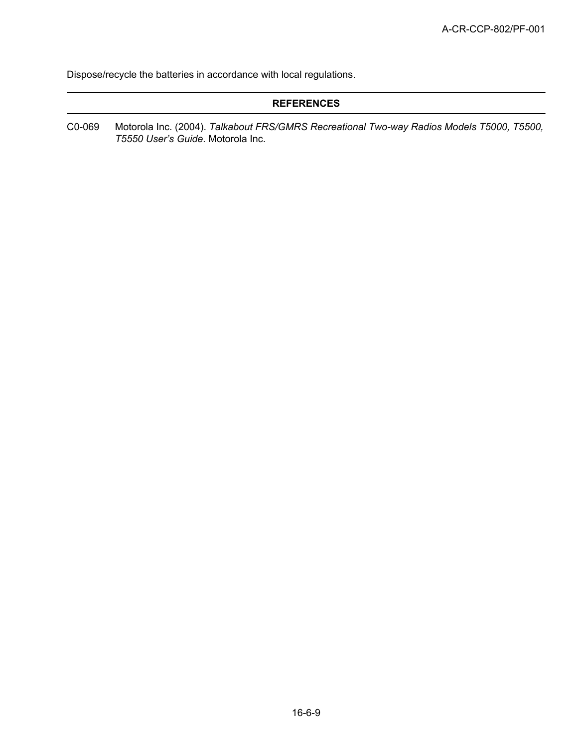Dispose/recycle the batteries in accordance with local regulations.

---

## REFERENCES

---

C0-069 Motorola Inc. (2004). *Talkabout FRS/GMRS Recreational Two-way Radios Models T5000, T5500, T5550 User's Guide*. Motorola Inc.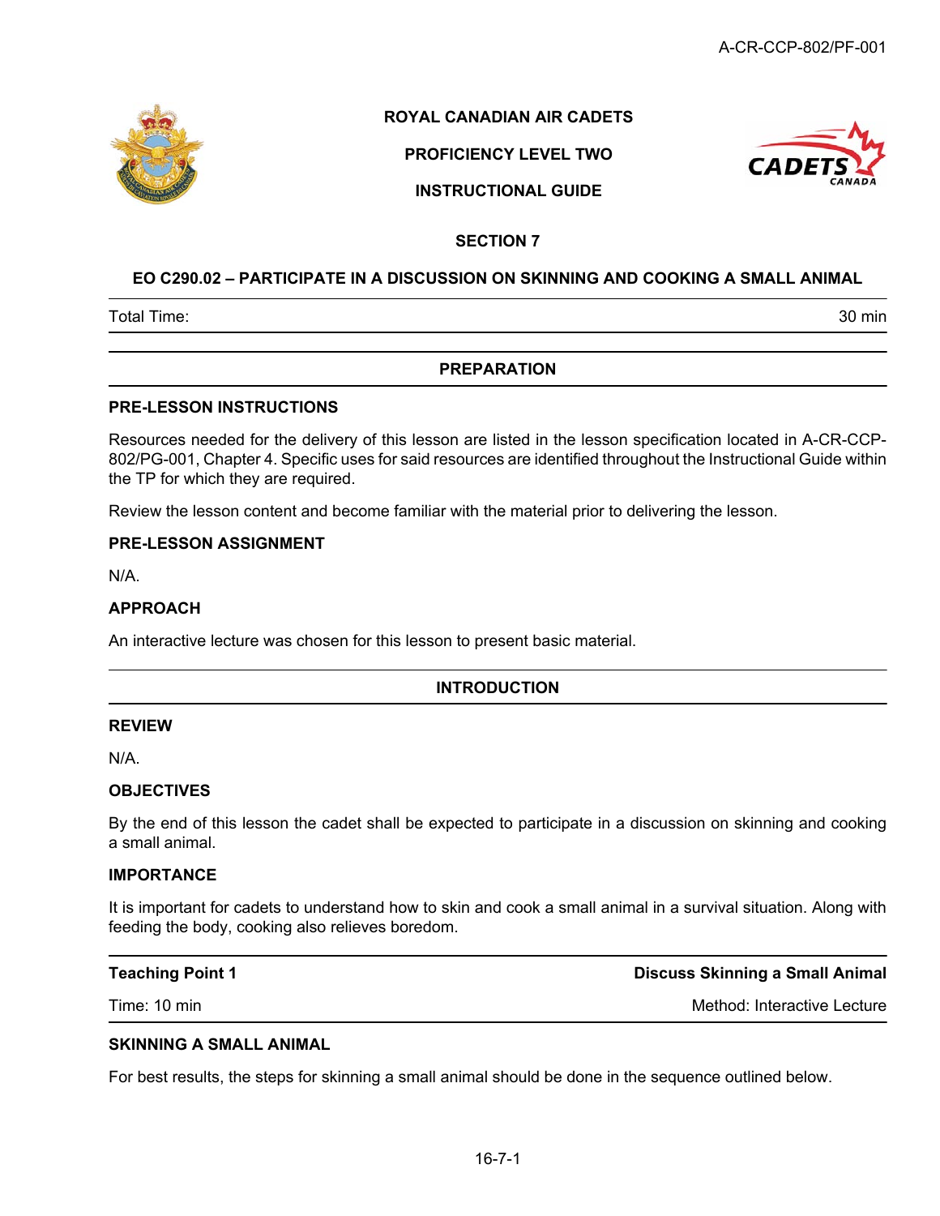ROYAL CANADIAN AIR CADETS

PROFICIENCY LEVEL TWO

INSTRUCTIONAL GUIDE

SECTION 7

# EO C290.02 – PARTICIPATE IN A DISCUSSION ON SKINNING AND COOKING A SMALL ANIMAL

| Total Time: | 30 min |
|---|---|

## PREPARATION

### PRE-LESSON INSTRUCTIONS

Resources needed for the delivery of this lesson are listed in the lesson specification located in A-CR-CCP-802/PG-001, Chapter 4. Specific uses for said resources are identified throughout the Instructional Guide within the TP for which they are required.

Review the lesson content and become familiar with the material prior to delivering the lesson.

### PRE-LESSON ASSIGNMENT

N/A.

### APPROACH

An interactive lecture was chosen for this lesson to present basic material.

## INTRODUCTION

### REVIEW

N/A.

### OBJECTIVES

By the end of this lesson the cadet shall be expected to participate in a discussion on skinning and cooking a small animal.

### IMPORTANCE

It is important for cadets to understand how to skin and cook a small animal in a survival situation. Along with feeding the body, cooking also relieves boredom.

| Teaching Point 1 | Discuss Skinning a Small Animal |
|---|---|
| Time: 10 min | Method: Interactive Lecture |

### SKINNING A SMALL ANIMAL

For best results, the steps for skinning a small animal should be done in the sequence outlined below.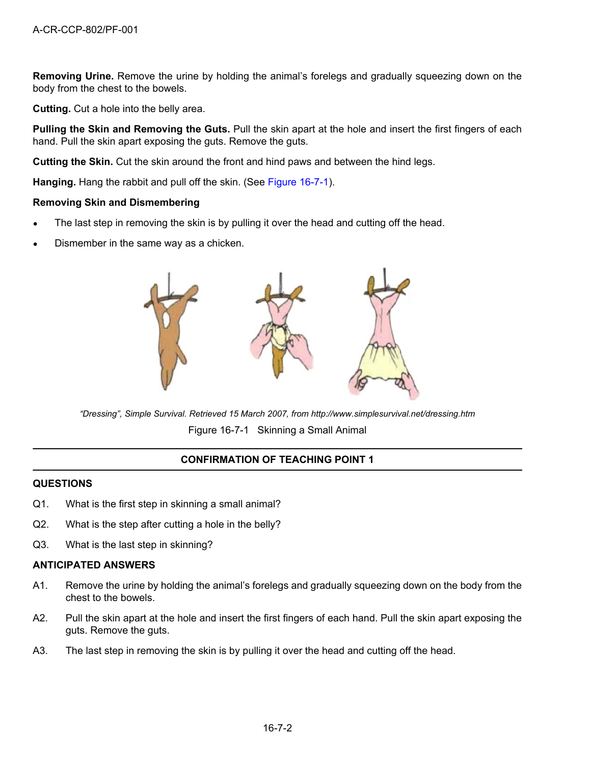**Removing Urine.** Remove the urine by holding the animal's forelegs and gradually squeezing down on the body from the chest to the bowels.

**Cutting.** Cut a hole into the belly area.

**Pulling the Skin and Removing the Guts.** Pull the skin apart at the hole and insert the first fingers of each hand. Pull the skin apart exposing the guts. Remove the guts.

**Cutting the Skin.** Cut the skin around the front and hind paws and between the hind legs.

**Hanging.** Hang the rabbit and pull off the skin. (See Figure 16-7-1).

**Removing Skin and Dismembering**

- The last step in removing the skin is by pulling it over the head and cutting off the head.
- Dismember in the same way as a chicken.

*"Dressing", Simple Survival. Retrieved 15 March 2007, from http://www.simplesurvival.net/dressing.htm*

Figure 16-7-1 Skinning a Small Animal

---

**CONFIRMATION OF TEACHING POINT 1**

---

**QUESTIONS**

Q1. What is the first step in skinning a small animal?

Q2. What is the step after cutting a hole in the belly?

Q3. What is the last step in skinning?

**ANTICIPATED ANSWERS**

A1. Remove the urine by holding the animal's forelegs and gradually squeezing down on the body from the chest to the bowels.

A2. Pull the skin apart at the hole and insert the first fingers of each hand. Pull the skin apart exposing the guts. Remove the guts.

A3. The last step in removing the skin is by pulling it over the head and cutting off the head.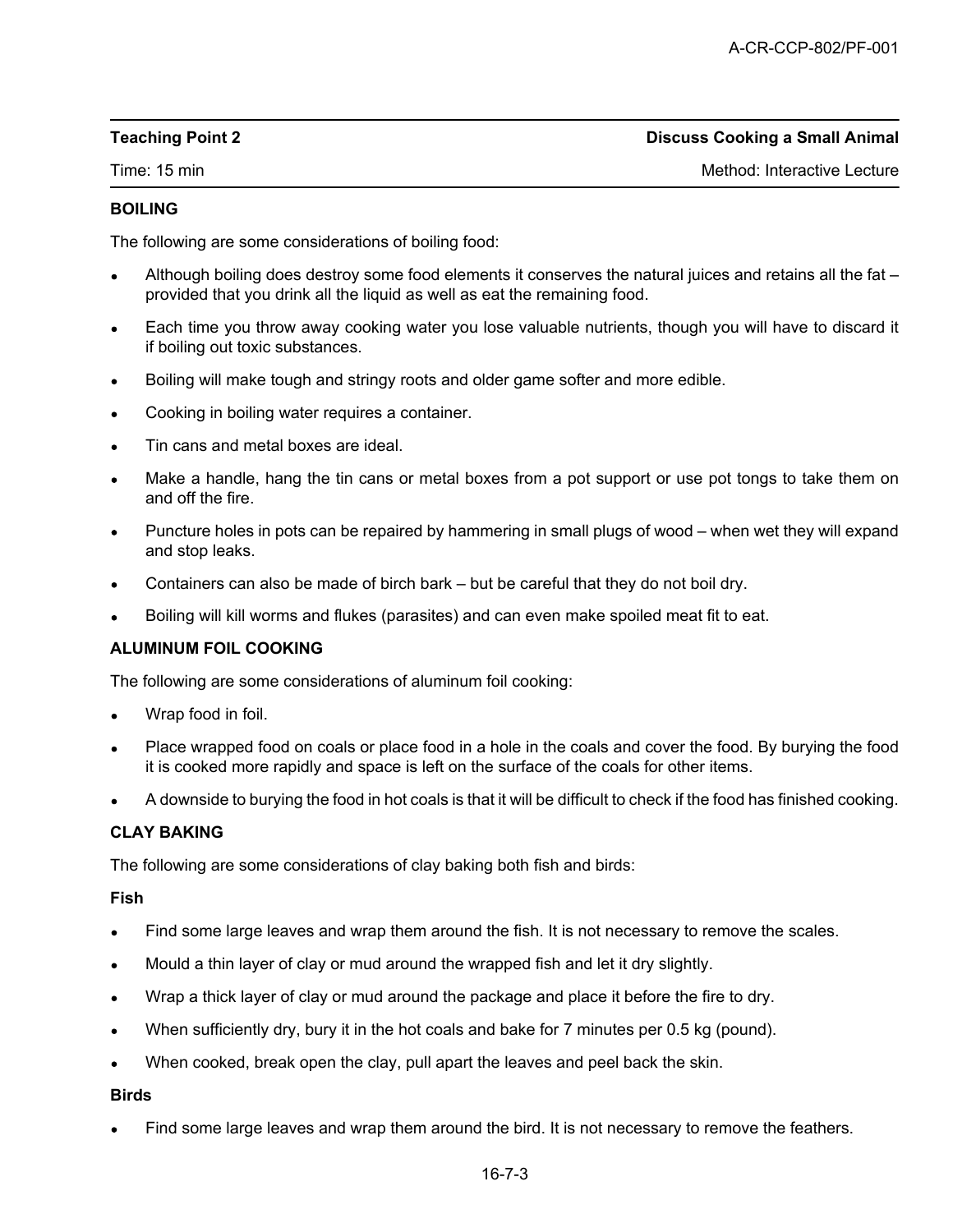**Teaching Point 2** **Discuss Cooking a Small Animal**

Time: 15 min Method: Interactive Lecture

**BOILING**

The following are some considerations of boiling food:

- Although boiling does destroy some food elements it conserves the natural juices and retains all the fat – provided that you drink all the liquid as well as eat the remaining food.
- Each time you throw away cooking water you lose valuable nutrients, though you will have to discard it if boiling out toxic substances.
- Boiling will make tough and stringy roots and older game softer and more edible.
- Cooking in boiling water requires a container.
- Tin cans and metal boxes are ideal.
- Make a handle, hang the tin cans or metal boxes from a pot support or use pot tongs to take them on and off the fire.
- Puncture holes in pots can be repaired by hammering in small plugs of wood – when wet they will expand and stop leaks.
- Containers can also be made of birch bark – but be careful that they do not boil dry.
- Boiling will kill worms and flukes (parasites) and can even make spoiled meat fit to eat.

**ALUMINUM FOIL COOKING**

The following are some considerations of aluminum foil cooking:

- Wrap food in foil.
- Place wrapped food on coals or place food in a hole in the coals and cover the food. By burying the food it is cooked more rapidly and space is left on the surface of the coals for other items.
- A downside to burying the food in hot coals is that it will be difficult to check if the food has finished cooking.

**CLAY BAKING**

The following are some considerations of clay baking both fish and birds:

**Fish**

- Find some large leaves and wrap them around the fish. It is not necessary to remove the scales.
- Mould a thin layer of clay or mud around the wrapped fish and let it dry slightly.
- Wrap a thick layer of clay or mud around the package and place it before the fire to dry.
- When sufficiently dry, bury it in the hot coals and bake for 7 minutes per 0.5 kg (pound).
- When cooked, break open the clay, pull apart the leaves and peel back the skin.

**Birds**

- Find some large leaves and wrap them around the bird. It is not necessary to remove the feathers.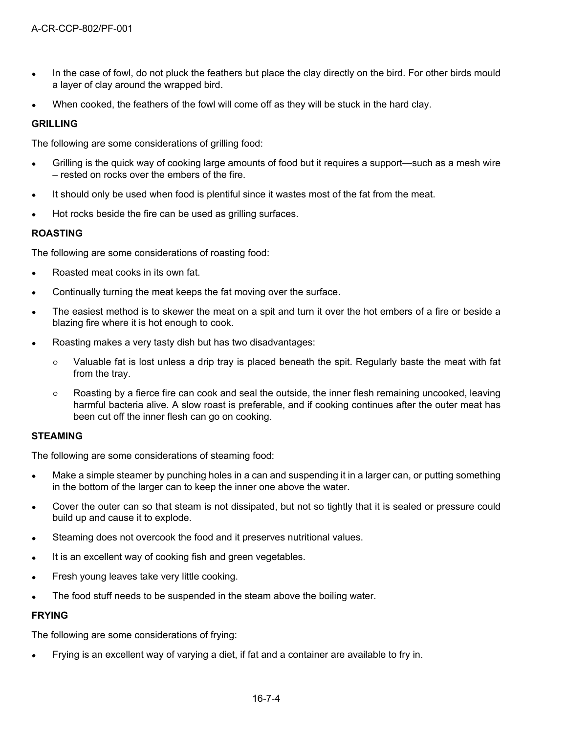- In the case of fowl, do not pluck the feathers but place the clay directly on the bird. For other birds mould a layer of clay around the wrapped bird.
- When cooked, the feathers of the fowl will come off as they will be stuck in the hard clay.

**GRILLING**

The following are some considerations of grilling food:

- Grilling is the quick way of cooking large amounts of food but it requires a support—such as a mesh wire – rested on rocks over the embers of the fire.
- It should only be used when food is plentiful since it wastes most of the fat from the meat.
- Hot rocks beside the fire can be used as grilling surfaces.

**ROASTING**

The following are some considerations of roasting food:

- Roasted meat cooks in its own fat.
- Continually turning the meat keeps the fat moving over the surface.
- The easiest method is to skewer the meat on a spit and turn it over the hot embers of a fire or beside a blazing fire where it is hot enough to cook.
- Roasting makes a very tasty dish but has two disadvantages:
  - Valuable fat is lost unless a drip tray is placed beneath the spit. Regularly baste the meat with fat from the tray.
  - Roasting by a fierce fire can cook and seal the outside, the inner flesh remaining uncooked, leaving harmful bacteria alive. A slow roast is preferable, and if cooking continues after the outer meat has been cut off the inner flesh can go on cooking.

**STEAMING**

The following are some considerations of steaming food:

- Make a simple steamer by punching holes in a can and suspending it in a larger can, or putting something in the bottom of the larger can to keep the inner one above the water.
- Cover the outer can so that steam is not dissipated, but not so tightly that it is sealed or pressure could build up and cause it to explode.
- Steaming does not overcook the food and it preserves nutritional values.
- It is an excellent way of cooking fish and green vegetables.
- Fresh young leaves take very little cooking.
- The food stuff needs to be suspended in the steam above the boiling water.

**FRYING**

The following are some considerations of frying:

- Frying is an excellent way of varying a diet, if fat and a container are available to fry in.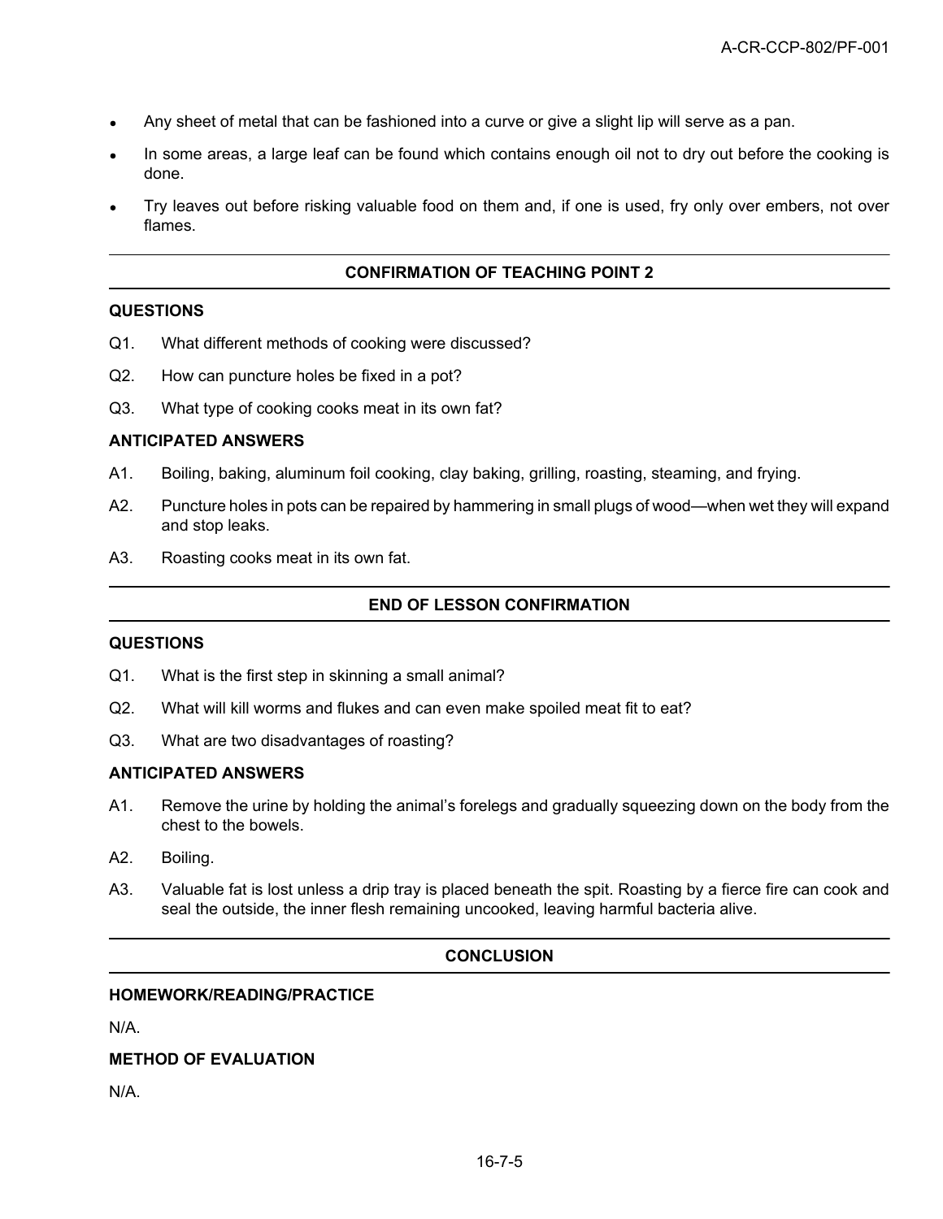- Any sheet of metal that can be fashioned into a curve or give a slight lip will serve as a pan.
- In some areas, a large leaf can be found which contains enough oil not to dry out before the cooking is done.
- Try leaves out before risking valuable food on them and, if one is used, fry only over embers, not over flames.

## CONFIRMATION OF TEACHING POINT 2

### QUESTIONS

Q1. What different methods of cooking were discussed?

Q2. How can puncture holes be fixed in a pot?

Q3. What type of cooking cooks meat in its own fat?

### ANTICIPATED ANSWERS

A1. Boiling, baking, aluminum foil cooking, clay baking, grilling, roasting, steaming, and frying.

A2. Puncture holes in pots can be repaired by hammering in small plugs of wood—when wet they will expand and stop leaks.

A3. Roasting cooks meat in its own fat.

## END OF LESSON CONFIRMATION

### QUESTIONS

Q1. What is the first step in skinning a small animal?

Q2. What will kill worms and flukes and can even make spoiled meat fit to eat?

Q3. What are two disadvantages of roasting?

### ANTICIPATED ANSWERS

A1. Remove the urine by holding the animal's forelegs and gradually squeezing down on the body from the chest to the bowels.

A2. Boiling.

A3. Valuable fat is lost unless a drip tray is placed beneath the spit. Roasting by a fierce fire can cook and seal the outside, the inner flesh remaining uncooked, leaving harmful bacteria alive.

## CONCLUSION

### HOMEWORK/READING/PRACTICE

N/A.

### METHOD OF EVALUATION

N/A.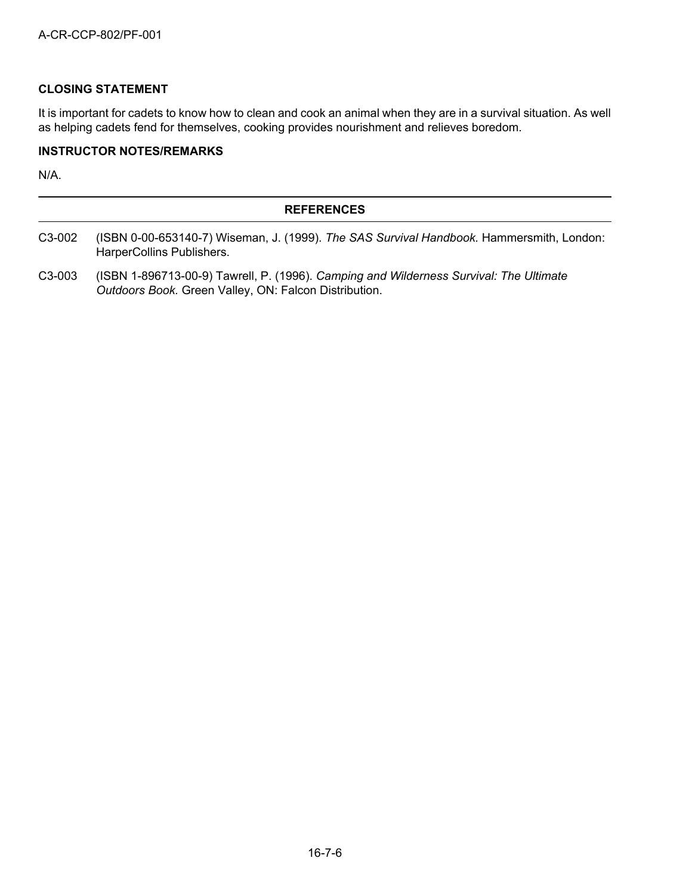**CLOSING STATEMENT**

It is important for cadets to know how to clean and cook an animal when they are in a survival situation. As well as helping cadets fend for themselves, cooking provides nourishment and relieves boredom.

**INSTRUCTOR NOTES/REMARKS**

N/A.

---

**REFERENCES**

---

C3-002 (ISBN 0-00-653140-7) Wiseman, J. (1999). *The SAS Survival Handbook.* Hammersmith, London: HarperCollins Publishers.

C3-003 (ISBN 1-896713-00-9) Tawrell, P. (1996). *Camping and Wilderness Survival: The Ultimate Outdoors Book.* Green Valley, ON: Falcon Distribution.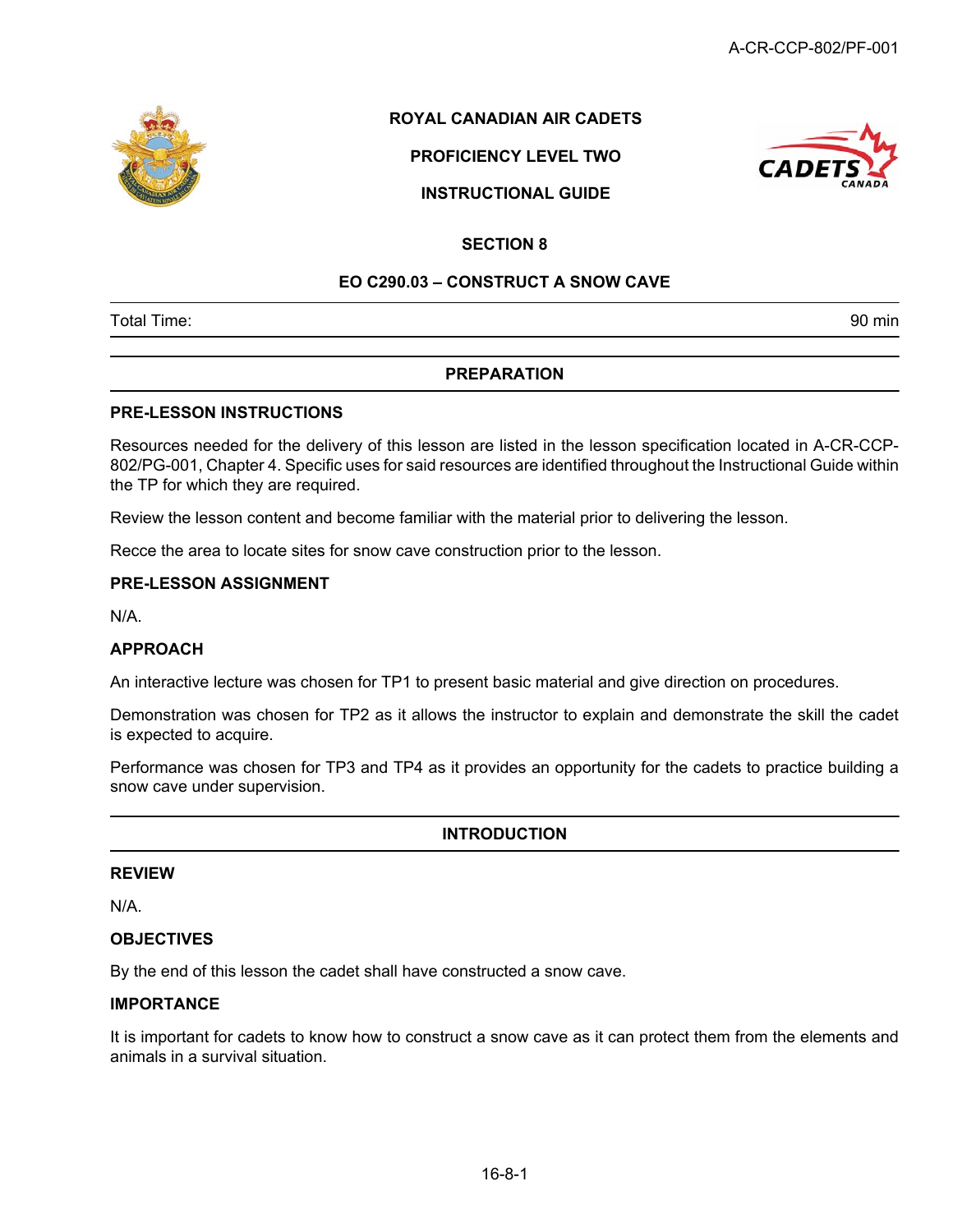# ROYAL CANADIAN AIR CADETS

## PROFICIENCY LEVEL TWO

## INSTRUCTIONAL GUIDE

## SECTION 8

## EO C290.03 – CONSTRUCT A SNOW CAVE

| Total Time: | 90 min |
|---|---|

## PREPARATION

### PRE-LESSON INSTRUCTIONS

Resources needed for the delivery of this lesson are listed in the lesson specification located in A-CR-CCP-802/PG-001, Chapter 4. Specific uses for said resources are identified throughout the Instructional Guide within the TP for which they are required.

Review the lesson content and become familiar with the material prior to delivering the lesson.

Recce the area to locate sites for snow cave construction prior to the lesson.

### PRE-LESSON ASSIGNMENT

N/A.

### APPROACH

An interactive lecture was chosen for TP1 to present basic material and give direction on procedures.

Demonstration was chosen for TP2 as it allows the instructor to explain and demonstrate the skill the cadet is expected to acquire.

Performance was chosen for TP3 and TP4 as it provides an opportunity for the cadets to practice building a snow cave under supervision.

## INTRODUCTION

### REVIEW

N/A.

### OBJECTIVES

By the end of this lesson the cadet shall have constructed a snow cave.

### IMPORTANCE

It is important for cadets to know how to construct a snow cave as it can protect them from the elements and animals in a survival situation.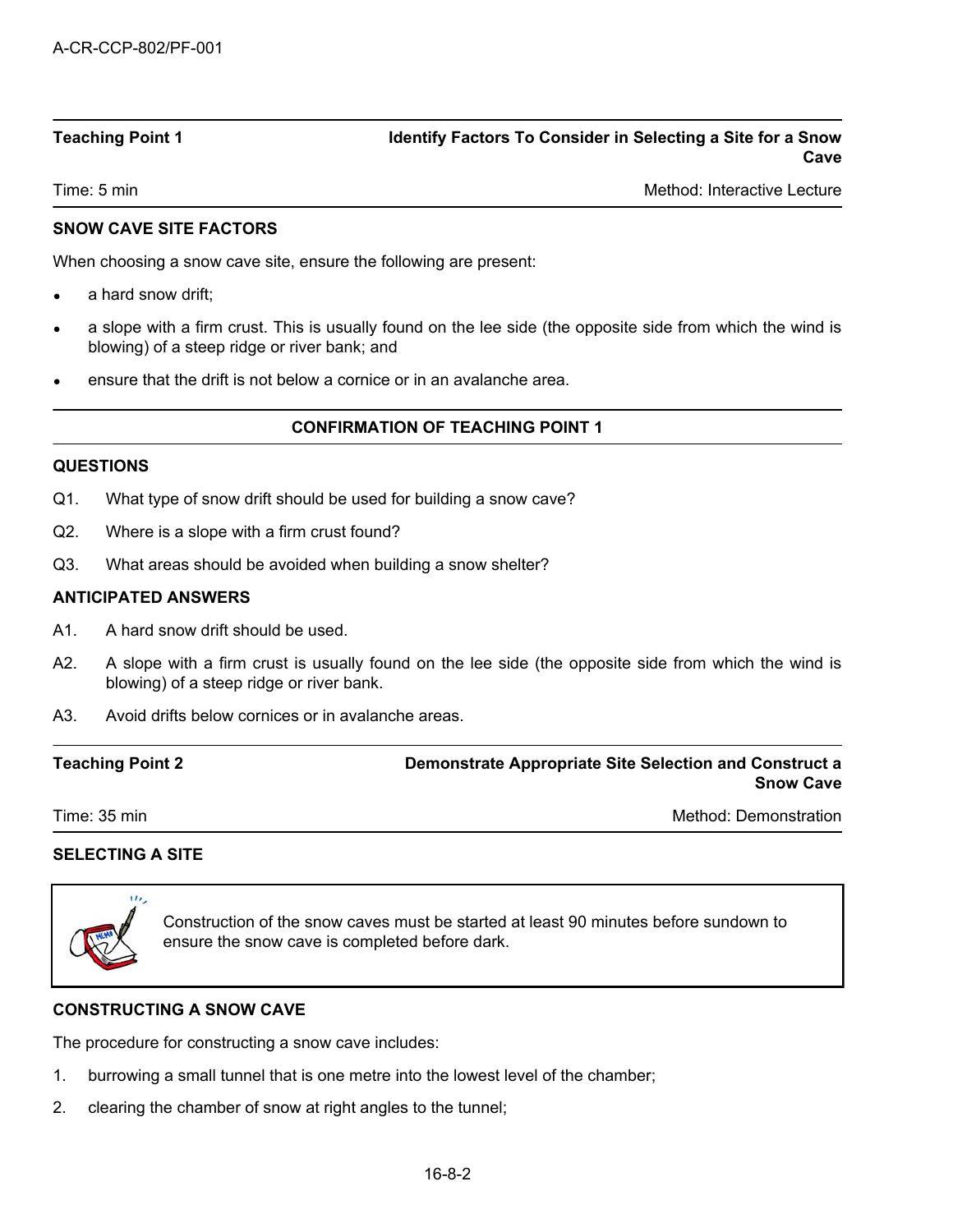| Teaching Point 1 | Identify Factors To Consider in Selecting a Site for a Snow Cave |
|---|---|
| Time: 5 min | Method: Interactive Lecture |

**SNOW CAVE SITE FACTORS**

When choosing a snow cave site, ensure the following are present:

- a hard snow drift;
- a slope with a firm crust. This is usually found on the lee side (the opposite side from which the wind is blowing) of a steep ridge or river bank; and
- ensure that the drift is not below a cornice or in an avalanche area.

**CONFIRMATION OF TEACHING POINT 1**

**QUESTIONS**

Q1. What type of snow drift should be used for building a snow cave?

Q2. Where is a slope with a firm crust found?

Q3. What areas should be avoided when building a snow shelter?

**ANTICIPATED ANSWERS**

A1. A hard snow drift should be used.

A2. A slope with a firm crust is usually found on the lee side (the opposite side from which the wind is blowing) of a steep ridge or river bank.

A3. Avoid drifts below cornices or in avalanche areas.

| Teaching Point 2 | Demonstrate Appropriate Site Selection and Construct a Snow Cave |
|---|---|
| Time: 35 min | Method: Demonstration |

**SELECTING A SITE**

> Construction of the snow caves must be started at least 90 minutes before sundown to ensure the snow cave is completed before dark.

**CONSTRUCTING A SNOW CAVE**

The procedure for constructing a snow cave includes:

1. burrowing a small tunnel that is one metre into the lowest level of the chamber;
2. clearing the chamber of snow at right angles to the tunnel;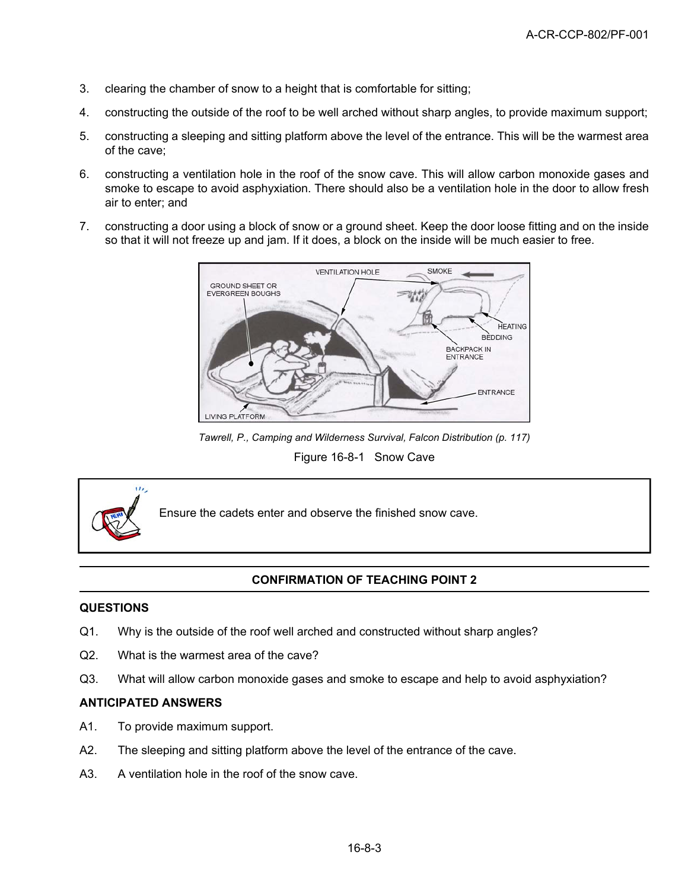3. clearing the chamber of snow to a height that is comfortable for sitting;
4. constructing the outside of the roof to be well arched without sharp angles, to provide maximum support;
5. constructing a sleeping and sitting platform above the level of the entrance. This will be the warmest area of the cave;
6. constructing a ventilation hole in the roof of the snow cave. This will allow carbon monoxide gases and smoke to escape to avoid asphyxiation. There should also be a ventilation hole in the door to allow fresh air to enter; and
7. constructing a door using a block of snow or a ground sheet. Keep the door loose fitting and on the inside so that it will not freeze up and jam. If it does, a block on the inside will be much easier to free.

*Tawrell, P., Camping and Wilderness Survival, Falcon Distribution (p. 117)*

Figure 16-8-1 Snow Cave

Ensure the cadets enter and observe the finished snow cave.

## CONFIRMATION OF TEACHING POINT 2

**QUESTIONS**

Q1. Why is the outside of the roof well arched and constructed without sharp angles?

Q2. What is the warmest area of the cave?

Q3. What will allow carbon monoxide gases and smoke to escape and help to avoid asphyxiation?

**ANTICIPATED ANSWERS**

A1. To provide maximum support.

A2. The sleeping and sitting platform above the level of the entrance of the cave.

A3. A ventilation hole in the roof of the snow cave.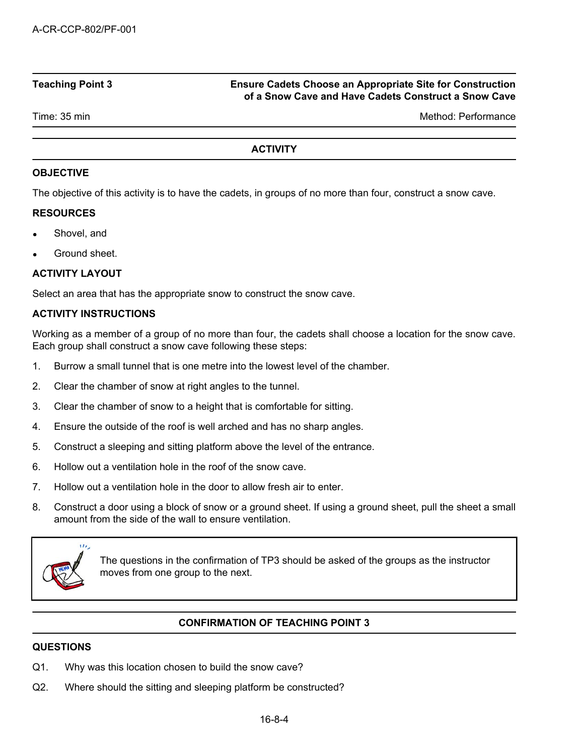| Teaching Point 3 | Ensure Cadets Choose an Appropriate Site for Construction of a Snow Cave and Have Cadets Construct a Snow Cave |
| --- | --- |
| Time: 35 min | Method: Performance |

## ACTIVITY

### OBJECTIVE

The objective of this activity is to have the cadets, in groups of no more than four, construct a snow cave.

### RESOURCES

- Shovel, and
- Ground sheet.

### ACTIVITY LAYOUT

Select an area that has the appropriate snow to construct the snow cave.

### ACTIVITY INSTRUCTIONS

Working as a member of a group of no more than four, the cadets shall choose a location for the snow cave. Each group shall construct a snow cave following these steps:

1. Burrow a small tunnel that is one metre into the lowest level of the chamber.
2. Clear the chamber of snow at right angles to the tunnel.
3. Clear the chamber of snow to a height that is comfortable for sitting.
4. Ensure the outside of the roof is well arched and has no sharp angles.
5. Construct a sleeping and sitting platform above the level of the entrance.
6. Hollow out a ventilation hole in the roof of the snow cave.
7. Hollow out a ventilation hole in the door to allow fresh air to enter.
8. Construct a door using a block of snow or a ground sheet. If using a ground sheet, pull the sheet a small amount from the side of the wall to ensure ventilation.

> The questions in the confirmation of TP3 should be asked of the groups as the instructor moves from one group to the next.

## CONFIRMATION OF TEACHING POINT 3

### QUESTIONS

Q1. Why was this location chosen to build the snow cave?

Q2. Where should the sitting and sleeping platform be constructed?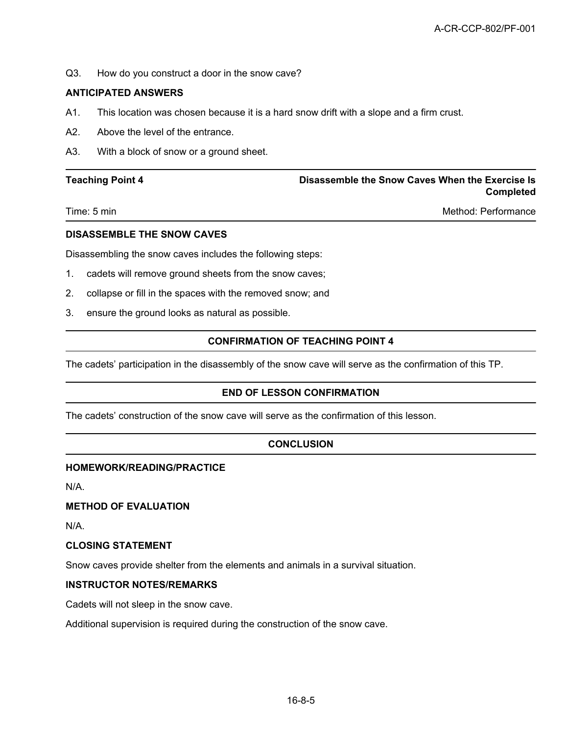Q3. How do you construct a door in the snow cave?

**ANTICIPATED ANSWERS**

A1. This location was chosen because it is a hard snow drift with a slope and a firm crust.

A2. Above the level of the entrance.

A3. With a block of snow or a ground sheet.

| **Teaching Point 4** | **Disassemble the Snow Caves When the Exercise Is Completed** |
|---|---|
| Time: 5 min | Method: Performance |

**DISASSEMBLE THE SNOW CAVES**

Disassembling the snow caves includes the following steps:

1. cadets will remove ground sheets from the snow caves;
2. collapse or fill in the spaces with the removed snow; and
3. ensure the ground looks as natural as possible.

**CONFIRMATION OF TEACHING POINT 4**

The cadets' participation in the disassembly of the snow cave will serve as the confirmation of this TP.

**END OF LESSON CONFIRMATION**

The cadets' construction of the snow cave will serve as the confirmation of this lesson.

**CONCLUSION**

**HOMEWORK/READING/PRACTICE**

N/A.

**METHOD OF EVALUATION**

N/A.

**CLOSING STATEMENT**

Snow caves provide shelter from the elements and animals in a survival situation.

**INSTRUCTOR NOTES/REMARKS**

Cadets will not sleep in the snow cave.

Additional supervision is required during the construction of the snow cave.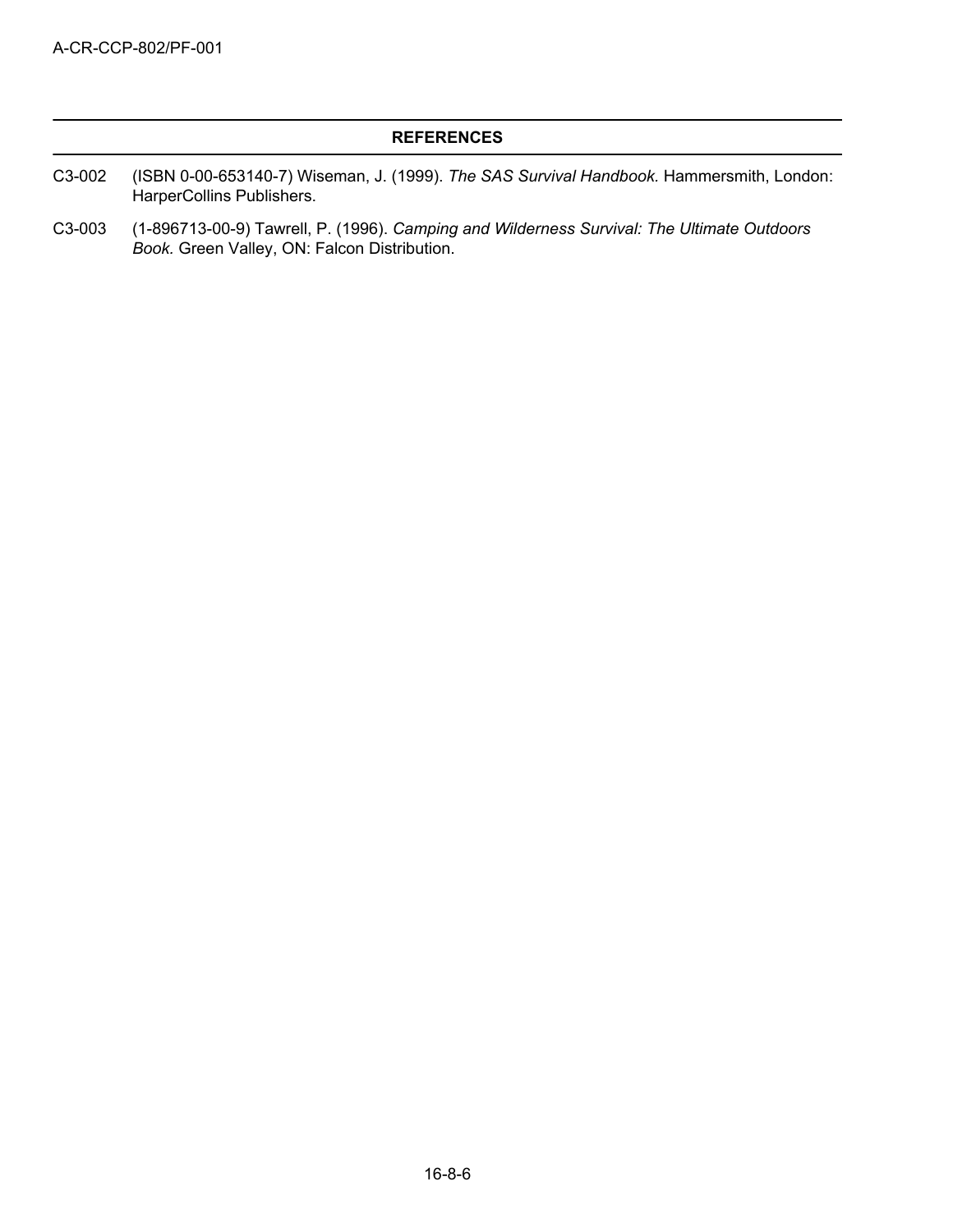## REFERENCES

C3-002 (ISBN 0-00-653140-7) Wiseman, J. (1999). *The SAS Survival Handbook.* Hammersmith, London: HarperCollins Publishers.

C3-003 (1-896713-00-9) Tawrell, P. (1996). *Camping and Wilderness Survival: The Ultimate Outdoors Book.* Green Valley, ON: Falcon Distribution.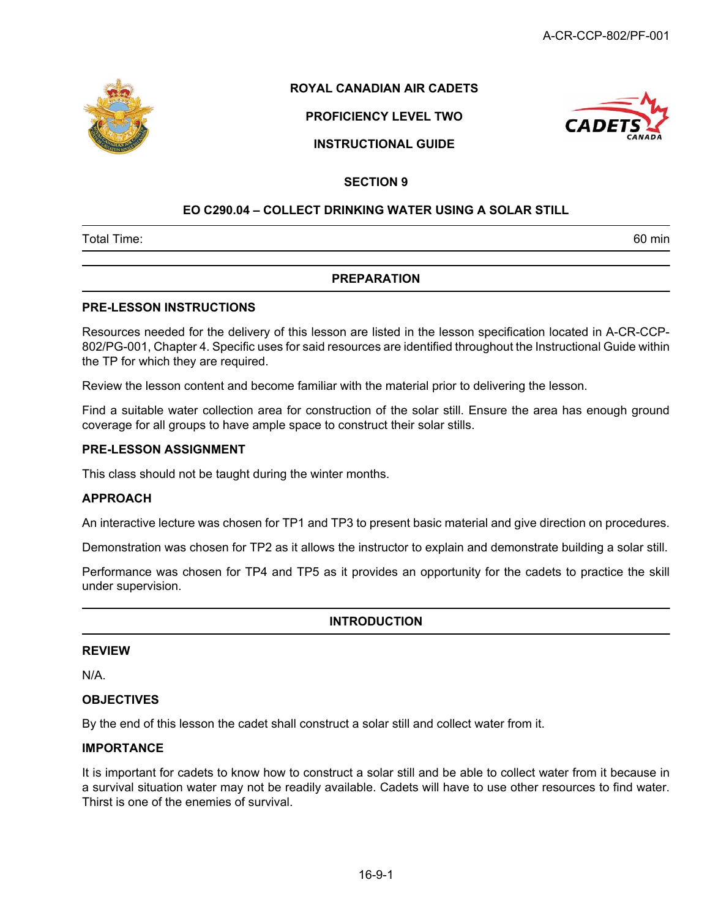**ROYAL CANADIAN AIR CADETS**

**PROFICIENCY LEVEL TWO**

**INSTRUCTIONAL GUIDE**

**SECTION 9**

**EO C290.04 – COLLECT DRINKING WATER USING A SOLAR STILL**

| Total Time: | 60 min |
|---|---|

## PREPARATION

### PRE-LESSON INSTRUCTIONS

Resources needed for the delivery of this lesson are listed in the lesson specification located in A-CR-CCP-802/PG-001, Chapter 4. Specific uses for said resources are identified throughout the Instructional Guide within the TP for which they are required.

Review the lesson content and become familiar with the material prior to delivering the lesson.

Find a suitable water collection area for construction of the solar still. Ensure the area has enough ground coverage for all groups to have ample space to construct their solar stills.

### PRE-LESSON ASSIGNMENT

This class should not be taught during the winter months.

### APPROACH

An interactive lecture was chosen for TP1 and TP3 to present basic material and give direction on procedures.

Demonstration was chosen for TP2 as it allows the instructor to explain and demonstrate building a solar still.

Performance was chosen for TP4 and TP5 as it provides an opportunity for the cadets to practice the skill under supervision.

## INTRODUCTION

### REVIEW

N/A.

### OBJECTIVES

By the end of this lesson the cadet shall construct a solar still and collect water from it.

### IMPORTANCE

It is important for cadets to know how to construct a solar still and be able to collect water from it because in a survival situation water may not be readily available. Cadets will have to use other resources to find water. Thirst is one of the enemies of survival.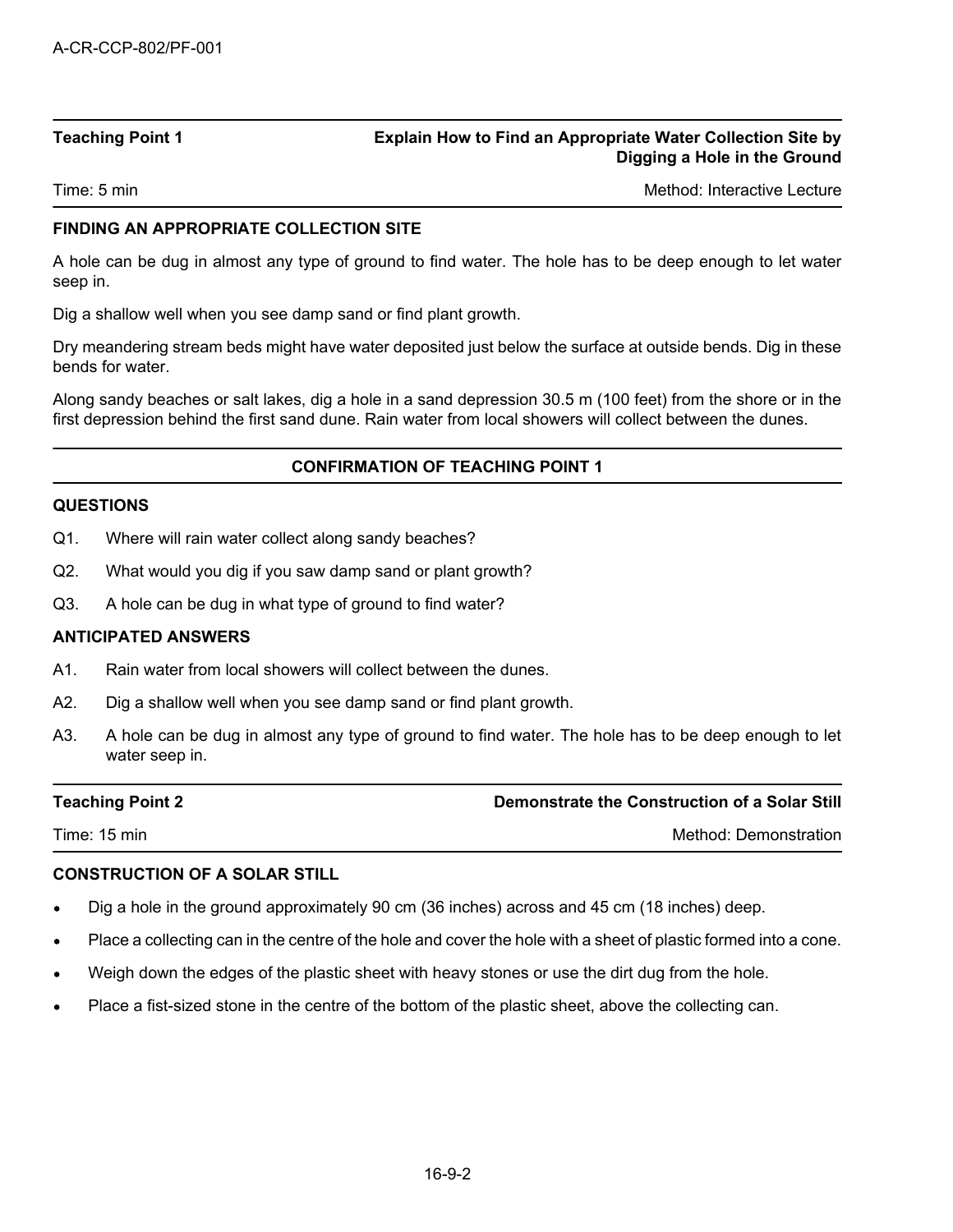## Teaching Point 1 — Explain How to Find an Appropriate Water Collection Site by Digging a Hole in the Ground

Time: 5 min — Method: Interactive Lecture

### FINDING AN APPROPRIATE COLLECTION SITE

A hole can be dug in almost any type of ground to find water. The hole has to be deep enough to let water seep in.

Dig a shallow well when you see damp sand or find plant growth.

Dry meandering stream beds might have water deposited just below the surface at outside bends. Dig in these bends for water.

Along sandy beaches or salt lakes, dig a hole in a sand depression 30.5 m (100 feet) from the shore or in the first depression behind the first sand dune. Rain water from local showers will collect between the dunes.

### CONFIRMATION OF TEACHING POINT 1

**QUESTIONS**

Q1. Where will rain water collect along sandy beaches?

Q2. What would you dig if you saw damp sand or plant growth?

Q3. A hole can be dug in what type of ground to find water?

**ANTICIPATED ANSWERS**

A1. Rain water from local showers will collect between the dunes.

A2. Dig a shallow well when you see damp sand or find plant growth.

A3. A hole can be dug in almost any type of ground to find water. The hole has to be deep enough to let water seep in.

## Teaching Point 2 — Demonstrate the Construction of a Solar Still

Time: 15 min — Method: Demonstration

### CONSTRUCTION OF A SOLAR STILL

- Dig a hole in the ground approximately 90 cm (36 inches) across and 45 cm (18 inches) deep.
- Place a collecting can in the centre of the hole and cover the hole with a sheet of plastic formed into a cone.
- Weigh down the edges of the plastic sheet with heavy stones or use the dirt dug from the hole.
- Place a fist-sized stone in the centre of the bottom of the plastic sheet, above the collecting can.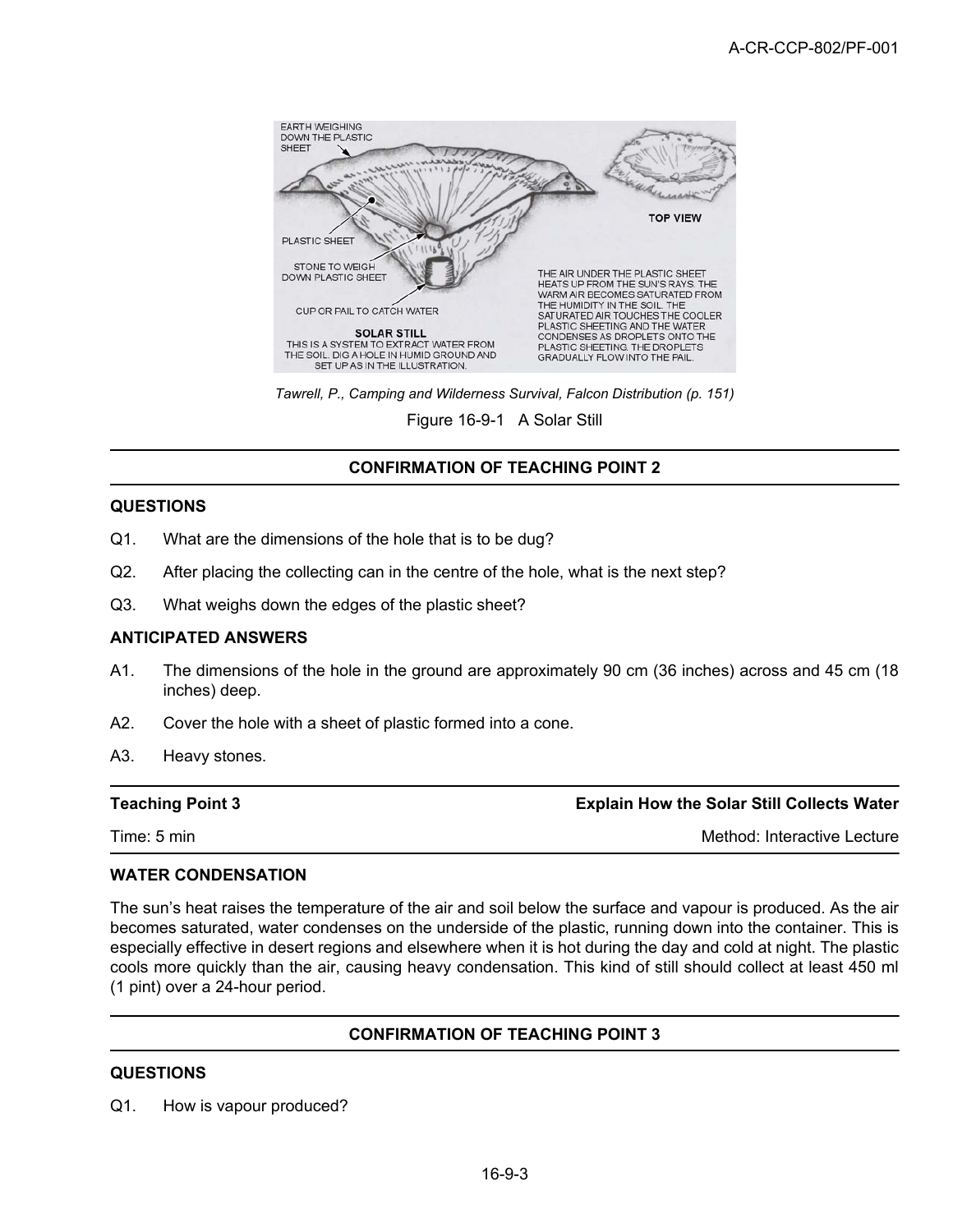Tawrell, P., Camping and Wilderness Survival, Falcon Distribution (p. 151)

Figure 16-9-1 A Solar Still

## CONFIRMATION OF TEACHING POINT 2

### QUESTIONS

Q1. What are the dimensions of the hole that is to be dug?

Q2. After placing the collecting can in the centre of the hole, what is the next step?

Q3. What weighs down the edges of the plastic sheet?

### ANTICIPATED ANSWERS

A1. The dimensions of the hole in the ground are approximately 90 cm (36 inches) across and 45 cm (18 inches) deep.

A2. Cover the hole with a sheet of plastic formed into a cone.

A3. Heavy stones.

## Teaching Point 3 — Explain How the Solar Still Collects Water

Time: 5 min — Method: Interactive Lecture

### WATER CONDENSATION

The sun's heat raises the temperature of the air and soil below the surface and vapour is produced. As the air becomes saturated, water condenses on the underside of the plastic, running down into the container. This is especially effective in desert regions and elsewhere when it is hot during the day and cold at night. The plastic cools more quickly than the air, causing heavy condensation. This kind of still should collect at least 450 ml (1 pint) over a 24-hour period.

## CONFIRMATION OF TEACHING POINT 3

### QUESTIONS

Q1. How is vapour produced?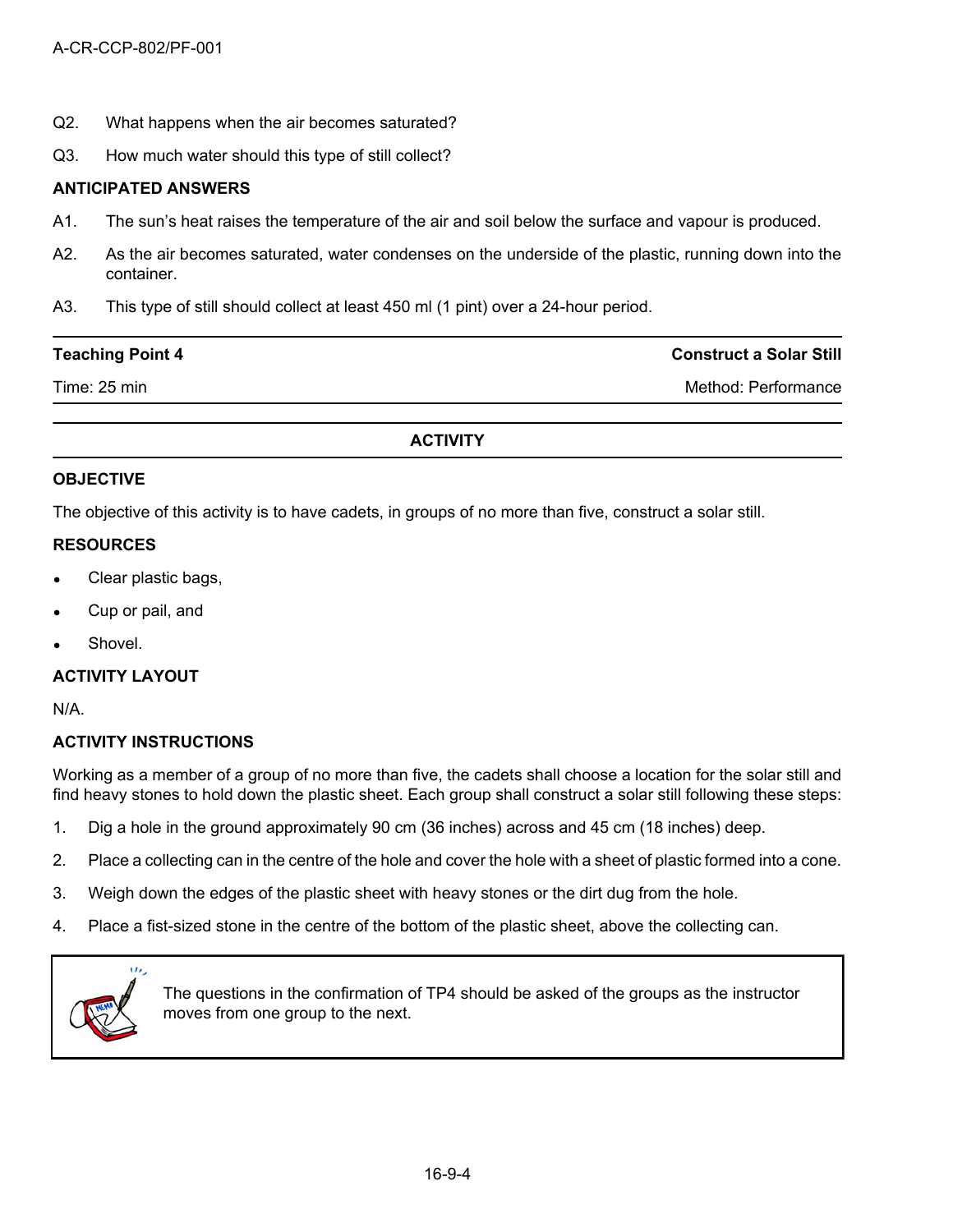Q2. What happens when the air becomes saturated?

Q3. How much water should this type of still collect?

**ANTICIPATED ANSWERS**

A1. The sun's heat raises the temperature of the air and soil below the surface and vapour is produced.

A2. As the air becomes saturated, water condenses on the underside of the plastic, running down into the container.

A3. This type of still should collect at least 450 ml (1 pint) over a 24-hour period.

| **Teaching Point 4** | **Construct a Solar Still** |
|---|---|
| Time: 25 min | Method: Performance |

## ACTIVITY

**OBJECTIVE**

The objective of this activity is to have cadets, in groups of no more than five, construct a solar still.

**RESOURCES**

- Clear plastic bags,
- Cup or pail, and
- Shovel.

**ACTIVITY LAYOUT**

N/A.

**ACTIVITY INSTRUCTIONS**

Working as a member of a group of no more than five, the cadets shall choose a location for the solar still and find heavy stones to hold down the plastic sheet. Each group shall construct a solar still following these steps:

1. Dig a hole in the ground approximately 90 cm (36 inches) across and 45 cm (18 inches) deep.
2. Place a collecting can in the centre of the hole and cover the hole with a sheet of plastic formed into a cone.
3. Weigh down the edges of the plastic sheet with heavy stones or the dirt dug from the hole.
4. Place a fist-sized stone in the centre of the bottom of the plastic sheet, above the collecting can.

> The questions in the confirmation of TP4 should be asked of the groups as the instructor moves from one group to the next.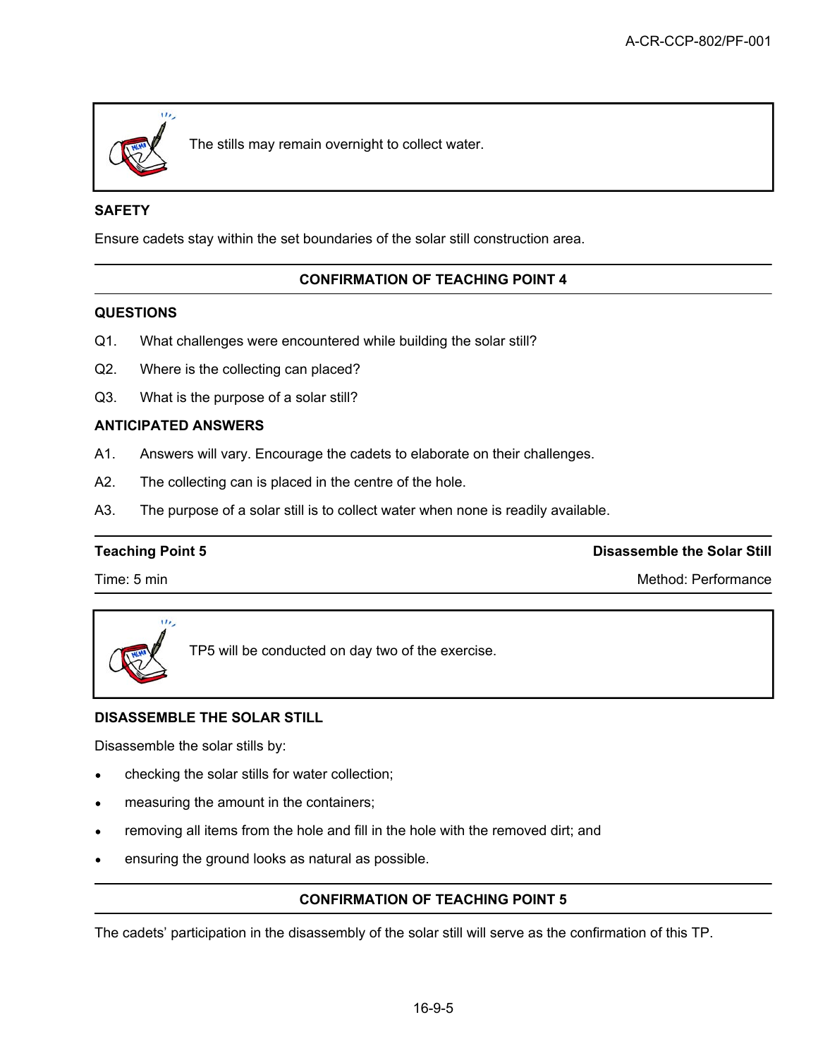The stills may remain overnight to collect water.

**SAFETY**

Ensure cadets stay within the set boundaries of the solar still construction area.

**CONFIRMATION OF TEACHING POINT 4**

**QUESTIONS**

Q1. What challenges were encountered while building the solar still?

Q2. Where is the collecting can placed?

Q3. What is the purpose of a solar still?

**ANTICIPATED ANSWERS**

A1. Answers will vary. Encourage the cadets to elaborate on their challenges.

A2. The collecting can is placed in the centre of the hole.

A3. The purpose of a solar still is to collect water when none is readily available.

**Teaching Point 5** — **Disassemble the Solar Still**

Time: 5 min — Method: Performance

TP5 will be conducted on day two of the exercise.

**DISASSEMBLE THE SOLAR STILL**

Disassemble the solar stills by:

- checking the solar stills for water collection;
- measuring the amount in the containers;
- removing all items from the hole and fill in the hole with the removed dirt; and
- ensuring the ground looks as natural as possible.

**CONFIRMATION OF TEACHING POINT 5**

The cadets' participation in the disassembly of the solar still will serve as the confirmation of this TP.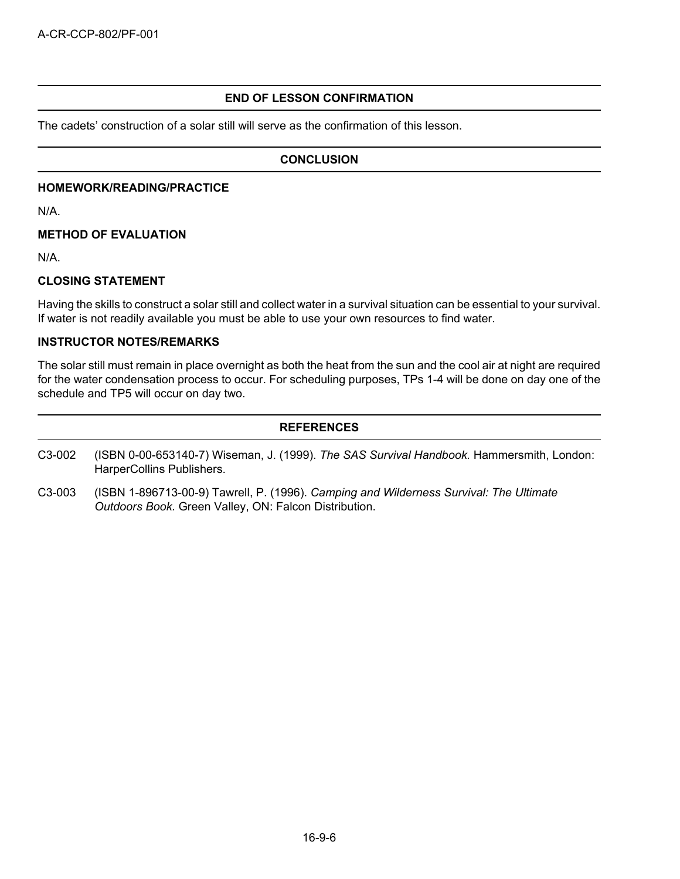## END OF LESSON CONFIRMATION

The cadets' construction of a solar still will serve as the confirmation of this lesson.

## CONCLUSION

### HOMEWORK/READING/PRACTICE

N/A.

### METHOD OF EVALUATION

N/A.

### CLOSING STATEMENT

Having the skills to construct a solar still and collect water in a survival situation can be essential to your survival. If water is not readily available you must be able to use your own resources to find water.

### INSTRUCTOR NOTES/REMARKS

The solar still must remain in place overnight as both the heat from the sun and the cool air at night are required for the water condensation process to occur. For scheduling purposes, TPs 1-4 will be done on day one of the schedule and TP5 will occur on day two.

## REFERENCES

C3-002 (ISBN 0-00-653140-7) Wiseman, J. (1999). *The SAS Survival Handbook.* Hammersmith, London: HarperCollins Publishers.

C3-003 (ISBN 1-896713-00-9) Tawrell, P. (1996). *Camping and Wilderness Survival: The Ultimate Outdoors Book.* Green Valley, ON: Falcon Distribution.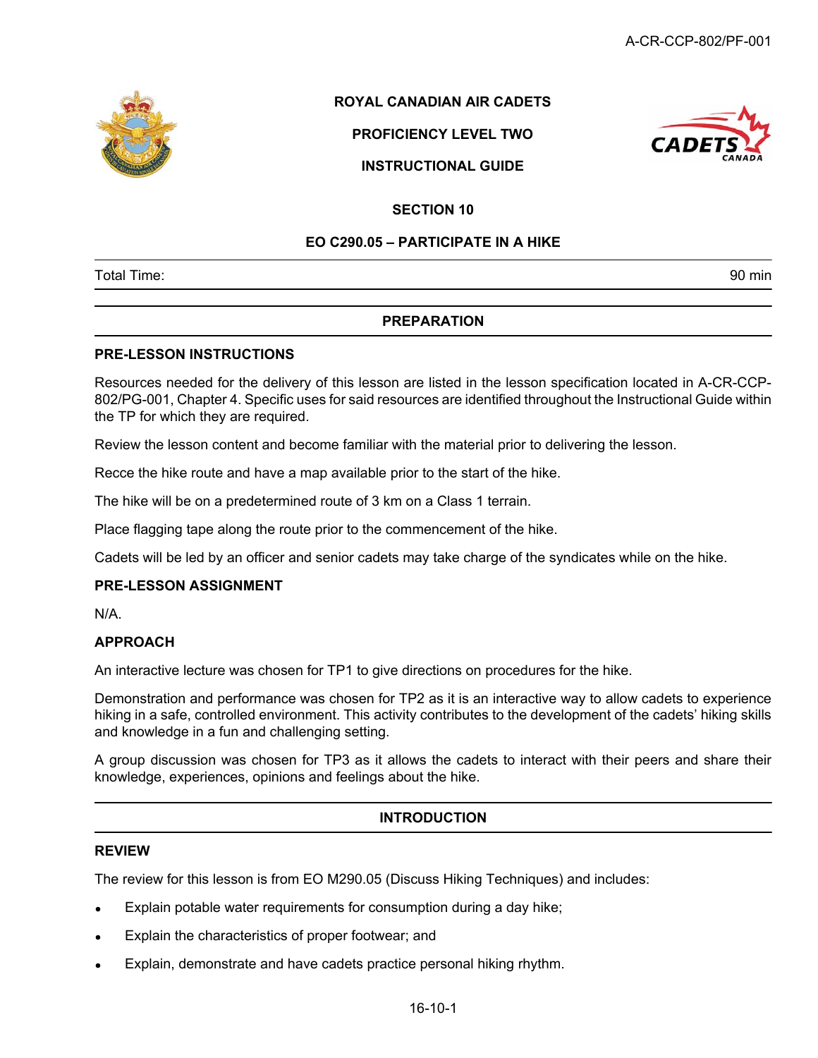**ROYAL CANADIAN AIR CADETS**

**PROFICIENCY LEVEL TWO**

**INSTRUCTIONAL GUIDE**

**SECTION 10**

**EO C290.05 – PARTICIPATE IN A HIKE**

| Total Time: | 90 min |
|---|---|

## PREPARATION

### PRE-LESSON INSTRUCTIONS

Resources needed for the delivery of this lesson are listed in the lesson specification located in A-CR-CCP-802/PG-001, Chapter 4. Specific uses for said resources are identified throughout the Instructional Guide within the TP for which they are required.

Review the lesson content and become familiar with the material prior to delivering the lesson.

Recce the hike route and have a map available prior to the start of the hike.

The hike will be on a predetermined route of 3 km on a Class 1 terrain.

Place flagging tape along the route prior to the commencement of the hike.

Cadets will be led by an officer and senior cadets may take charge of the syndicates while on the hike.

### PRE-LESSON ASSIGNMENT

N/A.

### APPROACH

An interactive lecture was chosen for TP1 to give directions on procedures for the hike.

Demonstration and performance was chosen for TP2 as it is an interactive way to allow cadets to experience hiking in a safe, controlled environment. This activity contributes to the development of the cadets' hiking skills and knowledge in a fun and challenging setting.

A group discussion was chosen for TP3 as it allows the cadets to interact with their peers and share their knowledge, experiences, opinions and feelings about the hike.

## INTRODUCTION

### REVIEW

The review for this lesson is from EO M290.05 (Discuss Hiking Techniques) and includes:

- Explain potable water requirements for consumption during a day hike;
- Explain the characteristics of proper footwear; and
- Explain, demonstrate and have cadets practice personal hiking rhythm.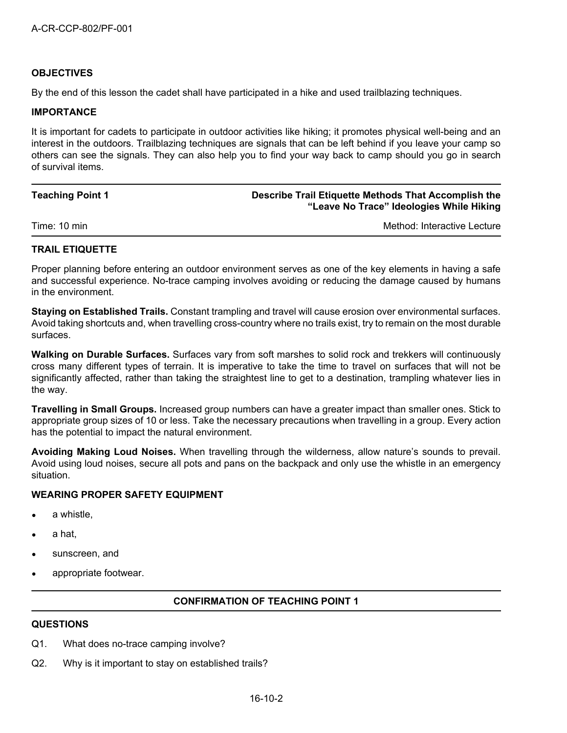## OBJECTIVES

By the end of this lesson the cadet shall have participated in a hike and used trailblazing techniques.

## IMPORTANCE

It is important for cadets to participate in outdoor activities like hiking; it promotes physical well-being and an interest in the outdoors. Trailblazing techniques are signals that can be left behind if you leave your camp so others can see the signals. They can also help you to find your way back to camp should you go in search of survival items.

| Teaching Point 1 | Describe Trail Etiquette Methods That Accomplish the "Leave No Trace" Ideologies While Hiking |
|---|---|
| Time: 10 min | Method: Interactive Lecture |

## TRAIL ETIQUETTE

Proper planning before entering an outdoor environment serves as one of the key elements in having a safe and successful experience. No-trace camping involves avoiding or reducing the damage caused by humans in the environment.

**Staying on Established Trails.** Constant trampling and travel will cause erosion over environmental surfaces. Avoid taking shortcuts and, when travelling cross-country where no trails exist, try to remain on the most durable surfaces.

**Walking on Durable Surfaces.** Surfaces vary from soft marshes to solid rock and trekkers will continuously cross many different types of terrain. It is imperative to take the time to travel on surfaces that will not be significantly affected, rather than taking the straightest line to get to a destination, trampling whatever lies in the way.

**Travelling in Small Groups.** Increased group numbers can have a greater impact than smaller ones. Stick to appropriate group sizes of 10 or less. Take the necessary precautions when travelling in a group. Every action has the potential to impact the natural environment.

**Avoiding Making Loud Noises.** When travelling through the wilderness, allow nature's sounds to prevail. Avoid using loud noises, secure all pots and pans on the backpack and only use the whistle in an emergency situation.

## WEARING PROPER SAFETY EQUIPMENT

- a whistle,
- a hat,
- sunscreen, and
- appropriate footwear.

## CONFIRMATION OF TEACHING POINT 1

## QUESTIONS

Q1. What does no-trace camping involve?

Q2. Why is it important to stay on established trails?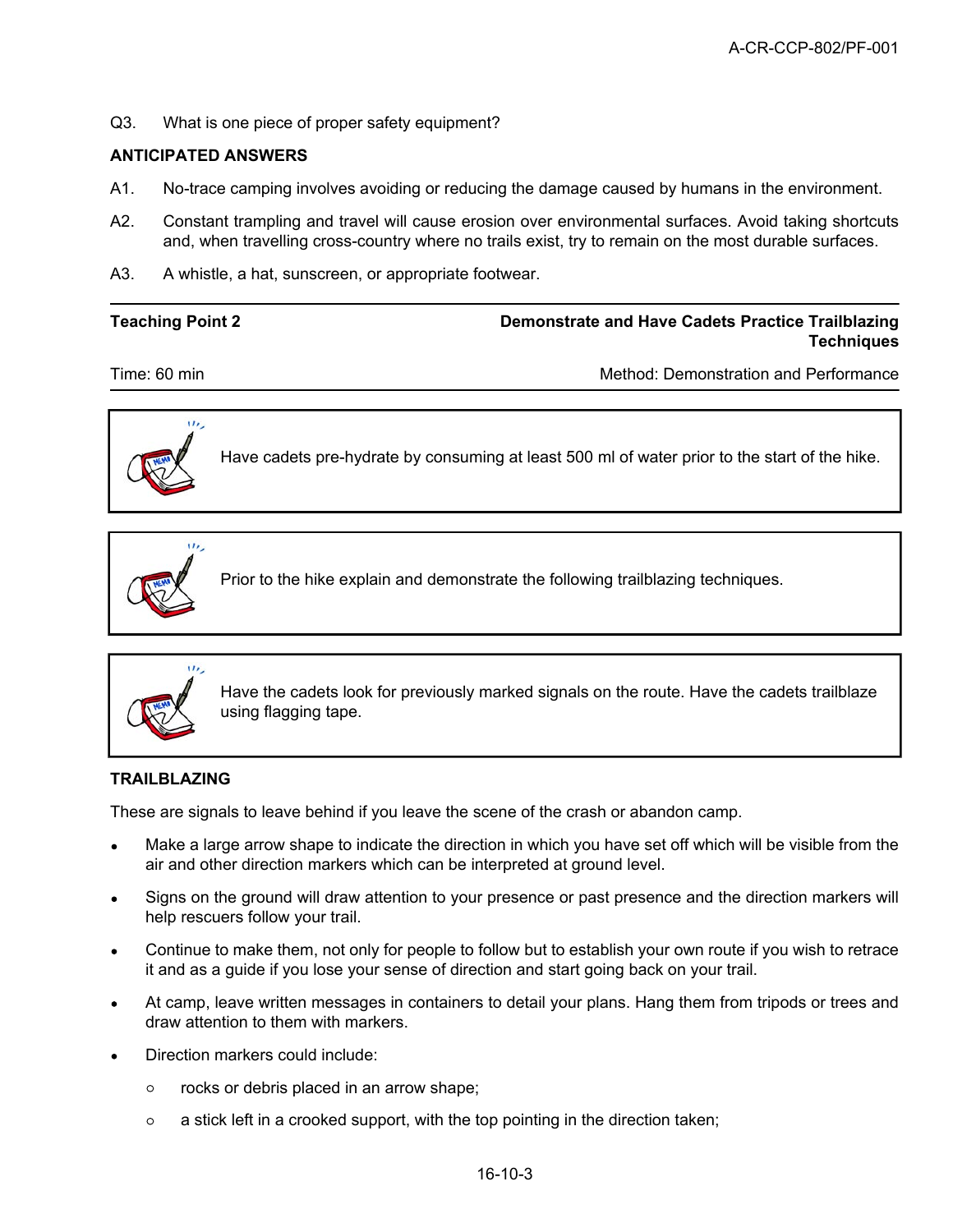Q3. What is one piece of proper safety equipment?

**ANTICIPATED ANSWERS**

A1. No-trace camping involves avoiding or reducing the damage caused by humans in the environment.

A2. Constant trampling and travel will cause erosion over environmental surfaces. Avoid taking shortcuts and, when travelling cross-country where no trails exist, try to remain on the most durable surfaces.

A3. A whistle, a hat, sunscreen, or appropriate footwear.

---

**Teaching Point 2** — **Demonstrate and Have Cadets Practice Trailblazing Techniques**

Time: 60 min — Method: Demonstration and Performance

---

> Have cadets pre-hydrate by consuming at least 500 ml of water prior to the start of the hike.

> Prior to the hike explain and demonstrate the following trailblazing techniques.

> Have the cadets look for previously marked signals on the route. Have the cadets trailblaze using flagging tape.

**TRAILBLAZING**

These are signals to leave behind if you leave the scene of the crash or abandon camp.

- Make a large arrow shape to indicate the direction in which you have set off which will be visible from the air and other direction markers which can be interpreted at ground level.
- Signs on the ground will draw attention to your presence or past presence and the direction markers will help rescuers follow your trail.
- Continue to make them, not only for people to follow but to establish your own route if you wish to retrace it and as a guide if you lose your sense of direction and start going back on your trail.
- At camp, leave written messages in containers to detail your plans. Hang them from tripods or trees and draw attention to them with markers.
- Direction markers could include:
  - rocks or debris placed in an arrow shape;
  - a stick left in a crooked support, with the top pointing in the direction taken;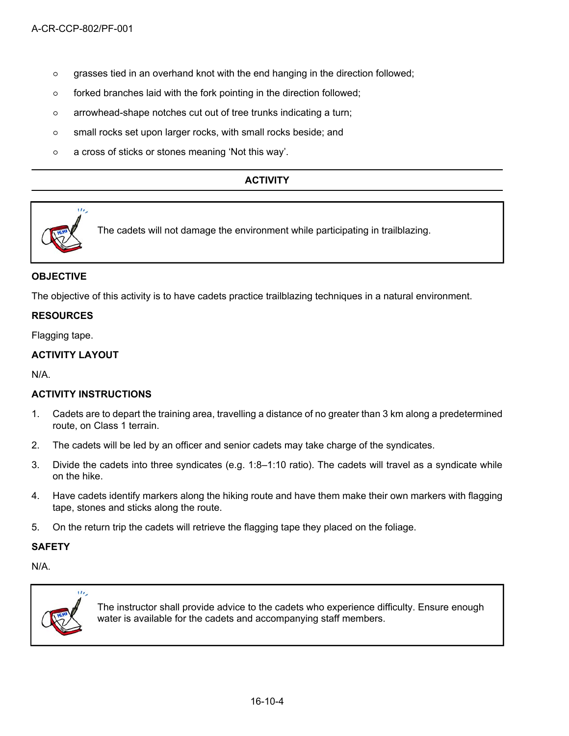- grasses tied in an overhand knot with the end hanging in the direction followed;
- forked branches laid with the fork pointing in the direction followed;
- arrowhead-shape notches cut out of tree trunks indicating a turn;
- small rocks set upon larger rocks, with small rocks beside; and
- a cross of sticks or stones meaning 'Not this way'.

## ACTIVITY

> The cadets will not damage the environment while participating in trailblazing.

**OBJECTIVE**

The objective of this activity is to have cadets practice trailblazing techniques in a natural environment.

**RESOURCES**

Flagging tape.

**ACTIVITY LAYOUT**

N/A.

**ACTIVITY INSTRUCTIONS**

1. Cadets are to depart the training area, travelling a distance of no greater than 3 km along a predetermined route, on Class 1 terrain.
2. The cadets will be led by an officer and senior cadets may take charge of the syndicates.
3. Divide the cadets into three syndicates (e.g. 1:8–1:10 ratio). The cadets will travel as a syndicate while on the hike.
4. Have cadets identify markers along the hiking route and have them make their own markers with flagging tape, stones and sticks along the route.
5. On the return trip the cadets will retrieve the flagging tape they placed on the foliage.

**SAFETY**

N/A.

> The instructor shall provide advice to the cadets who experience difficulty. Ensure enough water is available for the cadets and accompanying staff members.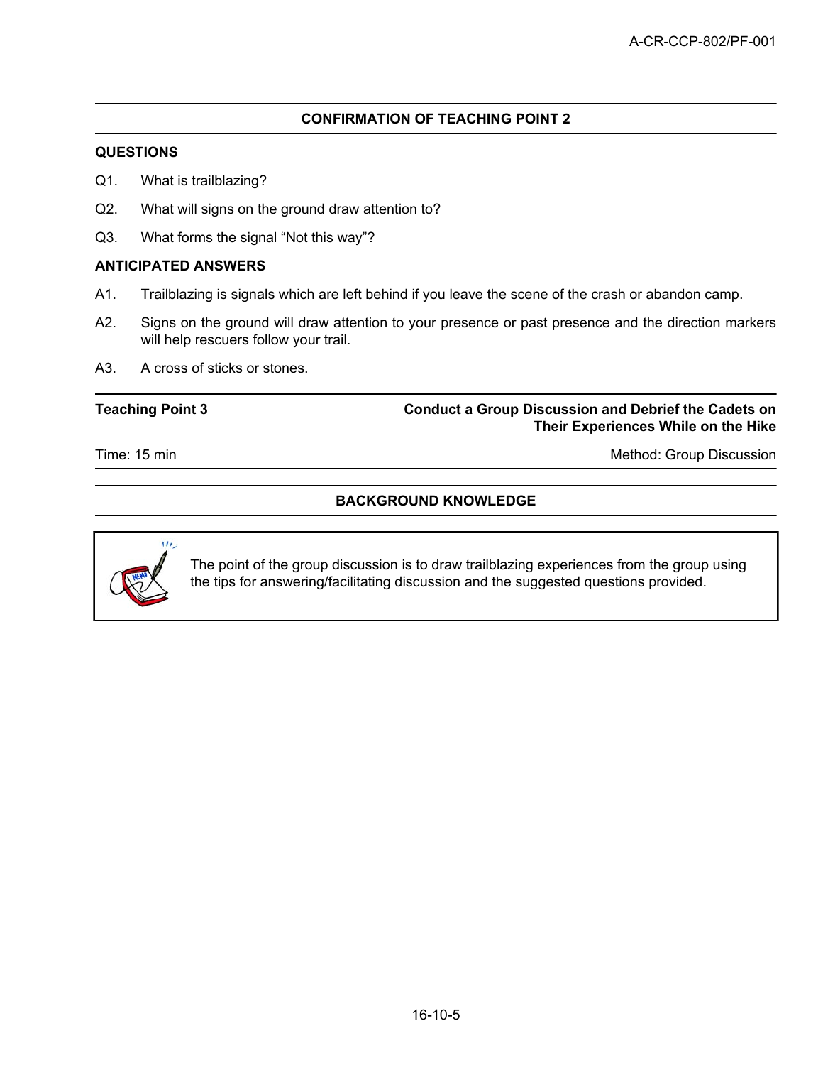## CONFIRMATION OF TEACHING POINT 2

**QUESTIONS**

Q1. What is trailblazing?

Q2. What will signs on the ground draw attention to?

Q3. What forms the signal "Not this way"?

**ANTICIPATED ANSWERS**

A1. Trailblazing is signals which are left behind if you leave the scene of the crash or abandon camp.

A2. Signs on the ground will draw attention to your presence or past presence and the direction markers will help rescuers follow your trail.

A3. A cross of sticks or stones.

| **Teaching Point 3** | **Conduct a Group Discussion and Debrief the Cadets on Their Experiences While on the Hike** |
|---|---|
| Time: 15 min | Method: Group Discussion |

## BACKGROUND KNOWLEDGE

> The point of the group discussion is to draw trailblazing experiences from the group using the tips for answering/facilitating discussion and the suggested questions provided.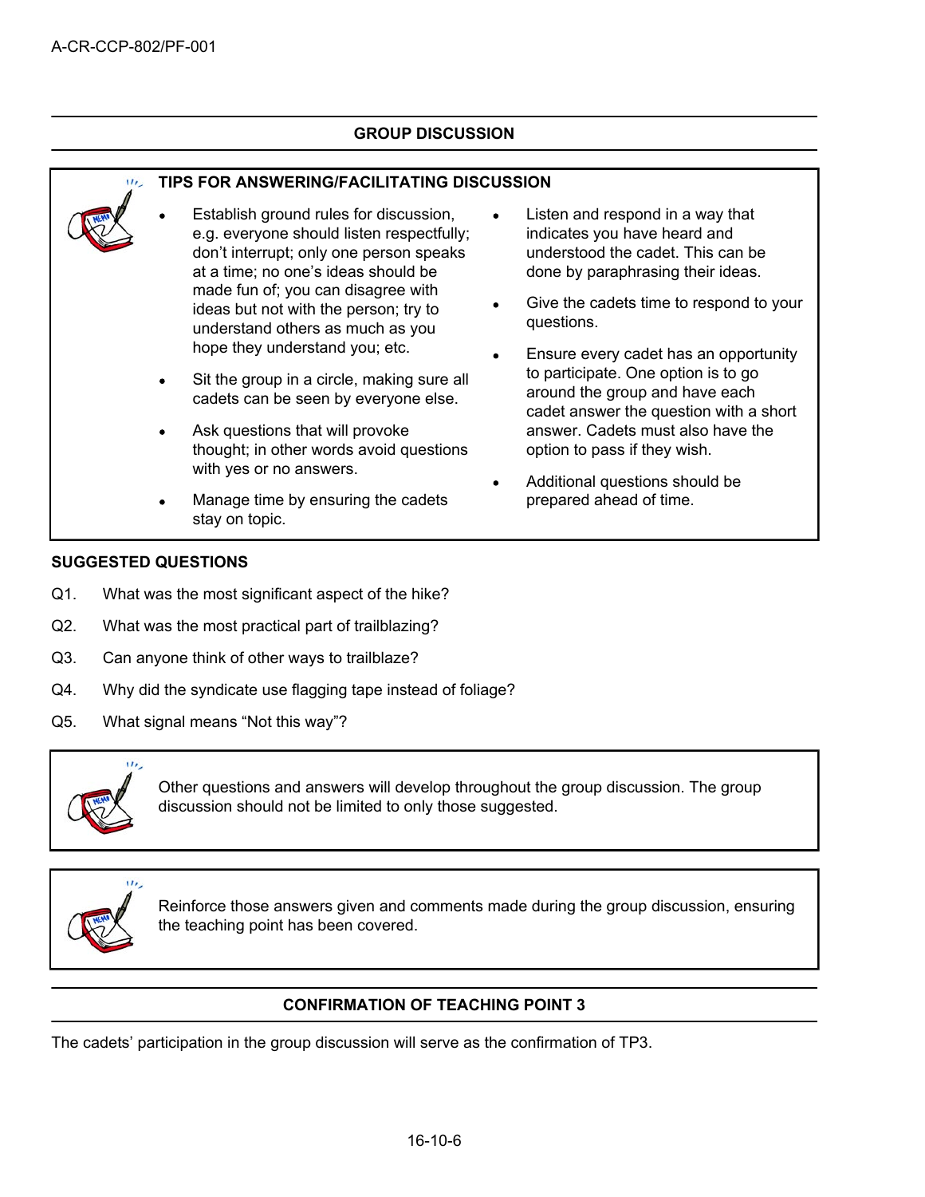## GROUP DISCUSSION

**TIPS FOR ANSWERING/FACILITATING DISCUSSION**

- Establish ground rules for discussion, e.g. everyone should listen respectfully; don't interrupt; only one person speaks at a time; no one's ideas should be made fun of; you can disagree with ideas but not with the person; try to understand others as much as you hope they understand you; etc.
- Sit the group in a circle, making sure all cadets can be seen by everyone else.
- Ask questions that will provoke thought; in other words avoid questions with yes or no answers.
- Manage time by ensuring the cadets stay on topic.
- Listen and respond in a way that indicates you have heard and understood the cadet. This can be done by paraphrasing their ideas.
- Give the cadets time to respond to your questions.
- Ensure every cadet has an opportunity to participate. One option is to go around the group and have each cadet answer the question with a short answer. Cadets must also have the option to pass if they wish.
- Additional questions should be prepared ahead of time.

**SUGGESTED QUESTIONS**

Q1. What was the most significant aspect of the hike?

Q2. What was the most practical part of trailblazing?

Q3. Can anyone think of other ways to trailblaze?

Q4. Why did the syndicate use flagging tape instead of foliage?

Q5. What signal means "Not this way"?

Other questions and answers will develop throughout the group discussion. The group discussion should not be limited to only those suggested.

Reinforce those answers given and comments made during the group discussion, ensuring the teaching point has been covered.

## CONFIRMATION OF TEACHING POINT 3

The cadets' participation in the group discussion will serve as the confirmation of TP3.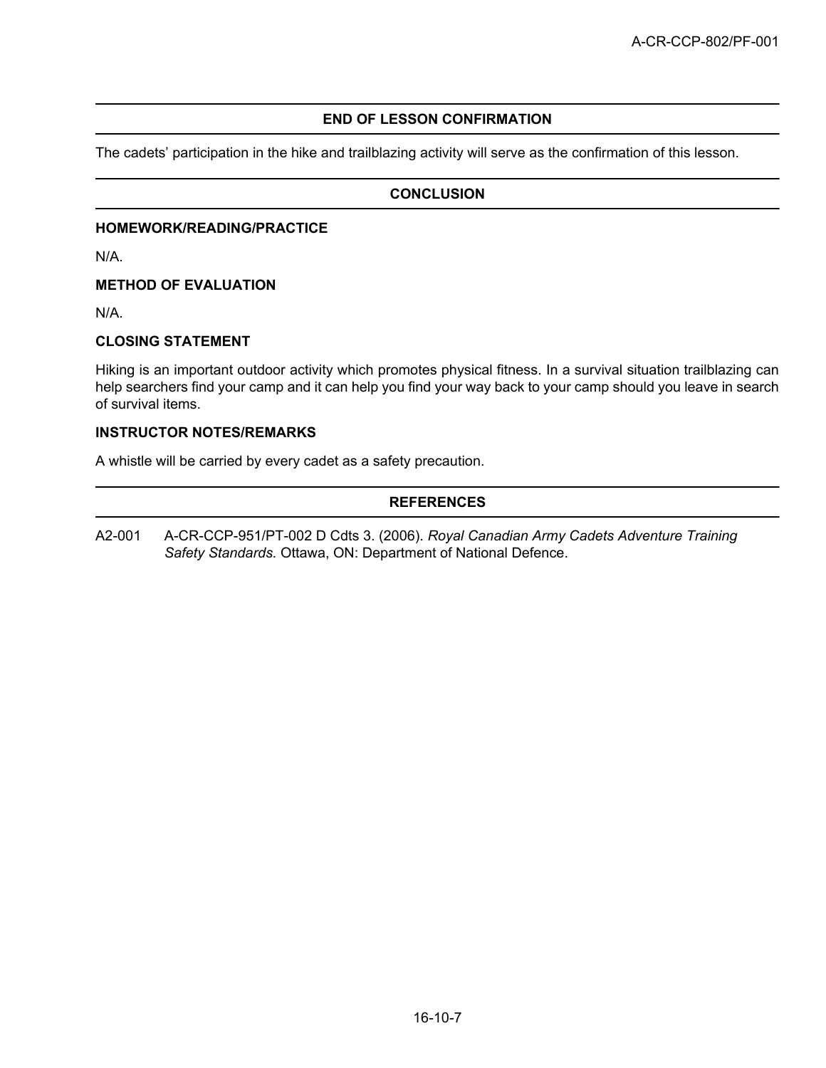## END OF LESSON CONFIRMATION

The cadets' participation in the hike and trailblazing activity will serve as the confirmation of this lesson.

## CONCLUSION

### HOMEWORK/READING/PRACTICE

N/A.

### METHOD OF EVALUATION

N/A.

### CLOSING STATEMENT

Hiking is an important outdoor activity which promotes physical fitness. In a survival situation trailblazing can help searchers find your camp and it can help you find your way back to your camp should you leave in search of survival items.

### INSTRUCTOR NOTES/REMARKS

A whistle will be carried by every cadet as a safety precaution.

## REFERENCES

A2-001 A-CR-CCP-951/PT-002 D Cdts 3. (2006). *Royal Canadian Army Cadets Adventure Training Safety Standards.* Ottawa, ON: Department of National Defence.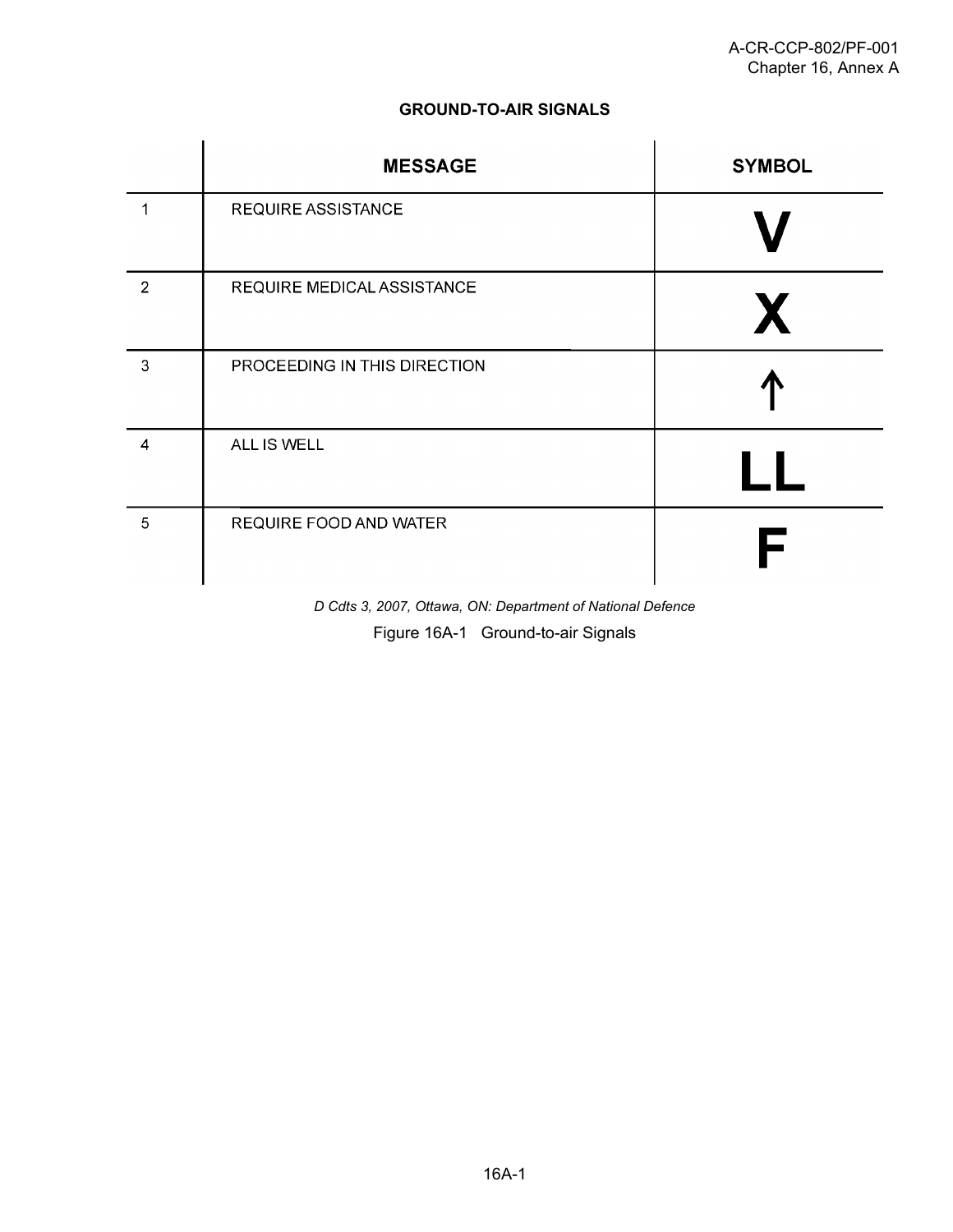## GROUND-TO-AIR SIGNALS

| | MESSAGE | SYMBOL |
|---|---|---|
| 1 | REQUIRE ASSISTANCE | V |
| 2 | REQUIRE MEDICAL ASSISTANCE | X |
| 3 | PROCEEDING IN THIS DIRECTION | ↑ |
| 4 | ALL IS WELL | LL |
| 5 | REQUIRE FOOD AND WATER | F |

*D Cdts 3, 2007, Ottawa, ON: Department of National Defence*

Figure 16A-1 Ground-to-air Signals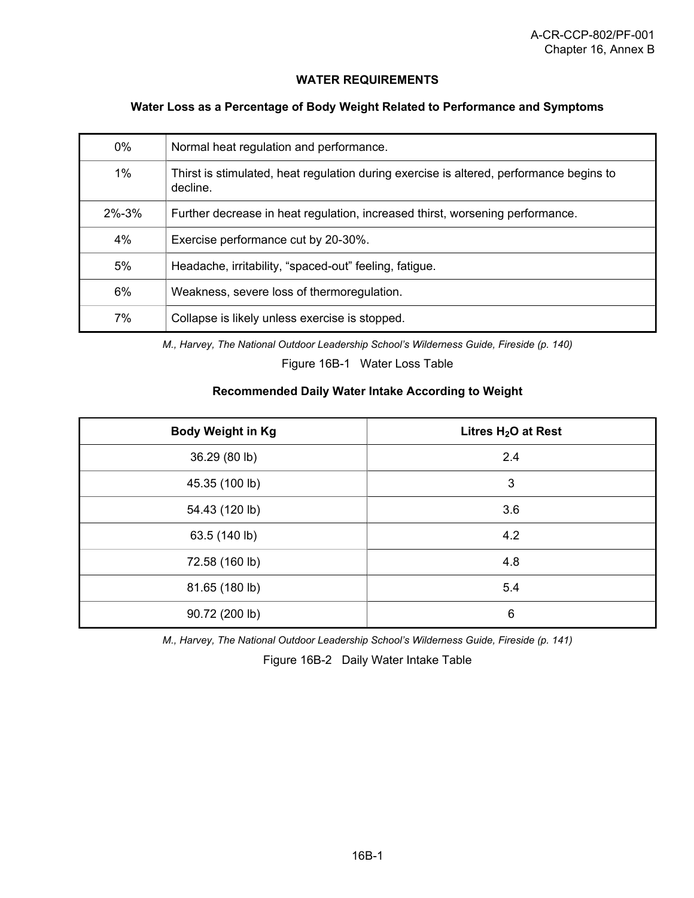## WATER REQUIREMENTS

### Water Loss as a Percentage of Body Weight Related to Performance and Symptoms

| | |
|---|---|
| 0% | Normal heat regulation and performance. |
| 1% | Thirst is stimulated, heat regulation during exercise is altered, performance begins to decline. |
| 2%-3% | Further decrease in heat regulation, increased thirst, worsening performance. |
| 4% | Exercise performance cut by 20-30%. |
| 5% | Headache, irritability, "spaced-out" feeling, fatigue. |
| 6% | Weakness, severe loss of thermoregulation. |
| 7% | Collapse is likely unless exercise is stopped. |

*M., Harvey, The National Outdoor Leadership School's Wilderness Guide, Fireside (p. 140)*

Figure 16B-1 Water Loss Table

### Recommended Daily Water Intake According to Weight

| Body Weight in Kg | Litres $H_2O$ at Rest |
|---|---|
| 36.29 (80 lb) | 2.4 |
| 45.35 (100 lb) | 3 |
| 54.43 (120 lb) | 3.6 |
| 63.5 (140 lb) | 4.2 |
| 72.58 (160 lb) | 4.8 |
| 81.65 (180 lb) | 5.4 |
| 90.72 (200 lb) | 6 |

*M., Harvey, The National Outdoor Leadership School's Wilderness Guide, Fireside (p. 141)*

Figure 16B-2 Daily Water Intake Table